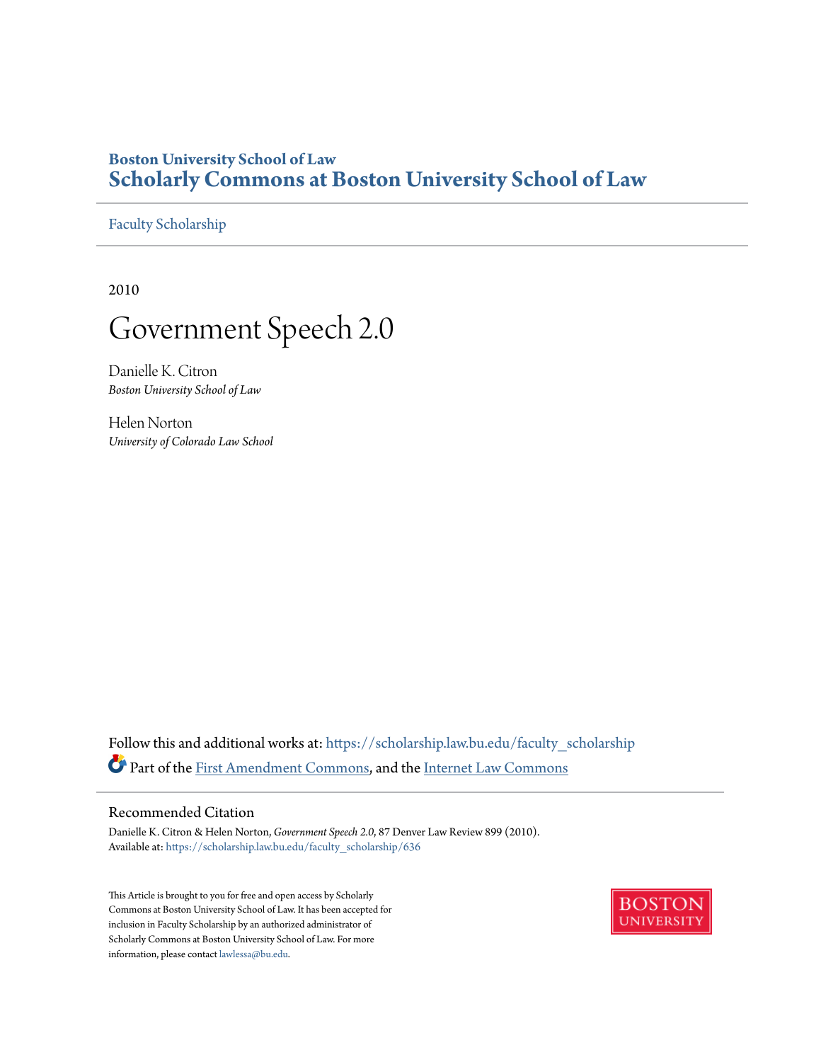**Boston University School of Law**
# Scholarly Commons at Boston University School of Law

Faculty Scholarship

2010

# Government Speech 2.0

Danielle K. Citron
*Boston University School of Law*

Helen Norton
*University of Colorado Law School*

Follow this and additional works at: https://scholarship.law.bu.edu/faculty_scholarship

Part of the First Amendment Commons, and the Internet Law Commons

## Recommended Citation

Danielle K. Citron & Helen Norton, *Government Speech 2.0*, 87 Denver Law Review 899 (2010).
Available at: https://scholarship.law.bu.edu/faculty_scholarship/636

This Article is brought to you for free and open access by Scholarly Commons at Boston University School of Law. It has been accepted for inclusion in Faculty Scholarship by an authorized administrator of Scholarly Commons at Boston University School of Law. For more information, please contact lawlessa@bu.edu.

BOSTON UNIVERSITY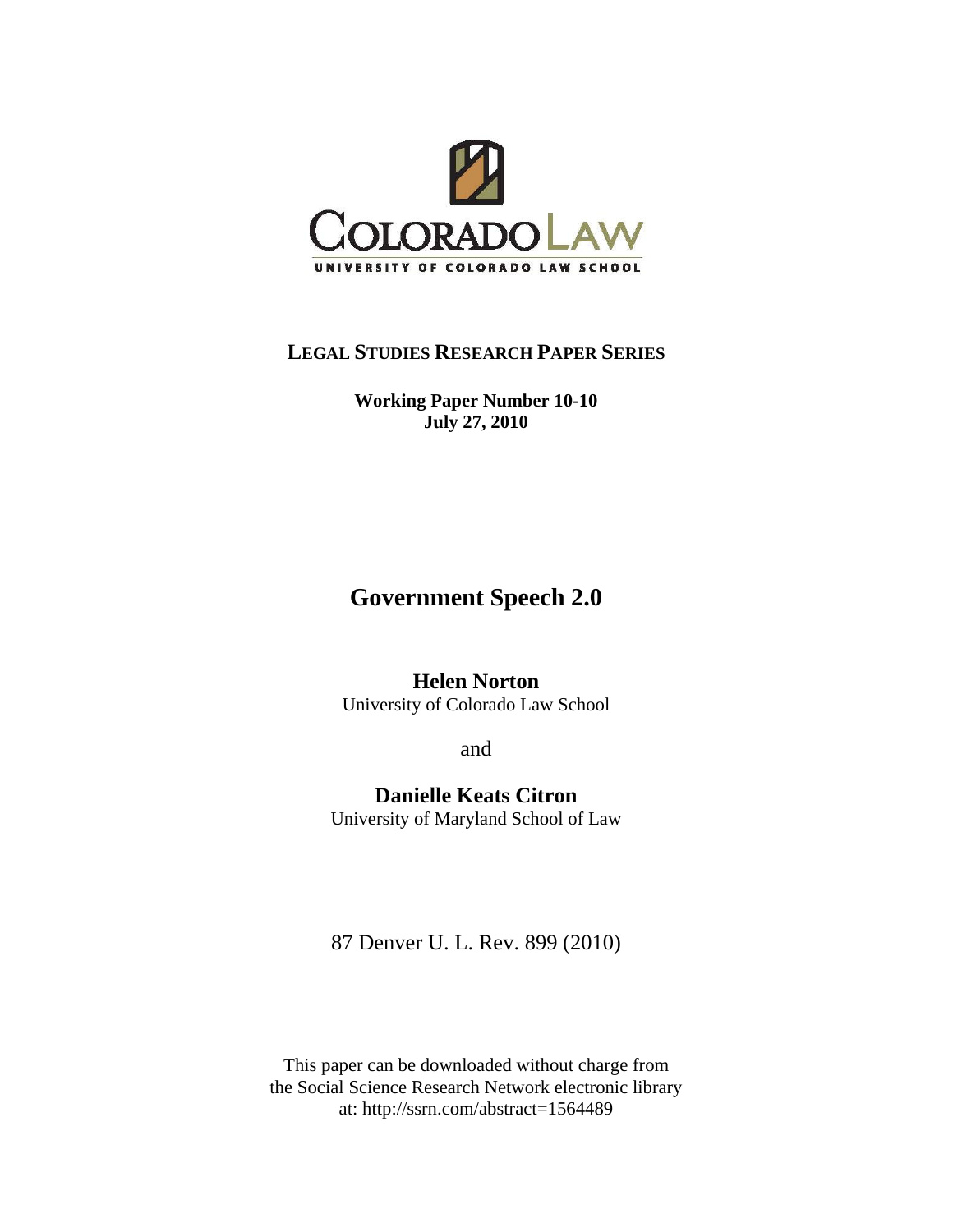COLORADO LAW

UNIVERSITY OF COLORADO LAW SCHOOL

**LEGAL STUDIES RESEARCH PAPER SERIES**

**Working Paper Number 10-10**
**July 27, 2010**

# Government Speech 2.0

**Helen Norton**
University of Colorado Law School

and

**Danielle Keats Citron**
University of Maryland School of Law

87 Denver U. L. Rev. 899 (2010)

This paper can be downloaded without charge from the Social Science Research Network electronic library at: http://ssrn.com/abstract=1564489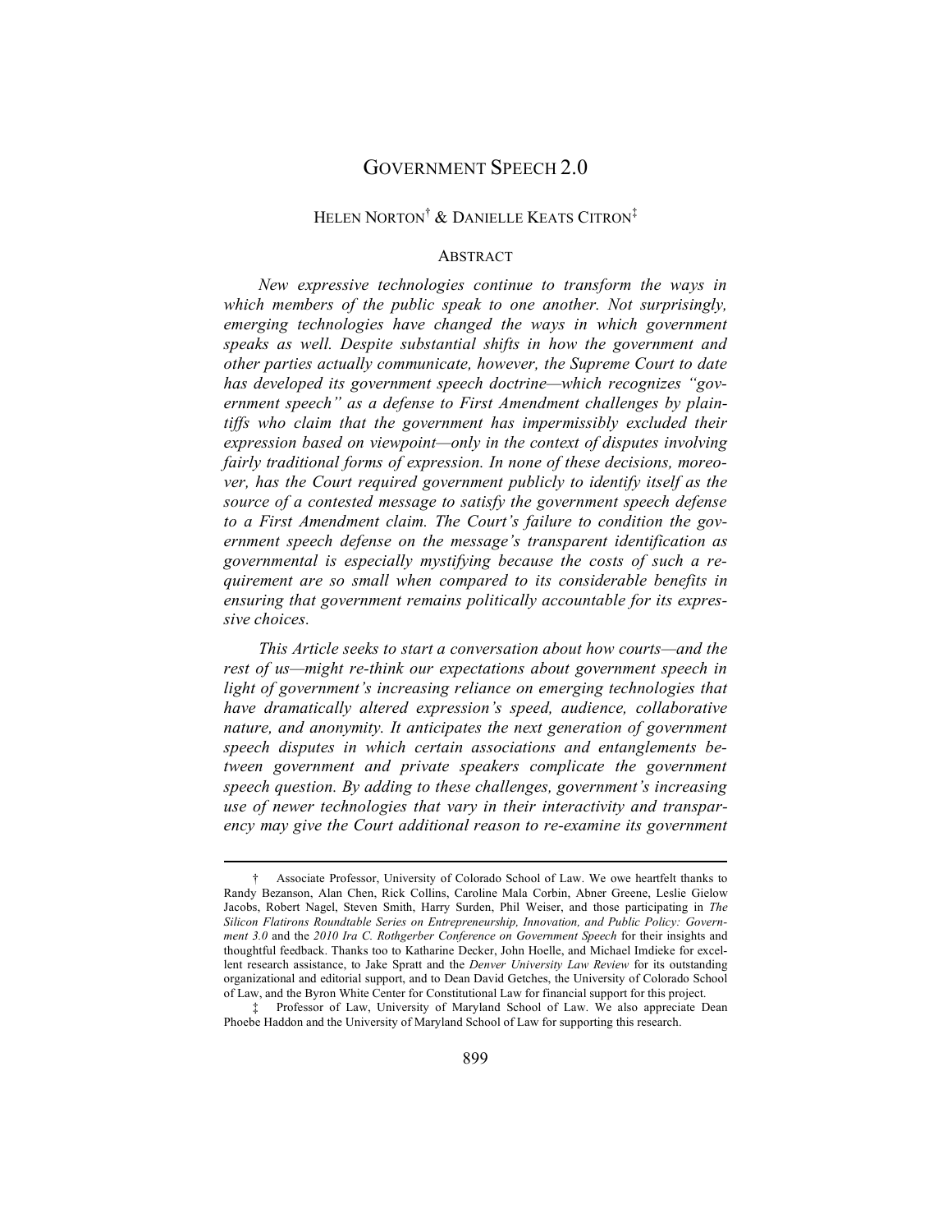// Title, authors, abstract; footnotes at end
# GOVERNMENT SPEECH 2.0

HELEN NORTON[†] & DANIELLE KEATS CITRON[‡]

## ABSTRACT

*New expressive technologies continue to transform the ways in which members of the public speak to one another. Not surprisingly, emerging technologies have changed the ways in which government speaks as well. Despite substantial shifts in how the government and other parties actually communicate, however, the Supreme Court to date has developed its government speech doctrine—which recognizes "government speech" as a defense to First Amendment challenges by plaintiffs who claim that the government has impermissibly excluded their expression based on viewpoint—only in the context of disputes involving fairly traditional forms of expression. In none of these decisions, moreover, has the Court required government publicly to identify itself as the source of a contested message to satisfy the government speech defense to a First Amendment claim. The Court's failure to condition the government speech defense on the message's transparent identification as governmental is especially mystifying because the costs of such a requirement are so small when compared to its considerable benefits in ensuring that government remains politically accountable for its expressive choices.*

*This Article seeks to start a conversation about how courts—and the rest of us—might re-think our expectations about government speech in light of government's increasing reliance on emerging technologies that have dramatically altered expression's speed, audience, collaborative nature, and anonymity. It anticipates the next generation of government speech disputes in which certain associations and entanglements between government and private speakers complicate the government speech question. By adding to these challenges, government's increasing use of newer technologies that vary in their interactivity and transparency may give the Court additional reason to re-examine its government*

---

† Associate Professor, University of Colorado School of Law. We owe heartfelt thanks to Randy Bezanson, Alan Chen, Rick Collins, Caroline Mala Corbin, Abner Greene, Leslie Gielow Jacobs, Robert Nagel, Steven Smith, Harry Surden, Phil Weiser, and those participating in *The Silicon Flatirons Roundtable Series on Entrepreneurship, Innovation, and Public Policy: Government 3.0* and the *2010 Ira C. Rothgerber Conference on Government Speech* for their insights and thoughtful feedback. Thanks too to Katharine Decker, John Hoelle, and Michael Imdieke for excellent research assistance, to Jake Spratt and the *Denver University Law Review* for its outstanding organizational and editorial support, and to Dean David Getches, the University of Colorado School of Law, and the Byron White Center for Constitutional Law for financial support for this project.

‡ Professor of Law, University of Maryland School of Law. We also appreciate Dean Phoebe Haddon and the University of Maryland School of Law for supporting this research.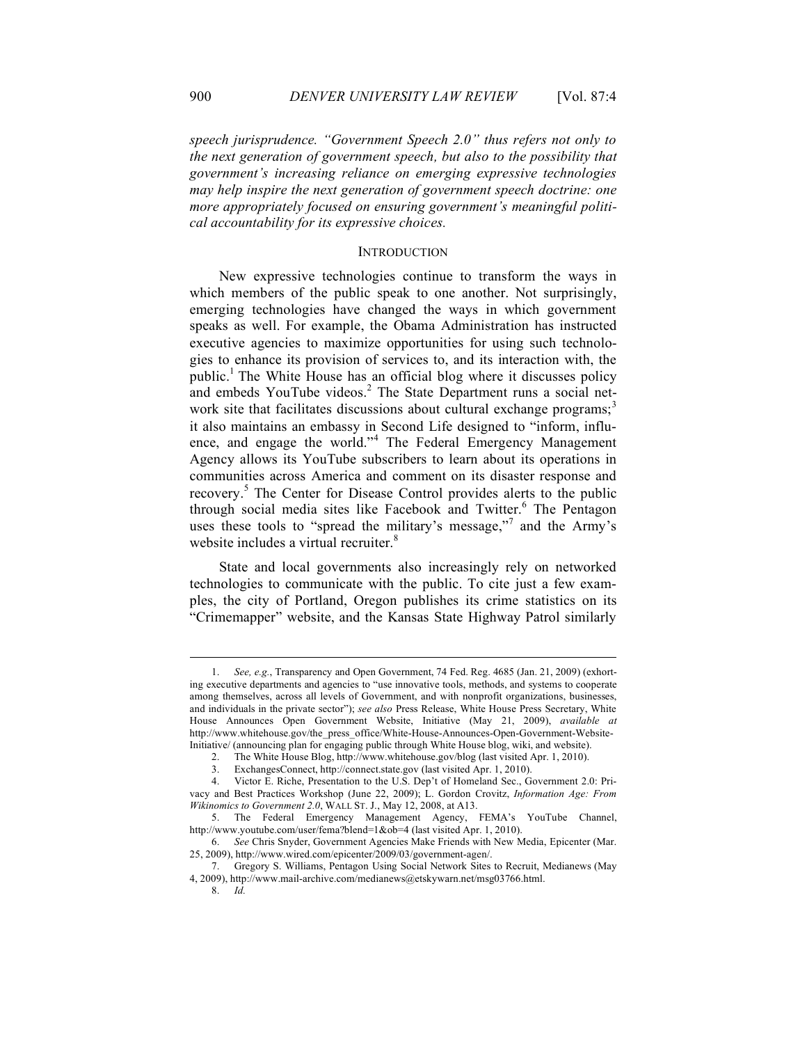*speech jurisprudence. "Government Speech 2.0" thus refers not only to the next generation of government speech, but also to the possibility that government's increasing reliance on emerging expressive technologies may help inspire the next generation of government speech doctrine: one more appropriately focused on ensuring government's meaningful political accountability for its expressive choices.*

## INTRODUCTION

New expressive technologies continue to transform the ways in which members of the public speak to one another. Not surprisingly, emerging technologies have changed the ways in which government speaks as well. For example, the Obama Administration has instructed executive agencies to maximize opportunities for using such technologies to enhance its provision of services to, and its interaction with, the public.[1] The White House has an official blog where it discusses policy and embeds YouTube videos.[2] The State Department runs a social network site that facilitates discussions about cultural exchange programs;[3] it also maintains an embassy in Second Life designed to "inform, influence, and engage the world."[4] The Federal Emergency Management Agency allows its YouTube subscribers to learn about its operations in communities across America and comment on its disaster response and recovery.[5] The Center for Disease Control provides alerts to the public through social media sites like Facebook and Twitter.[6] The Pentagon uses these tools to "spread the military's message,"[7] and the Army's website includes a virtual recruiter.[8]

State and local governments also increasingly rely on networked technologies to communicate with the public. To cite just a few examples, the city of Portland, Oregon publishes its crime statistics on its "Crimemapper" website, and the Kansas State Highway Patrol similarly

---

1. *See, e.g.*, Transparency and Open Government, 74 Fed. Reg. 4685 (Jan. 21, 2009) (exhorting executive departments and agencies to "use innovative tools, methods, and systems to cooperate among themselves, across all levels of Government, and with nonprofit organizations, businesses, and individuals in the private sector"); *see also* Press Release, White House Press Secretary, White House Announces Open Government Website, Initiative (May 21, 2009), *available at* http://www.whitehouse.gov/the_press_office/White-House-Announces-Open-Government-Website-Initiative/ (announcing plan for engaging public through White House blog, wiki, and website).
2. The White House Blog, http://www.whitehouse.gov/blog (last visited Apr. 1, 2010).
3. ExchangesConnect, http://connect.state.gov (last visited Apr. 1, 2010).
4. Victor E. Riche, Presentation to the U.S. Dep't of Homeland Sec., Government 2.0: Privacy and Best Practices Workshop (June 22, 2009); L. Gordon Crovitz, *Information Age: From Wikinomics to Government 2.0*, WALL ST. J., May 12, 2008, at A13.
5. The Federal Emergency Management Agency, FEMA's YouTube Channel, http://www.youtube.com/user/fema?blend=1&ob=4 (last visited Apr. 1, 2010).
6. *See* Chris Snyder, Government Agencies Make Friends with New Media, Epicenter (Mar. 25, 2009), http://www.wired.com/epicenter/2009/03/government-agen/.
7. Gregory S. Williams, Pentagon Using Social Network Sites to Recruit, Medianews (May 4, 2009), http://www.mail-archive.com/medianews@etskywarn.net/msg03766.html.
8. *Id.*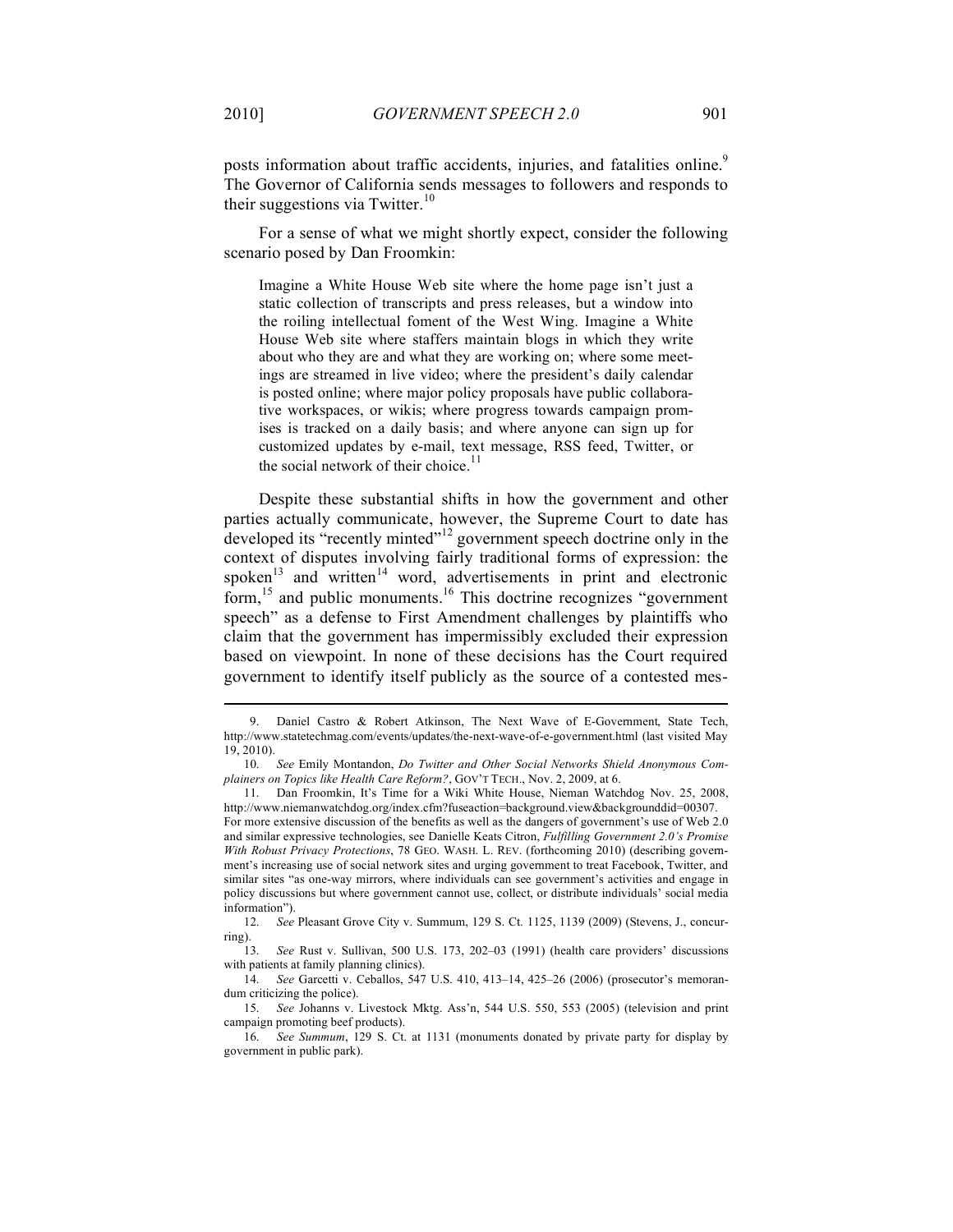posts information about traffic accidents, injuries, and fatalities online.[9] The Governor of California sends messages to followers and responds to their suggestions via Twitter.[10]

For a sense of what we might shortly expect, consider the following scenario posed by Dan Froomkin:

> Imagine a White House Web site where the home page isn't just a static collection of transcripts and press releases, but a window into the roiling intellectual foment of the West Wing. Imagine a White House Web site where staffers maintain blogs in which they write about who they are and what they are working on; where some meetings are streamed in live video; where the president's daily calendar is posted online; where major policy proposals have public collaborative workspaces, or wikis; where progress towards campaign promises is tracked on a daily basis; and where anyone can sign up for customized updates by e-mail, text message, RSS feed, Twitter, or the social network of their choice.[11]

Despite these substantial shifts in how the government and other parties actually communicate, however, the Supreme Court to date has developed its "recently minted"[12] government speech doctrine only in the context of disputes involving fairly traditional forms of expression: the spoken[13] and written[14] word, advertisements in print and electronic form,[15] and public monuments.[16] This doctrine recognizes "government speech" as a defense to First Amendment challenges by plaintiffs who claim that the government has impermissibly excluded their expression based on viewpoint. In none of these decisions has the Court required government to identify itself publicly as the source of a contested mes-

---

9. Daniel Castro & Robert Atkinson, The Next Wave of E-Government, State Tech, http://www.statetechmag.com/events/updates/the-next-wave-of-e-government.html (last visited May 19, 2010).

10. *See* Emily Montandon, *Do Twitter and Other Social Networks Shield Anonymous Complainers on Topics like Health Care Reform?*, GOV'T TECH., Nov. 2, 2009, at 6.

11. Dan Froomkin, It's Time for a Wiki White House, Nieman Watchdog Nov. 25, 2008, http://www.niemanwatchdog.org/index.cfm?fuseaction=background.view&backgroundid=00307. For more extensive discussion of the benefits as well as the dangers of government's use of Web 2.0 and similar expressive technologies, see Danielle Keats Citron, *Fulfilling Government 2.0's Promise With Robust Privacy Protections*, 78 GEO. WASH. L. REV. (forthcoming 2010) (describing government's increasing use of social network sites and urging government to treat Facebook, Twitter, and similar sites "as one-way mirrors, where individuals can see government's activities and engage in policy discussions but where government cannot use, collect, or distribute individuals' social media information").

12. *See* Pleasant Grove City v. Summum, 129 S. Ct. 1125, 1139 (2009) (Stevens, J., concurring).

13. *See* Rust v. Sullivan, 500 U.S. 173, 202–03 (1991) (health care providers' discussions with patients at family planning clinics).

14. *See* Garcetti v. Ceballos, 547 U.S. 410, 413–14, 425–26 (2006) (prosecutor's memorandum criticizing the police).

15. *See* Johanns v. Livestock Mktg. Ass'n, 544 U.S. 550, 553 (2005) (television and print campaign promoting beef products).

16. *See Summum*, 129 S. Ct. at 1131 (monuments donated by private party for display by government in public park).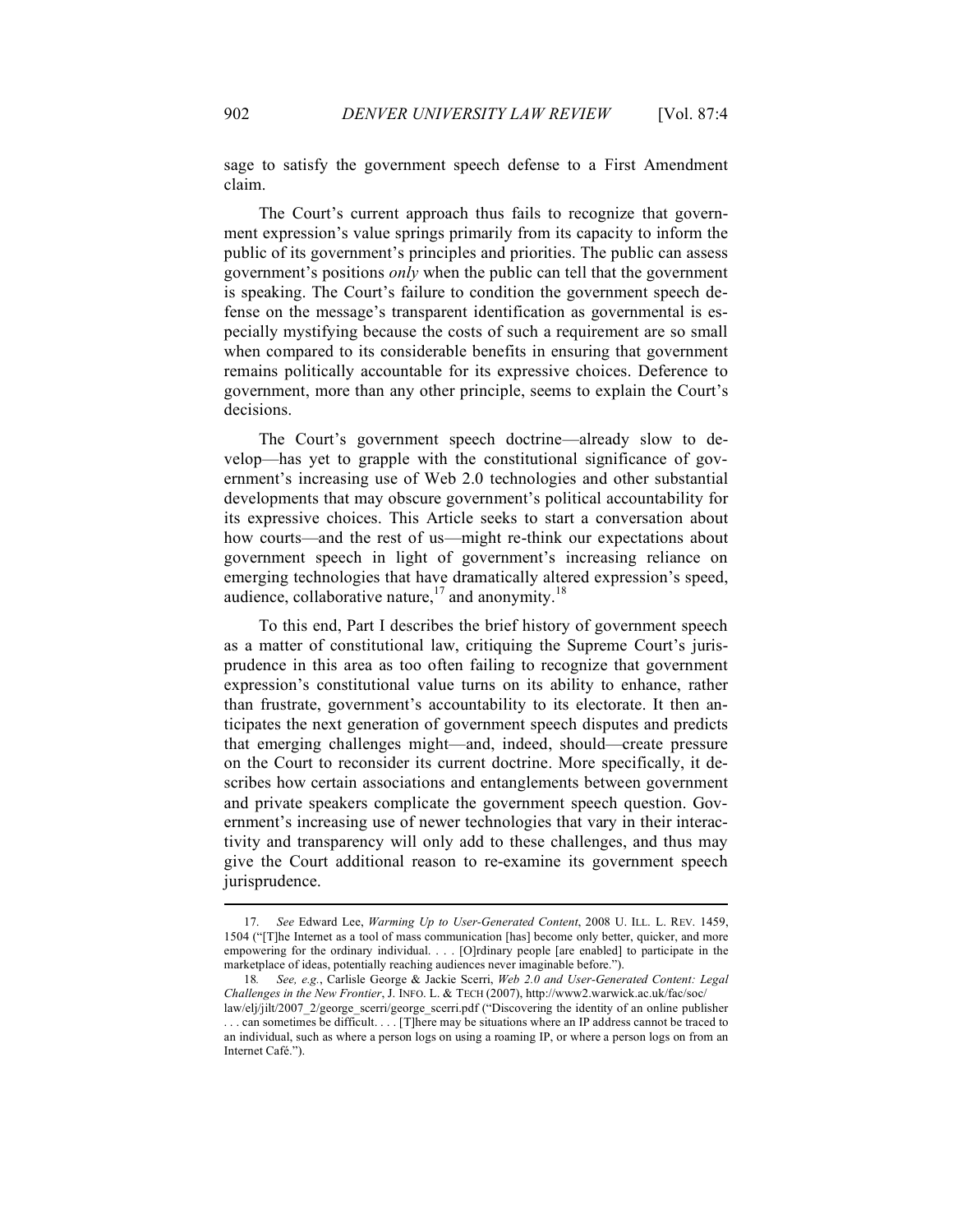sage to satisfy the government speech defense to a First Amendment claim.

The Court's current approach thus fails to recognize that government expression's value springs primarily from its capacity to inform the public of its government's principles and priorities. The public can assess government's positions *only* when the public can tell that the government is speaking. The Court's failure to condition the government speech defense on the message's transparent identification as governmental is especially mystifying because the costs of such a requirement are so small when compared to its considerable benefits in ensuring that government remains politically accountable for its expressive choices. Deference to government, more than any other principle, seems to explain the Court's decisions.

The Court's government speech doctrine—already slow to develop—has yet to grapple with the constitutional significance of government's increasing use of Web 2.0 technologies and other substantial developments that may obscure government's political accountability for its expressive choices. This Article seeks to start a conversation about how courts—and the rest of us—might re-think our expectations about government speech in light of government's increasing reliance on emerging technologies that have dramatically altered expression's speed, audience, collaborative nature,[17] and anonymity.[18]

To this end, Part I describes the brief history of government speech as a matter of constitutional law, critiquing the Supreme Court's jurisprudence in this area as too often failing to recognize that government expression's constitutional value turns on its ability to enhance, rather than frustrate, government's accountability to its electorate. It then anticipates the next generation of government speech disputes and predicts that emerging challenges might—and, indeed, should—create pressure on the Court to reconsider its current doctrine. More specifically, it describes how certain associations and entanglements between government and private speakers complicate the government speech question. Government's increasing use of newer technologies that vary in their interactivity and transparency will only add to these challenges, and thus may give the Court additional reason to re-examine its government speech jurisprudence.

---

17. *See* Edward Lee, *Warming Up to User-Generated Content*, 2008 U. ILL. L. REV. 1459, 1504 ("[T]he Internet as a tool of mass communication [has] become only better, quicker, and more empowering for the ordinary individual. . . . [O]rdinary people [are enabled] to participate in the marketplace of ideas, potentially reaching audiences never imaginable before.").

18. *See, e.g.*, Carlisle George & Jackie Scerri, *Web 2.0 and User-Generated Content: Legal Challenges in the New Frontier*, J. INFO. L. & TECH (2007), http://www2.warwick.ac.uk/fac/soc/law/elj/jilt/2007_2/george_scerri/george_scerri.pdf ("Discovering the identity of an online publisher . . . can sometimes be difficult. . . . [T]here may be situations where an IP address cannot be traced to an individual, such as where a person logs on using a roaming IP, or where a person logs on from an Internet Café.").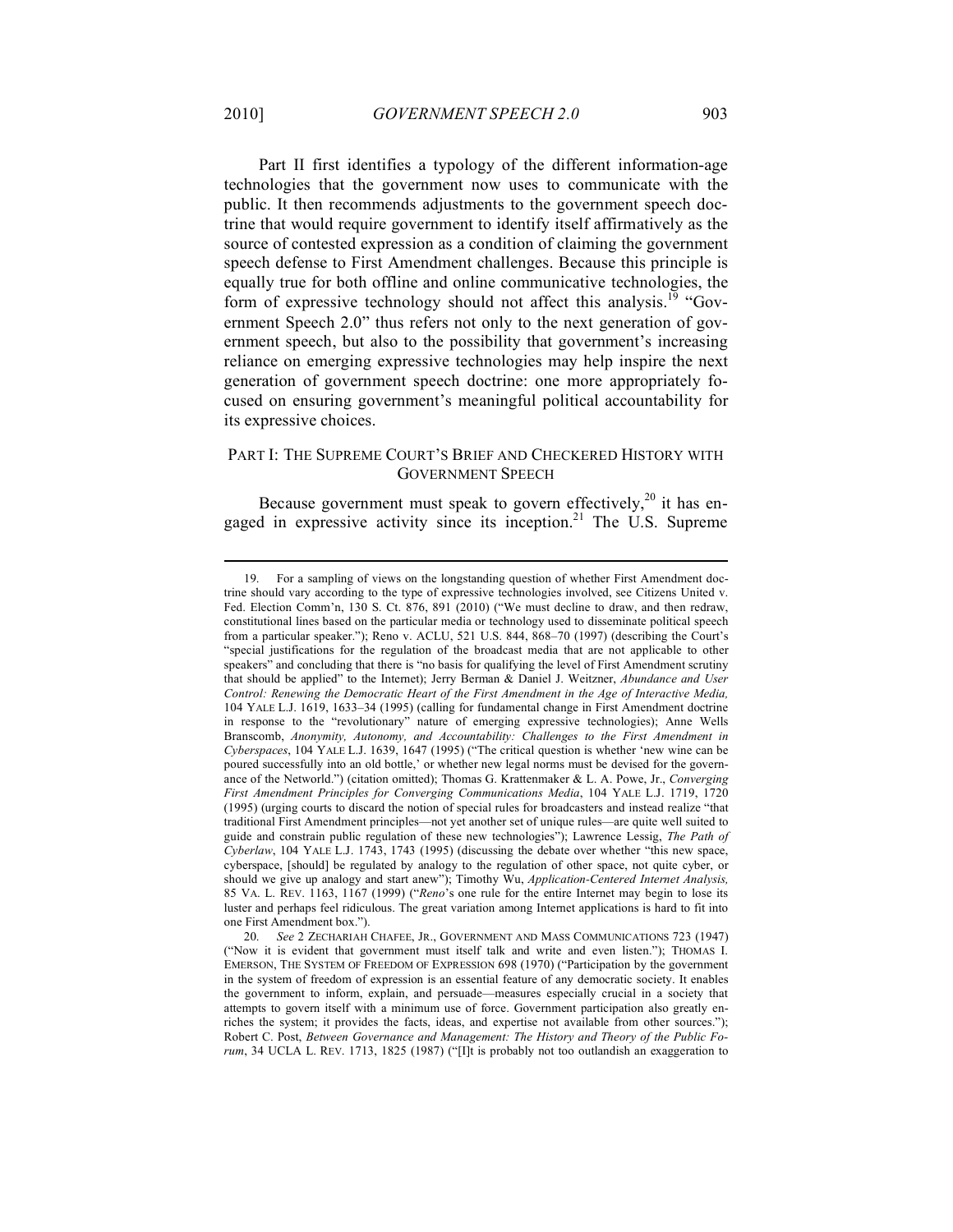Part II first identifies a typology of the different information-age technologies that the government now uses to communicate with the public. It then recommends adjustments to the government speech doctrine that would require government to identify itself affirmatively as the source of contested expression as a condition of claiming the government speech defense to First Amendment challenges. Because this principle is equally true for both offline and online communicative technologies, the form of expressive technology should not affect this analysis.[19] "Government Speech 2.0" thus refers not only to the next generation of government speech, but also to the possibility that government's increasing reliance on emerging expressive technologies may help inspire the next generation of government speech doctrine: one more appropriately focused on ensuring government's meaningful political accountability for its expressive choices.

## PART I: THE SUPREME COURT'S BRIEF AND CHECKERED HISTORY WITH GOVERNMENT SPEECH

Because government must speak to govern effectively,[20] it has engaged in expressive activity since its inception.[21] The U.S. Supreme

---

19. For a sampling of views on the longstanding question of whether First Amendment doctrine should vary according to the type of expressive technologies involved, see Citizens United v. Fed. Election Comm'n, 130 S. Ct. 876, 891 (2010) ("We must decline to draw, and then redraw, constitutional lines based on the particular media or technology used to disseminate political speech from a particular speaker."); Reno v. ACLU, 521 U.S. 844, 868–70 (1997) (describing the Court's "special justifications for the regulation of the broadcast media that are not applicable to other speakers" and concluding that there is "no basis for qualifying the level of First Amendment scrutiny that should be applied" to the Internet); Jerry Berman & Daniel J. Weitzner, *Abundance and User Control: Renewing the Democratic Heart of the First Amendment in the Age of Interactive Media,* 104 YALE L.J. 1619, 1633–34 (1995) (calling for fundamental change in First Amendment doctrine in response to the "revolutionary" nature of emerging expressive technologies); Anne Wells Branscomb, *Anonymity, Autonomy, and Accountability: Challenges to the First Amendment in Cyberspaces*, 104 YALE L.J. 1639, 1647 (1995) ("The critical question is whether 'new wine can be poured successfully into an old bottle,' or whether new legal norms must be devised for the governance of the Networld.") (citation omitted); Thomas G. Krattenmaker & L. A. Powe, Jr., *Converging First Amendment Principles for Converging Communications Media*, 104 YALE L.J. 1719, 1720 (1995) (urging courts to discard the notion of special rules for broadcasters and instead realize "that traditional First Amendment principles—not yet another set of unique rules—are quite well suited to guide and constrain public regulation of these new technologies"); Lawrence Lessig, *The Path of Cyberlaw*, 104 YALE L.J. 1743, 1743 (1995) (discussing the debate over whether "this new space, cyberspace, [should] be regulated by analogy to the regulation of other space, not quite cyber, or should we give up analogy and start anew"); Timothy Wu, *Application-Centered Internet Analysis,* 85 VA. L. REV. 1163, 1167 (1999) ("*Reno*'s one rule for the entire Internet may begin to lose its luster and perhaps feel ridiculous. The great variation among Internet applications is hard to fit into one First Amendment box.").

20. *See* 2 ZECHARIAH CHAFEE, JR., GOVERNMENT AND MASS COMMUNICATIONS 723 (1947) ("Now it is evident that government must itself talk and write and even listen."); THOMAS I. EMERSON, THE SYSTEM OF FREEDOM OF EXPRESSION 698 (1970) ("Participation by the government in the system of freedom of expression is an essential feature of any democratic society. It enables the government to inform, explain, and persuade—measures especially crucial in a society that attempts to govern itself with a minimum use of force. Government participation also greatly enriches the system; it provides the facts, ideas, and expertise not available from other sources."); Robert C. Post, *Between Governance and Management: The History and Theory of the Public Forum*, 34 UCLA L. REV. 1713, 1825 (1987) ("[I]t is probably not too outlandish an exaggeration to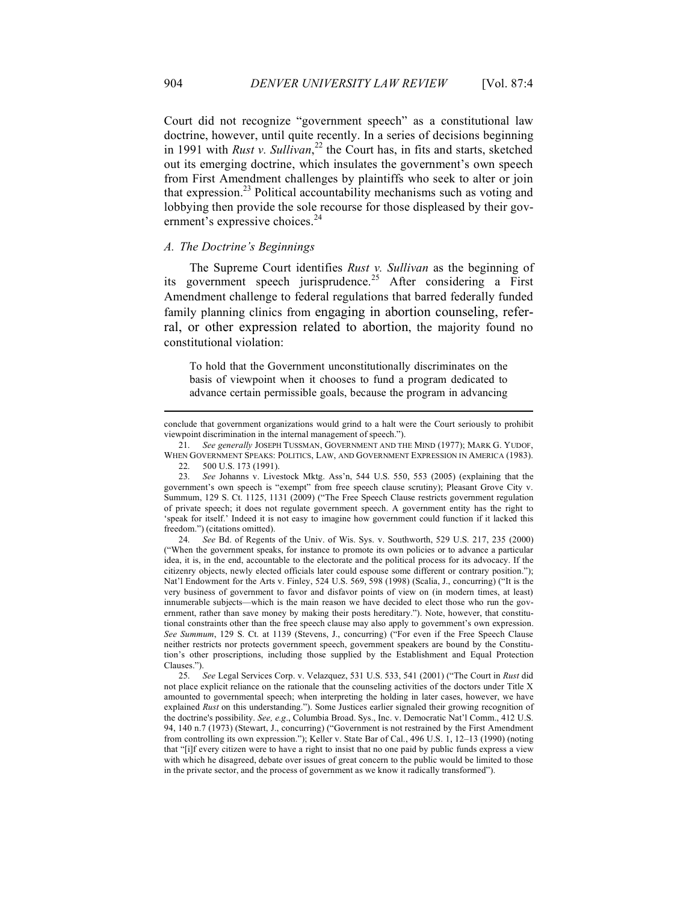Court did not recognize "government speech" as a constitutional law doctrine, however, until quite recently. In a series of decisions beginning in 1991 with *Rust v. Sullivan*,[22] the Court has, in fits and starts, sketched out its emerging doctrine, which insulates the government's own speech from First Amendment challenges by plaintiffs who seek to alter or join that expression.[23] Political accountability mechanisms such as voting and lobbying then provide the sole recourse for those displeased by their government's expressive choices.[24]

### *A. The Doctrine's Beginnings*

The Supreme Court identifies *Rust v. Sullivan* as the beginning of its government speech jurisprudence.[25] After considering a First Amendment challenge to federal regulations that barred federally funded family planning clinics from engaging in abortion counseling, referral, or other expression related to abortion, the majority found no constitutional violation:

> To hold that the Government unconstitutionally discriminates on the basis of viewpoint when it chooses to fund a program dedicated to advance certain permissible goals, because the program in advancing

---

conclude that government organizations would grind to a halt were the Court seriously to prohibit viewpoint discrimination in the internal management of speech.").

21. *See generally* JOSEPH TUSSMAN, GOVERNMENT AND THE MIND (1977); MARK G. YUDOF, WHEN GOVERNMENT SPEAKS: POLITICS, LAW, AND GOVERNMENT EXPRESSION IN AMERICA (1983).

22. 500 U.S. 173 (1991).

23. *See* Johanns v. Livestock Mktg. Ass'n, 544 U.S. 550, 553 (2005) (explaining that the government's own speech is "exempt" from free speech clause scrutiny); Pleasant Grove City v. Summum, 129 S. Ct. 1125, 1131 (2009) ("The Free Speech Clause restricts government regulation of private speech; it does not regulate government speech. A government entity has the right to 'speak for itself.' Indeed it is not easy to imagine how government could function if it lacked this freedom.") (citations omitted).

24. *See* Bd. of Regents of the Univ. of Wis. Sys. v. Southworth, 529 U.S. 217, 235 (2000) ("When the government speaks, for instance to promote its own policies or to advance a particular idea, it is, in the end, accountable to the electorate and the political process for its advocacy. If the citizenry objects, newly elected officials later could espouse some different or contrary position."); Nat'l Endowment for the Arts v. Finley, 524 U.S. 569, 598 (1998) (Scalia, J., concurring) ("It is the very business of government to favor and disfavor points of view on (in modern times, at least) innumerable subjects—which is the main reason we have decided to elect those who run the government, rather than save money by making their posts hereditary."). Note, however, that constitutional constraints other than the free speech clause may also apply to government's own expression. *See Summum*, 129 S. Ct. at 1139 (Stevens, J., concurring) ("For even if the Free Speech Clause neither restricts nor protects government speech, government speakers are bound by the Constitution's other proscriptions, including those supplied by the Establishment and Equal Protection Clauses.").

25. *See* Legal Services Corp. v. Velazquez, 531 U.S. 533, 541 (2001) ("The Court in *Rust* did not place explicit reliance on the rationale that the counseling activities of the doctors under Title X amounted to governmental speech; when interpreting the holding in later cases, however, we have explained *Rust* on this understanding."). Some Justices earlier signaled their growing recognition of the doctrine's possibility. *See, e.g*., Columbia Broad. Sys., Inc. v. Democratic Nat'l Comm., 412 U.S. 94, 140 n.7 (1973) (Stewart, J., concurring) ("Government is not restrained by the First Amendment from controlling its own expression."); Keller v. State Bar of Cal., 496 U.S. 1, 12–13 (1990) (noting that "[i]f every citizen were to have a right to insist that no one paid by public funds express a view with which he disagreed, debate over issues of great concern to the public would be limited to those in the private sector, and the process of government as we know it radically transformed").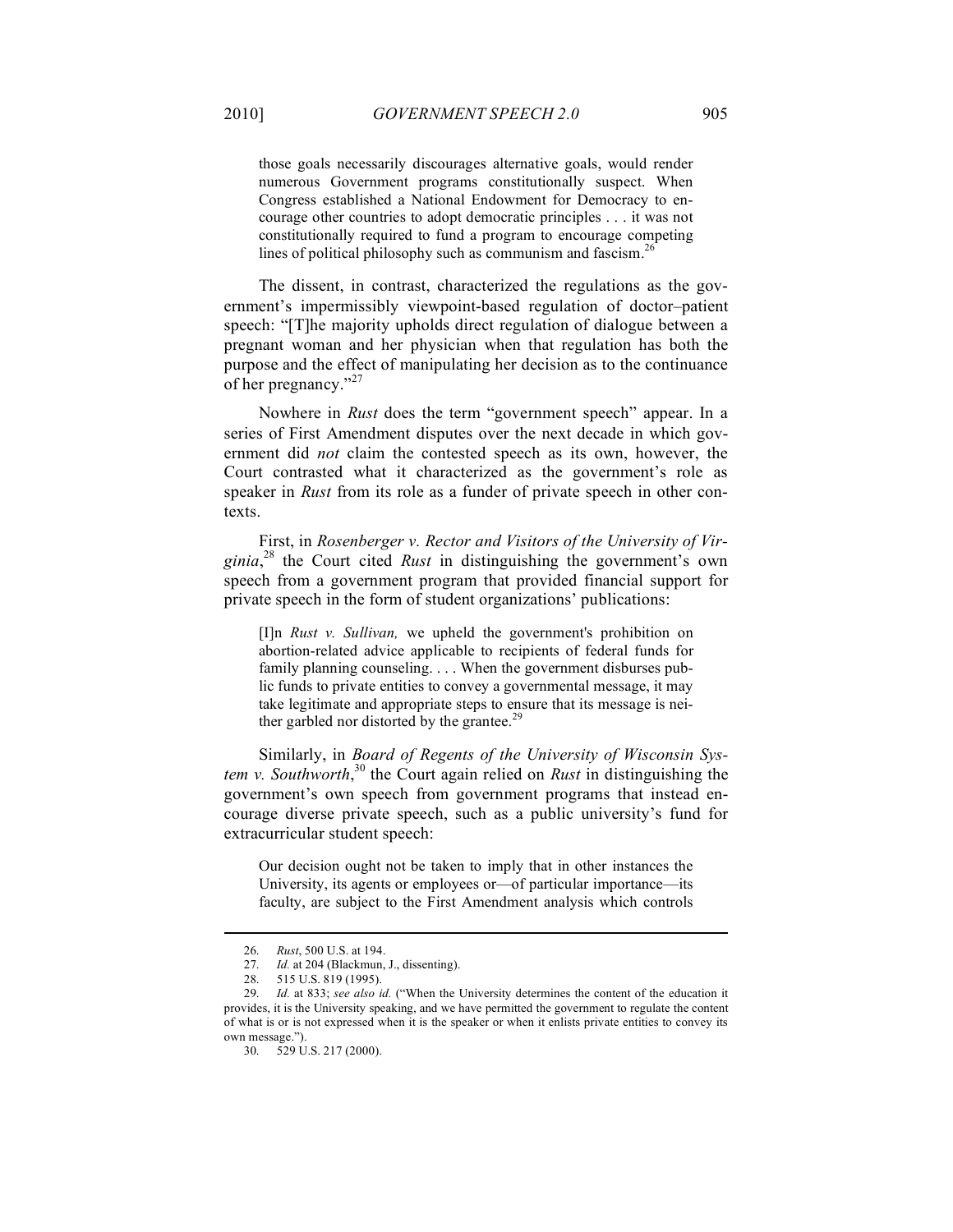> those goals necessarily discourages alternative goals, would render numerous Government programs constitutionally suspect. When Congress established a National Endowment for Democracy to encourage other countries to adopt democratic principles . . . it was not constitutionally required to fund a program to encourage competing lines of political philosophy such as communism and fascism.[26]

The dissent, in contrast, characterized the regulations as the government's impermissibly viewpoint-based regulation of doctor–patient speech: "[T]he majority upholds direct regulation of dialogue between a pregnant woman and her physician when that regulation has both the purpose and the effect of manipulating her decision as to the continuance of her pregnancy."[27]

Nowhere in *Rust* does the term "government speech" appear. In a series of First Amendment disputes over the next decade in which government did *not* claim the contested speech as its own, however, the Court contrasted what it characterized as the government's role as speaker in *Rust* from its role as a funder of private speech in other contexts.

First, in *Rosenberger v. Rector and Visitors of the University of Virginia*,[28] the Court cited *Rust* in distinguishing the government's own speech from a government program that provided financial support for private speech in the form of student organizations' publications:

> [I]n *Rust v. Sullivan,* we upheld the government's prohibition on abortion-related advice applicable to recipients of federal funds for family planning counseling. . . . When the government disburses public funds to private entities to convey a governmental message, it may take legitimate and appropriate steps to ensure that its message is neither garbled nor distorted by the grantee.[29]

Similarly, in *Board of Regents of the University of Wisconsin System v. Southworth*,[30] the Court again relied on *Rust* in distinguishing the government's own speech from government programs that instead encourage diverse private speech, such as a public university's fund for extracurricular student speech:

> Our decision ought not be taken to imply that in other instances the University, its agents or employees or—of particular importance—its faculty, are subject to the First Amendment analysis which controls

---

26. *Rust*, 500 U.S. at 194.
27. *Id.* at 204 (Blackmun, J., dissenting).
28. 515 U.S. 819 (1995).
29. *Id.* at 833; *see also id.* ("When the University determines the content of the education it provides, it is the University speaking, and we have permitted the government to regulate the content of what is or is not expressed when it is the speaker or when it enlists private entities to convey its own message.").
30. 529 U.S. 217 (2000).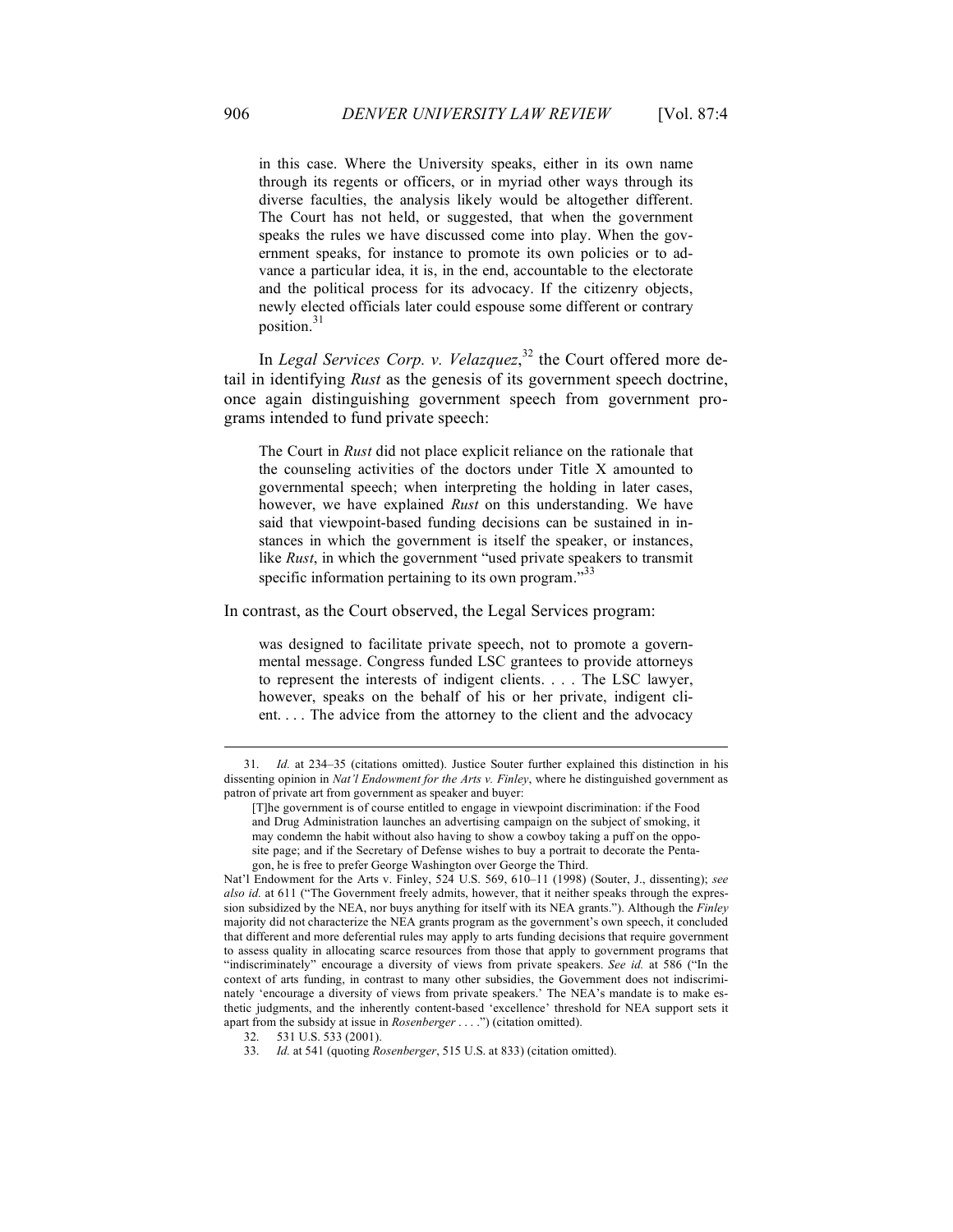> in this case. Where the University speaks, either in its own name through its regents or officers, or in myriad other ways through its diverse faculties, the analysis likely would be altogether different. The Court has not held, or suggested, that when the government speaks the rules we have discussed come into play. When the government speaks, for instance to promote its own policies or to advance a particular idea, it is, in the end, accountable to the electorate and the political process for its advocacy. If the citizenry objects, newly elected officials later could espouse some different or contrary position.[31]

In *Legal Services Corp. v. Velazquez*,[32] the Court offered more detail in identifying *Rust* as the genesis of its government speech doctrine, once again distinguishing government speech from government programs intended to fund private speech:

> The Court in *Rust* did not place explicit reliance on the rationale that the counseling activities of the doctors under Title X amounted to governmental speech; when interpreting the holding in later cases, however, we have explained *Rust* on this understanding. We have said that viewpoint-based funding decisions can be sustained in instances in which the government is itself the speaker, or instances, like *Rust*, in which the government "used private speakers to transmit specific information pertaining to its own program."[33]

In contrast, as the Court observed, the Legal Services program:

> was designed to facilitate private speech, not to promote a governmental message. Congress funded LSC grantees to provide attorneys to represent the interests of indigent clients. . . . The LSC lawyer, however, speaks on the behalf of his or her private, indigent client. . . . The advice from the attorney to the client and the advocacy

---

31. *Id.* at 234–35 (citations omitted). Justice Souter further explained this distinction in his dissenting opinion in *Nat'l Endowment for the Arts v. Finley*, where he distinguished government as patron of private art from government as speaker and buyer:

> [T]he government is of course entitled to engage in viewpoint discrimination: if the Food and Drug Administration launches an advertising campaign on the subject of smoking, it may condemn the habit without also having to show a cowboy taking a puff on the opposite page; and if the Secretary of Defense wishes to buy a portrait to decorate the Pentagon, he is free to prefer George Washington over George the Third.

Nat'l Endowment for the Arts v. Finley, 524 U.S. 569, 610–11 (1998) (Souter, J., dissenting); *see also id.* at 611 ("The Government freely admits, however, that it neither speaks through the expression subsidized by the NEA, nor buys anything for itself with its NEA grants."). Although the *Finley* majority did not characterize the NEA grants program as the government's own speech, it concluded that different and more deferential rules may apply to arts funding decisions that require government to assess quality in allocating scarce resources from those that apply to government programs that "indiscriminately" encourage a diversity of views from private speakers. *See id.* at 586 ("In the context of arts funding, in contrast to many other subsidies, the Government does not indiscriminately 'encourage a diversity of views from private speakers.' The NEA's mandate is to make esthetic judgments, and the inherently content-based 'excellence' threshold for NEA support sets it apart from the subsidy at issue in *Rosenberger* . . . .") (citation omitted).

32. 531 U.S. 533 (2001).

33. *Id.* at 541 (quoting *Rosenberger*, 515 U.S. at 833) (citation omitted).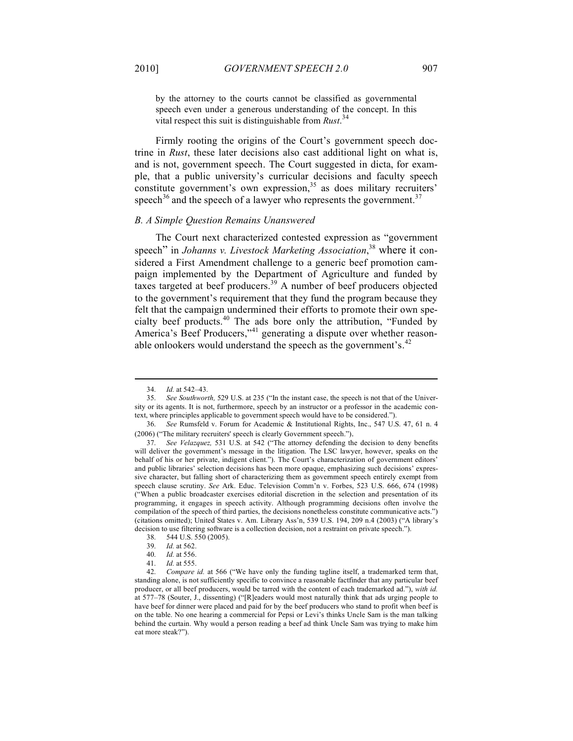by the attorney to the courts cannot be classified as governmental speech even under a generous understanding of the concept. In this vital respect this suit is distinguishable from *Rust*.[34]

Firmly rooting the origins of the Court's government speech doctrine in *Rust*, these later decisions also cast additional light on what is, and is not, government speech. The Court suggested in dicta, for example, that a public university's curricular decisions and faculty speech constitute government's own expression,[35] as does military recruiters' speech[36] and the speech of a lawyer who represents the government.[37]

### *B. A Simple Question Remains Unanswered*

The Court next characterized contested expression as "government speech" in *Johanns v. Livestock Marketing Association*,[38] where it considered a First Amendment challenge to a generic beef promotion campaign implemented by the Department of Agriculture and funded by taxes targeted at beef producers.[39] A number of beef producers objected to the government's requirement that they fund the program because they felt that the campaign undermined their efforts to promote their own specialty beef products.[40] The ads bore only the attribution, "Funded by America's Beef Producers,"[41] generating a dispute over whether reasonable onlookers would understand the speech as the government's.[42]

---

34. *Id.* at 542–43.

35. *See Southworth,* 529 U.S. at 235 ("In the instant case, the speech is not that of the University or its agents. It is not, furthermore, speech by an instructor or a professor in the academic context, where principles applicable to government speech would have to be considered.").

36. *See* Rumsfeld v. Forum for Academic & Institutional Rights, Inc., 547 U.S. 47, 61 n. 4 (2006) ("The military recruiters' speech is clearly Government speech.").

37. *See Velazquez,* 531 U.S. at 542 ("The attorney defending the decision to deny benefits will deliver the government's message in the litigation. The LSC lawyer, however, speaks on the behalf of his or her private, indigent client."). The Court's characterization of government editors' and public libraries' selection decisions has been more opaque, emphasizing such decisions' expressive character, but falling short of characterizing them as government speech entirely exempt from speech clause scrutiny. *See* Ark. Educ. Television Comm'n v. Forbes, 523 U.S. 666, 674 (1998) ("When a public broadcaster exercises editorial discretion in the selection and presentation of its programming, it engages in speech activity. Although programming decisions often involve the compilation of the speech of third parties, the decisions nonetheless constitute communicative acts.") (citations omitted); United States v. Am. Library Ass'n, 539 U.S. 194, 209 n.4 (2003) ("A library's decision to use filtering software is a collection decision, not a restraint on private speech.").

38. 544 U.S. 550 (2005).

39. *Id.* at 562.

40. *Id.* at 556.

41. *Id.* at 555.

42. *Compare id.* at 566 ("We have only the funding tagline itself, a trademarked term that, standing alone, is not sufficiently specific to convince a reasonable factfinder that any particular beef producer, or all beef producers, would be tarred with the content of each trademarked ad."), *with id.* at 577–78 (Souter, J., dissenting) ("[R]eaders would most naturally think that ads urging people to have beef for dinner were placed and paid for by the beef producers who stand to profit when beef is on the table. No one hearing a commercial for Pepsi or Levi's thinks Uncle Sam is the man talking behind the curtain. Why would a person reading a beef ad think Uncle Sam was trying to make him eat more steak?").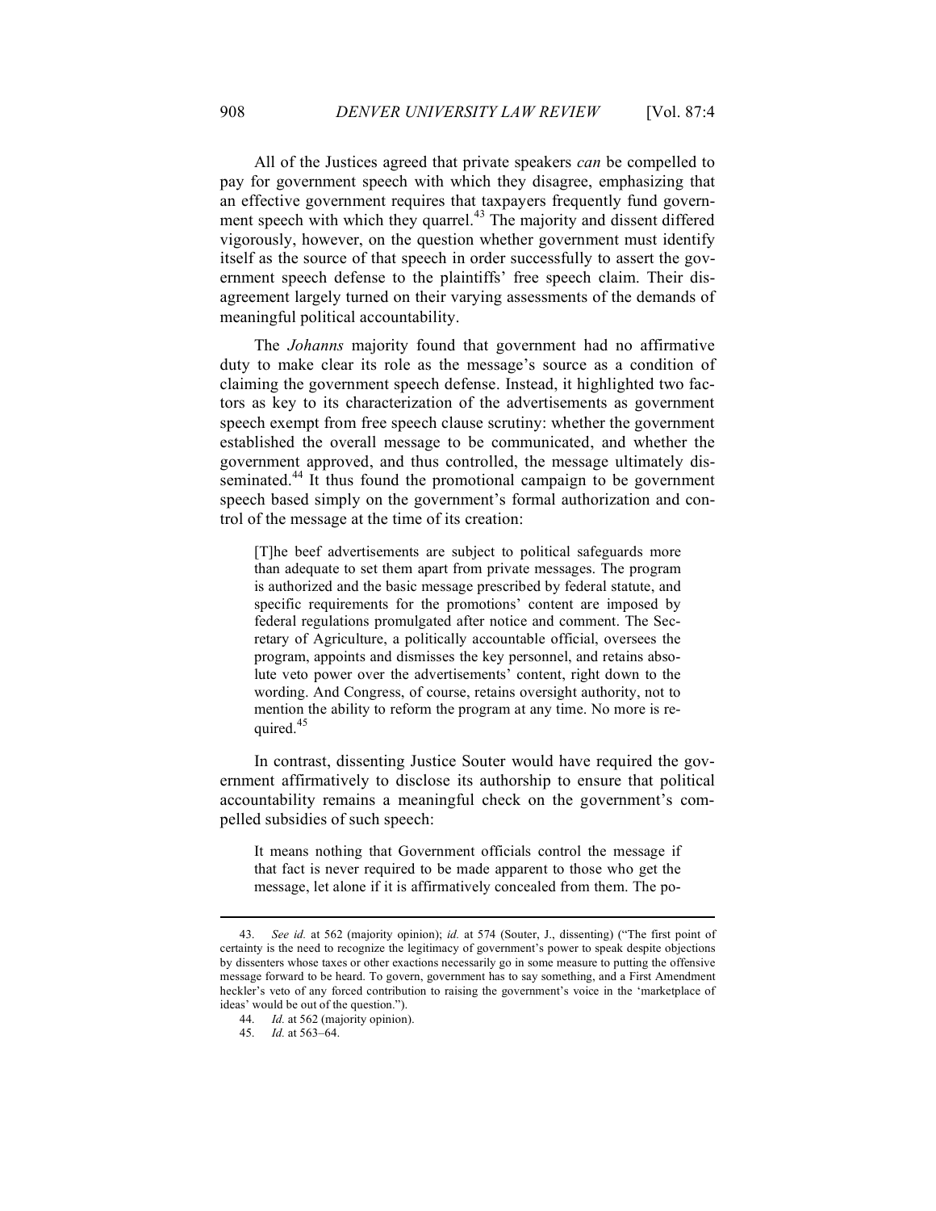All of the Justices agreed that private speakers *can* be compelled to pay for government speech with which they disagree, emphasizing that an effective government requires that taxpayers frequently fund government speech with which they quarrel.[43] The majority and dissent differed vigorously, however, on the question whether government must identify itself as the source of that speech in order successfully to assert the government speech defense to the plaintiffs' free speech claim. Their disagreement largely turned on their varying assessments of the demands of meaningful political accountability.

The *Johanns* majority found that government had no affirmative duty to make clear its role as the message's source as a condition of claiming the government speech defense. Instead, it highlighted two factors as key to its characterization of the advertisements as government speech exempt from free speech clause scrutiny: whether the government established the overall message to be communicated, and whether the government approved, and thus controlled, the message ultimately disseminated.[44] It thus found the promotional campaign to be government speech based simply on the government's formal authorization and control of the message at the time of its creation:

> [T]he beef advertisements are subject to political safeguards more than adequate to set them apart from private messages. The program is authorized and the basic message prescribed by federal statute, and specific requirements for the promotions' content are imposed by federal regulations promulgated after notice and comment. The Secretary of Agriculture, a politically accountable official, oversees the program, appoints and dismisses the key personnel, and retains absolute veto power over the advertisements' content, right down to the wording. And Congress, of course, retains oversight authority, not to mention the ability to reform the program at any time. No more is required.[45]

In contrast, dissenting Justice Souter would have required the government affirmatively to disclose its authorship to ensure that political accountability remains a meaningful check on the government's compelled subsidies of such speech:

> It means nothing that Government officials control the message if that fact is never required to be made apparent to those who get the message, let alone if it is affirmatively concealed from them. The po-

---

43. *See id.* at 562 (majority opinion); *id.* at 574 (Souter, J., dissenting) ("The first point of certainty is the need to recognize the legitimacy of government's power to speak despite objections by dissenters whose taxes or other exactions necessarily go in some measure to putting the offensive message forward to be heard. To govern, government has to say something, and a First Amendment heckler's veto of any forced contribution to raising the government's voice in the 'marketplace of ideas' would be out of the question.").

44. *Id.* at 562 (majority opinion).

45. *Id.* at 563–64.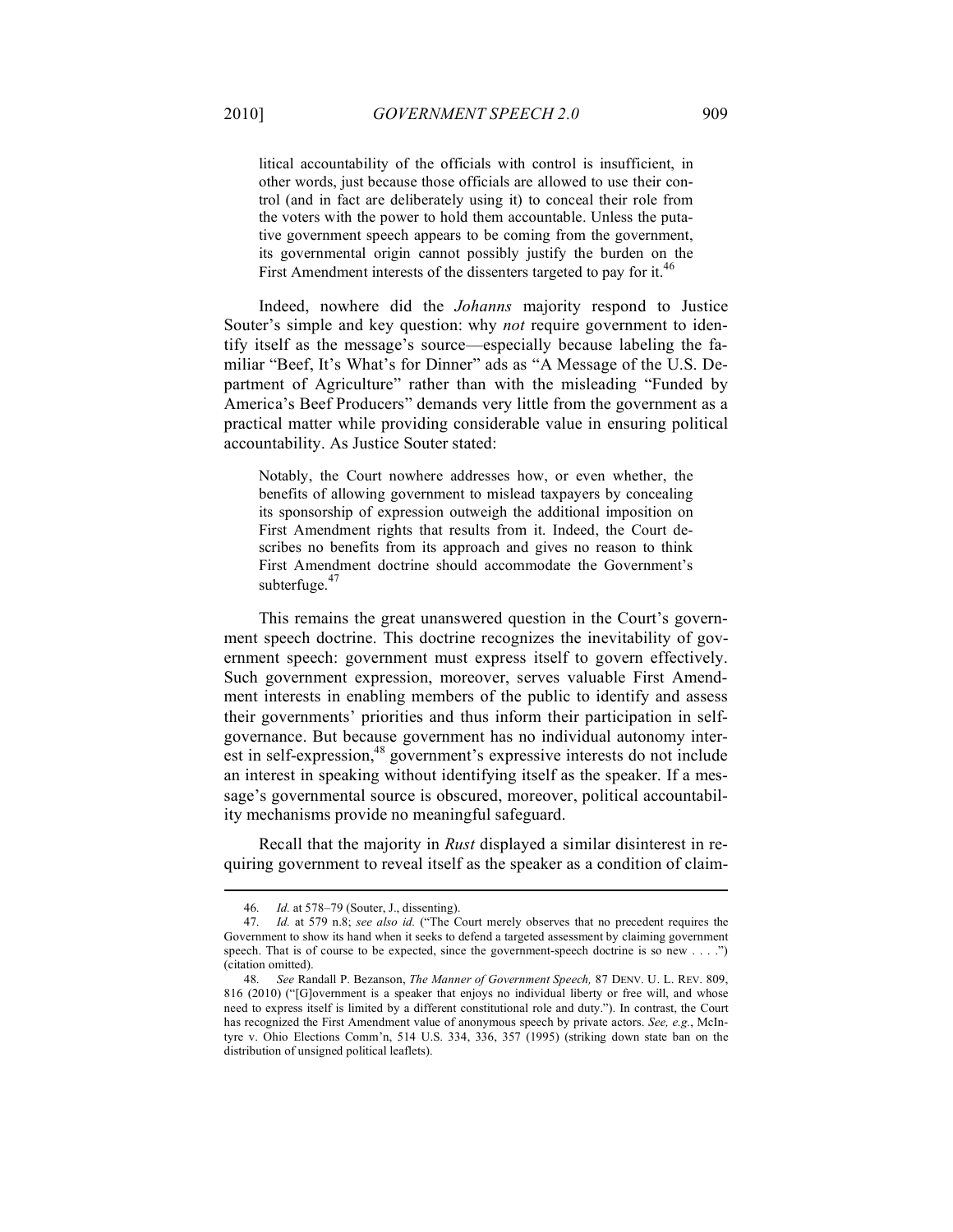litical accountability of the officials with control is insufficient, in other words, just because those officials are allowed to use their control (and in fact are deliberately using it) to conceal their role from the voters with the power to hold them accountable. Unless the putative government speech appears to be coming from the government, its governmental origin cannot possibly justify the burden on the First Amendment interests of the dissenters targeted to pay for it.[46]

Indeed, nowhere did the *Johanns* majority respond to Justice Souter's simple and key question: why *not* require government to identify itself as the message's source—especially because labeling the familiar "Beef, It's What's for Dinner" ads as "A Message of the U.S. Department of Agriculture" rather than with the misleading "Funded by America's Beef Producers" demands very little from the government as a practical matter while providing considerable value in ensuring political accountability. As Justice Souter stated:

> Notably, the Court nowhere addresses how, or even whether, the benefits of allowing government to mislead taxpayers by concealing its sponsorship of expression outweigh the additional imposition on First Amendment rights that results from it. Indeed, the Court describes no benefits from its approach and gives no reason to think First Amendment doctrine should accommodate the Government's subterfuge.[47]

This remains the great unanswered question in the Court's government speech doctrine. This doctrine recognizes the inevitability of government speech: government must express itself to govern effectively. Such government expression, moreover, serves valuable First Amendment interests in enabling members of the public to identify and assess their governments' priorities and thus inform their participation in self-governance. But because government has no individual autonomy interest in self-expression,[48] government's expressive interests do not include an interest in speaking without identifying itself as the speaker. If a message's governmental source is obscured, moreover, political accountability mechanisms provide no meaningful safeguard.

Recall that the majority in *Rust* displayed a similar disinterest in requiring government to reveal itself as the speaker as a condition of claim-

---

46. *Id.* at 578–79 (Souter, J., dissenting).

47. *Id.* at 579 n.8; *see also id.* ("The Court merely observes that no precedent requires the Government to show its hand when it seeks to defend a targeted assessment by claiming government speech. That is of course to be expected, since the government-speech doctrine is so new . . . .") (citation omitted).

48. *See* Randall P. Bezanson, *The Manner of Government Speech,* 87 DENV. U. L. REV. 809, 816 (2010) ("[G]overnment is a speaker that enjoys no individual liberty or free will, and whose need to express itself is limited by a different constitutional role and duty."). In contrast, the Court has recognized the First Amendment value of anonymous speech by private actors. *See, e.g.*, McIntyre v. Ohio Elections Comm'n, 514 U.S. 334, 336, 357 (1995) (striking down state ban on the distribution of unsigned political leaflets).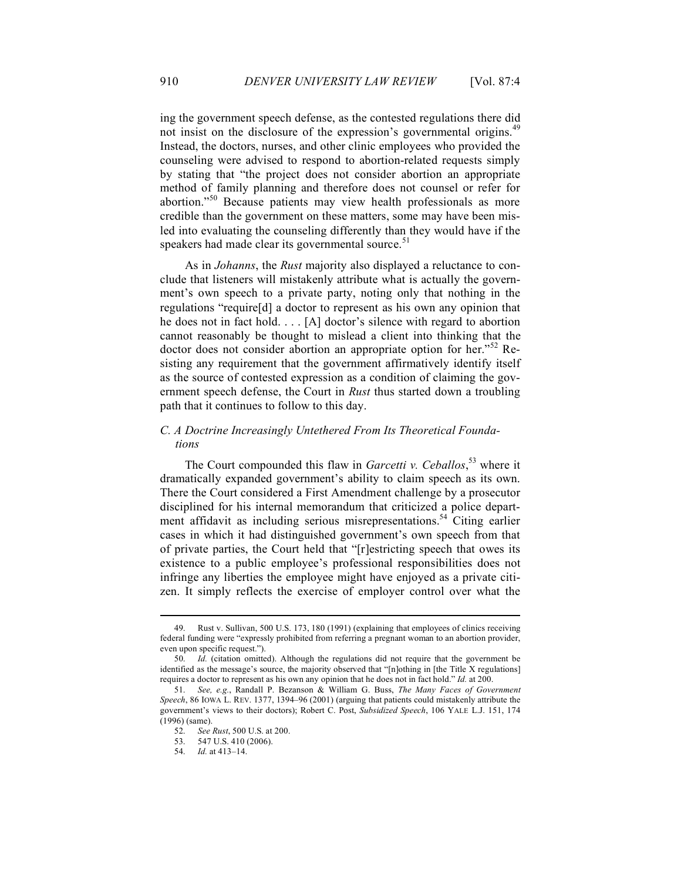ing the government speech defense, as the contested regulations there did not insist on the disclosure of the expression's governmental origins.[49] Instead, the doctors, nurses, and other clinic employees who provided the counseling were advised to respond to abortion-related requests simply by stating that "the project does not consider abortion an appropriate method of family planning and therefore does not counsel or refer for abortion."[50] Because patients may view health professionals as more credible than the government on these matters, some may have been misled into evaluating the counseling differently than they would have if the speakers had made clear its governmental source.[51]

As in *Johanns*, the *Rust* majority also displayed a reluctance to conclude that listeners will mistakenly attribute what is actually the government's own speech to a private party, noting only that nothing in the regulations "require[d] a doctor to represent as his own any opinion that he does not in fact hold. . . . [A] doctor's silence with regard to abortion cannot reasonably be thought to mislead a client into thinking that the doctor does not consider abortion an appropriate option for her."[52] Resisting any requirement that the government affirmatively identify itself as the source of contested expression as a condition of claiming the government speech defense, the Court in *Rust* thus started down a troubling path that it continues to follow to this day.

### *C. A Doctrine Increasingly Untethered From Its Theoretical Foundations*

The Court compounded this flaw in *Garcetti v. Ceballos*,[53] where it dramatically expanded government's ability to claim speech as its own. There the Court considered a First Amendment challenge by a prosecutor disciplined for his internal memorandum that criticized a police department affidavit as including serious misrepresentations.[54] Citing earlier cases in which it had distinguished government's own speech from that of private parties, the Court held that "[r]estricting speech that owes its existence to a public employee's professional responsibilities does not infringe any liberties the employee might have enjoyed as a private citizen. It simply reflects the exercise of employer control over what the

---

49. Rust v. Sullivan, 500 U.S. 173, 180 (1991) (explaining that employees of clinics receiving federal funding were "expressly prohibited from referring a pregnant woman to an abortion provider, even upon specific request.").

50. *Id.* (citation omitted). Although the regulations did not require that the government be identified as the message's source, the majority observed that "[n]othing in [the Title X regulations] requires a doctor to represent as his own any opinion that he does not in fact hold." *Id.* at 200.

51. *See, e.g.*, Randall P. Bezanson & William G. Buss, *The Many Faces of Government Speech*, 86 IOWA L. REV. 1377, 1394–96 (2001) (arguing that patients could mistakenly attribute the government's views to their doctors); Robert C. Post, *Subsidized Speech*, 106 YALE L.J. 151, 174 (1996) (same).

52. *See Rust*, 500 U.S. at 200.

53. 547 U.S. 410 (2006).

54. *Id.* at 413–14.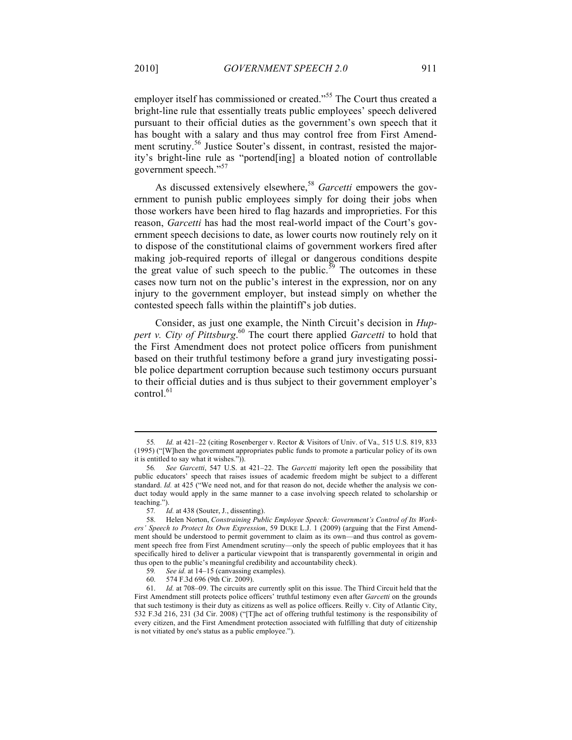employer itself has commissioned or created."[55] The Court thus created a bright-line rule that essentially treats public employees' speech delivered pursuant to their official duties as the government's own speech that it has bought with a salary and thus may control free from First Amendment scrutiny.[56] Justice Souter's dissent, in contrast, resisted the majority's bright-line rule as "portend[ing] a bloated notion of controllable government speech."[57]

As discussed extensively elsewhere,[58] *Garcetti* empowers the government to punish public employees simply for doing their jobs when those workers have been hired to flag hazards and improprieties. For this reason, *Garcetti* has had the most real-world impact of the Court's government speech decisions to date, as lower courts now routinely rely on it to dispose of the constitutional claims of government workers fired after making job-required reports of illegal or dangerous conditions despite the great value of such speech to the public.[59] The outcomes in these cases now turn not on the public's interest in the expression, nor on any injury to the government employer, but instead simply on whether the contested speech falls within the plaintiff's job duties.

Consider, as just one example, the Ninth Circuit's decision in *Huppert v. City of Pittsburg*.[60] The court there applied *Garcetti* to hold that the First Amendment does not protect police officers from punishment based on their truthful testimony before a grand jury investigating possible police department corruption because such testimony occurs pursuant to their official duties and is thus subject to their government employer's control.[61]

---

55. *Id.* at 421–22 (citing Rosenberger v. Rector & Visitors of Univ. of Va., 515 U.S. 819, 833 (1995) ("[W]hen the government appropriates public funds to promote a particular policy of its own it is entitled to say what it wishes.")).

56. *See Garcetti*, 547 U.S. at 421–22. The *Garcetti* majority left open the possibility that public educators' speech that raises issues of academic freedom might be subject to a different standard. *Id.* at 425 ("We need not, and for that reason do not, decide whether the analysis we conduct today would apply in the same manner to a case involving speech related to scholarship or teaching.").

57. *Id.* at 438 (Souter, J., dissenting).

58. Helen Norton, *Constraining Public Employee Speech: Government's Control of Its Workers' Speech to Protect Its Own Expression*, 59 DUKE L.J. 1 (2009) (arguing that the First Amendment should be understood to permit government to claim as its own—and thus control as government speech free from First Amendment scrutiny—only the speech of public employees that it has specifically hired to deliver a particular viewpoint that is transparently governmental in origin and thus open to the public's meaningful credibility and accountability check).

59. *See id.* at 14–15 (canvassing examples).

60. 574 F.3d 696 (9th Cir. 2009).

61. *Id.* at 708–09. The circuits are currently split on this issue. The Third Circuit held that the First Amendment still protects police officers' truthful testimony even after *Garcetti* on the grounds that such testimony is their duty as citizens as well as police officers. Reilly v. City of Atlantic City, 532 F.3d 216, 231 (3d Cir. 2008) ("[T]he act of offering truthful testimony is the responsibility of every citizen, and the First Amendment protection associated with fulfilling that duty of citizenship is not vitiated by one's status as a public employee.").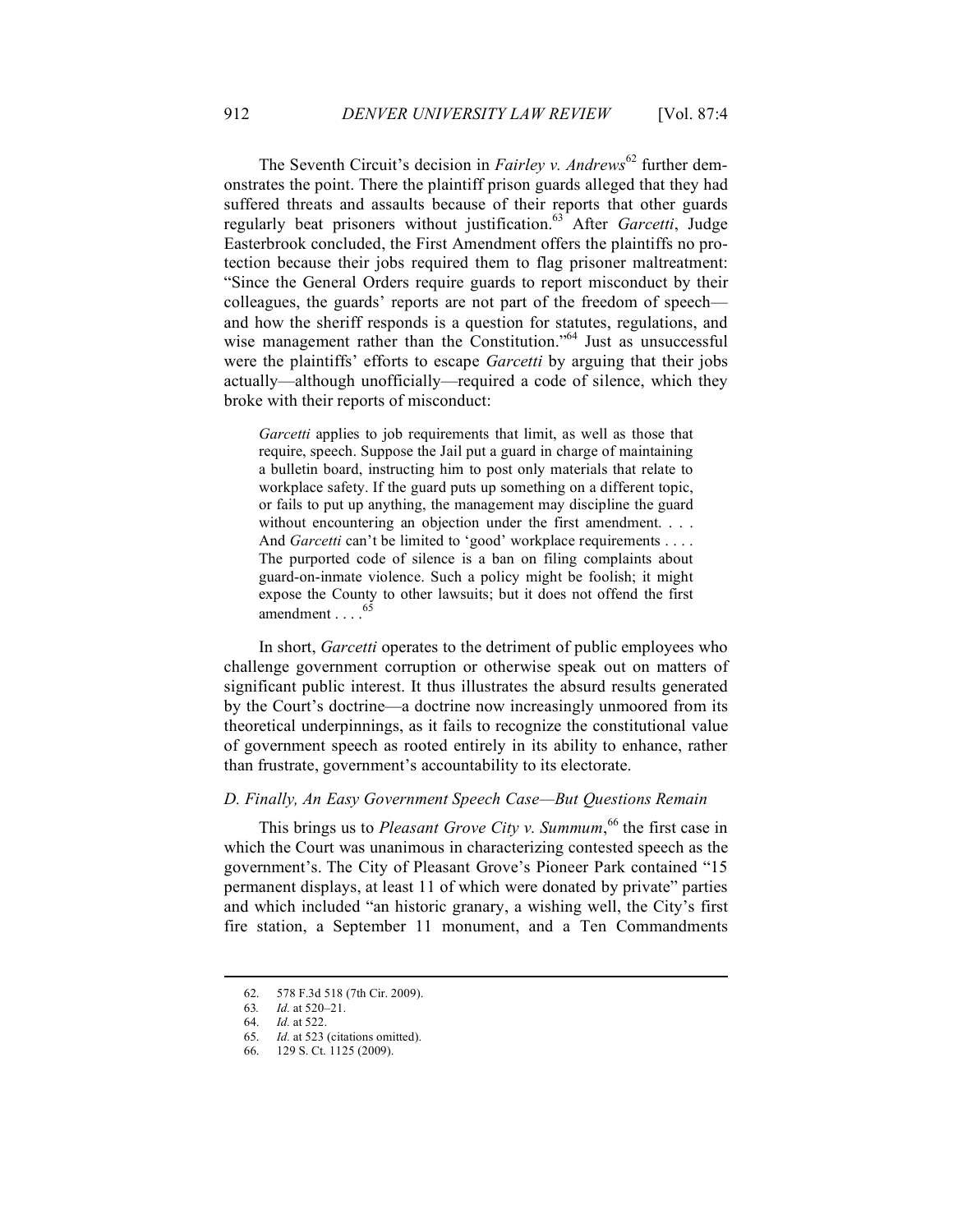The Seventh Circuit's decision in *Fairley v. Andrews*[62] further demonstrates the point. There the plaintiff prison guards alleged that they had suffered threats and assaults because of their reports that other guards regularly beat prisoners without justification.[63] After *Garcetti*, Judge Easterbrook concluded, the First Amendment offers the plaintiffs no protection because their jobs required them to flag prisoner maltreatment: "Since the General Orders require guards to report misconduct by their colleagues, the guards' reports are not part of the freedom of speech—and how the sheriff responds is a question for statutes, regulations, and wise management rather than the Constitution."[64] Just as unsuccessful were the plaintiffs' efforts to escape *Garcetti* by arguing that their jobs actually—although unofficially—required a code of silence, which they broke with their reports of misconduct:

> *Garcetti* applies to job requirements that limit, as well as those that require, speech. Suppose the Jail put a guard in charge of maintaining a bulletin board, instructing him to post only materials that relate to workplace safety. If the guard puts up something on a different topic, or fails to put up anything, the management may discipline the guard without encountering an objection under the first amendment. . . . And *Garcetti* can't be limited to 'good' workplace requirements . . . . The purported code of silence is a ban on filing complaints about guard-on-inmate violence. Such a policy might be foolish; it might expose the County to other lawsuits; but it does not offend the first amendment . . . .[65]

In short, *Garcetti* operates to the detriment of public employees who challenge government corruption or otherwise speak out on matters of significant public interest. It thus illustrates the absurd results generated by the Court's doctrine—a doctrine now increasingly unmoored from its theoretical underpinnings, as it fails to recognize the constitutional value of government speech as rooted entirely in its ability to enhance, rather than frustrate, government's accountability to its electorate.

### *D. Finally, An Easy Government Speech Case—But Questions Remain*

This brings us to *Pleasant Grove City v. Summum*,[66] the first case in which the Court was unanimous in characterizing contested speech as the government's. The City of Pleasant Grove's Pioneer Park contained "15 permanent displays, at least 11 of which were donated by private" parties and which included "an historic granary, a wishing well, the City's first fire station, a September 11 monument, and a Ten Commandments

---

62. 578 F.3d 518 (7th Cir. 2009).
63. *Id.* at 520–21.
64. *Id.* at 522.
65. *Id.* at 523 (citations omitted).
66. 129 S. Ct. 1125 (2009).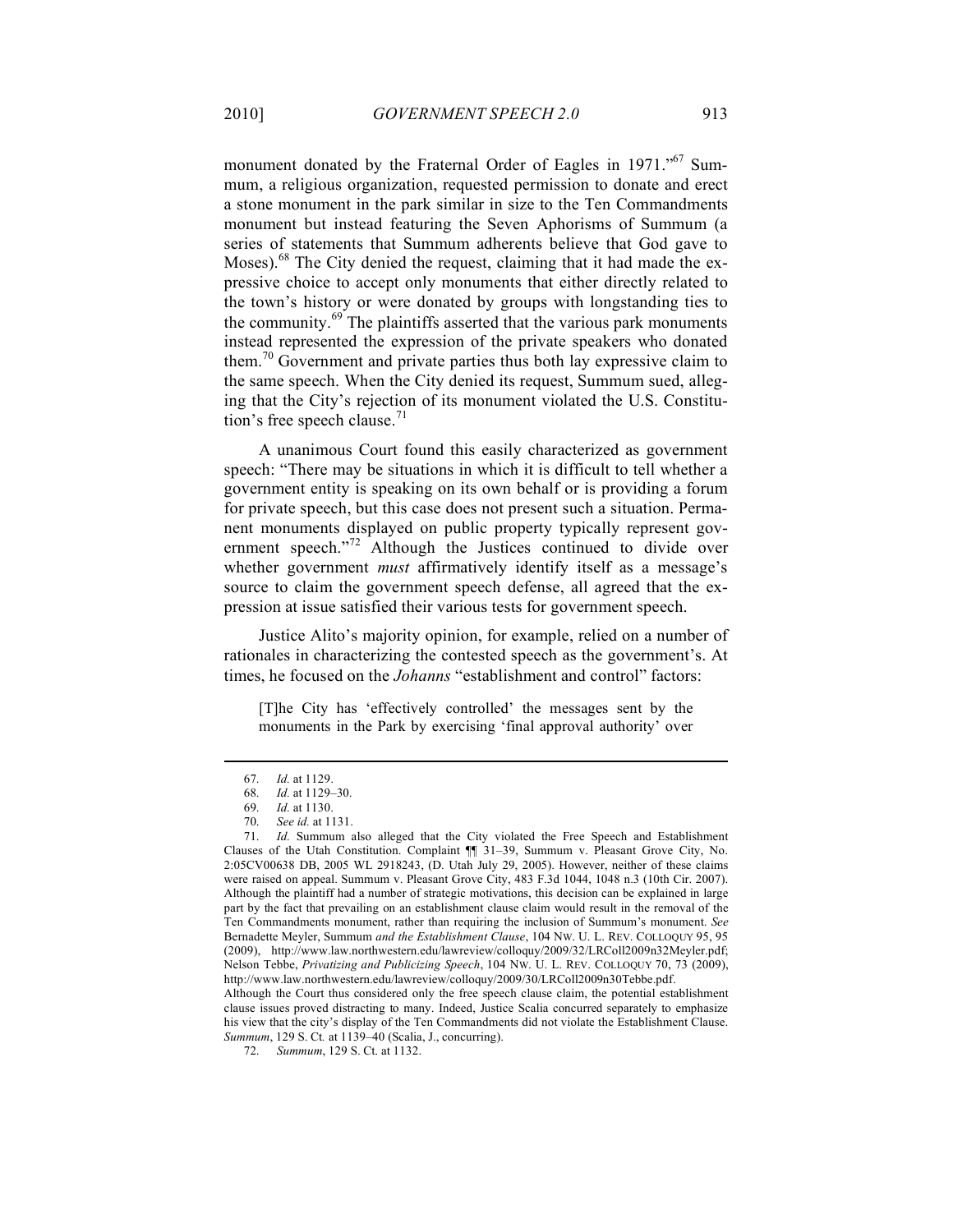monument donated by the Fraternal Order of Eagles in 1971."[67] Summum, a religious organization, requested permission to donate and erect a stone monument in the park similar in size to the Ten Commandments monument but instead featuring the Seven Aphorisms of Summum (a series of statements that Summum adherents believe that God gave to Moses).[68] The City denied the request, claiming that it had made the expressive choice to accept only monuments that either directly related to the town's history or were donated by groups with longstanding ties to the community.[69] The plaintiffs asserted that the various park monuments instead represented the expression of the private speakers who donated them.[70] Government and private parties thus both lay expressive claim to the same speech. When the City denied its request, Summum sued, alleging that the City's rejection of its monument violated the U.S. Constitution's free speech clause.[71]

A unanimous Court found this easily characterized as government speech: "There may be situations in which it is difficult to tell whether a government entity is speaking on its own behalf or is providing a forum for private speech, but this case does not present such a situation. Permanent monuments displayed on public property typically represent government speech."[72] Although the Justices continued to divide over whether government *must* affirmatively identify itself as a message's source to claim the government speech defense, all agreed that the expression at issue satisfied their various tests for government speech.

Justice Alito's majority opinion, for example, relied on a number of rationales in characterizing the contested speech as the government's. At times, he focused on the *Johanns* "establishment and control" factors:

> [T]he City has 'effectively controlled' the messages sent by the monuments in the Park by exercising 'final approval authority' over

---

67. *Id.* at 1129.

68. *Id.* at 1129–30.

69. *Id.* at 1130.

70. *See id.* at 1131.

71. *Id.* Summum also alleged that the City violated the Free Speech and Establishment Clauses of the Utah Constitution. Complaint ¶¶ 31–39, Summum v. Pleasant Grove City, No. 2:05CV00638 DB, 2005 WL 2918243, (D. Utah July 29, 2005). However, neither of these claims were raised on appeal. Summum v. Pleasant Grove City, 483 F.3d 1044, 1048 n.3 (10th Cir. 2007). Although the plaintiff had a number of strategic motivations, this decision can be explained in large part by the fact that prevailing on an establishment clause claim would result in the removal of the Ten Commandments monument, rather than requiring the inclusion of Summum's monument. *See* Bernadette Meyler, Summum *and the Establishment Clause*, 104 NW. U. L. REV. COLLOQUY 95, 95 (2009), http://www.law.northwestern.edu/lawreview/colloquy/2009/32/LRColl2009n32Meyler.pdf; Nelson Tebbe, *Privatizing and Publicizing Speech*, 104 NW. U. L. REV. COLLOQUY 70, 73 (2009), http://www.law.northwestern.edu/lawreview/colloquy/2009/30/LRColl2009n30Tebbe.pdf. Although the Court thus considered only the free speech clause claim, the potential establishment clause issues proved distracting to many. Indeed, Justice Scalia concurred separately to emphasize his view that the city's display of the Ten Commandments did not violate the Establishment Clause. *Summum*, 129 S. Ct. at 1139–40 (Scalia, J., concurring).

72. *Summum*, 129 S. Ct. at 1132.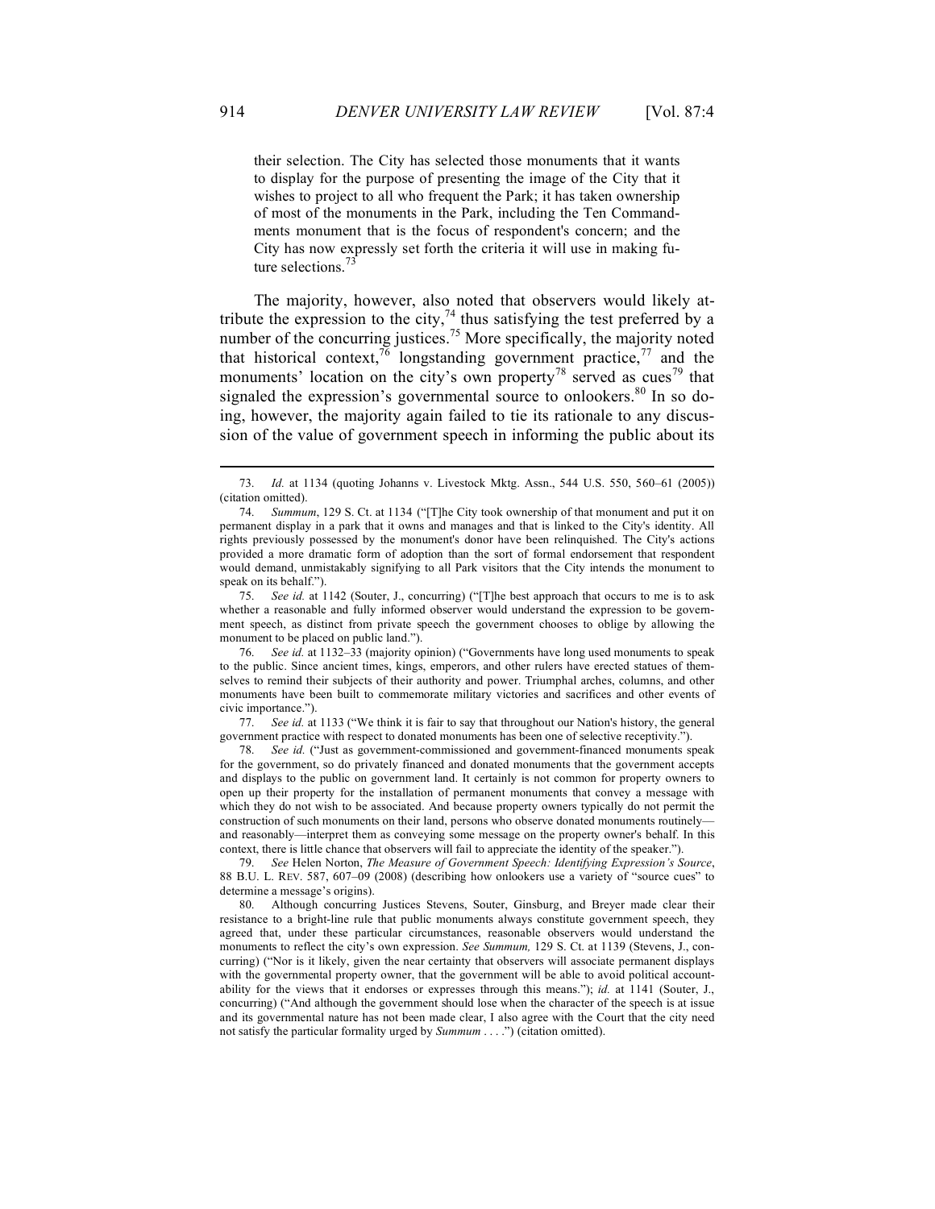> their selection. The City has selected those monuments that it wants to display for the purpose of presenting the image of the City that it wishes to project to all who frequent the Park; it has taken ownership of most of the monuments in the Park, including the Ten Commandments monument that is the focus of respondent's concern; and the City has now expressly set forth the criteria it will use in making future selections.[73]

The majority, however, also noted that observers would likely attribute the expression to the city,[74] thus satisfying the test preferred by a number of the concurring justices.[75] More specifically, the majority noted that historical context,[76] longstanding government practice,[77] and the monuments' location on the city's own property[78] served as cues[79] that signaled the expression's governmental source to onlookers.[80] In so doing, however, the majority again failed to tie its rationale to any discussion of the value of government speech in informing the public about its

---

73. *Id.* at 1134 (quoting Johanns v. Livestock Mktg. Assn., 544 U.S. 550, 560–61 (2005)) (citation omitted).

74. *Summum*, 129 S. Ct. at 1134 ("[T]he City took ownership of that monument and put it on permanent display in a park that it owns and manages and that is linked to the City's identity. All rights previously possessed by the monument's donor have been relinquished. The City's actions provided a more dramatic form of adoption than the sort of formal endorsement that respondent would demand, unmistakably signifying to all Park visitors that the City intends the monument to speak on its behalf.").

75. *See id.* at 1142 (Souter, J., concurring) ("[T]he best approach that occurs to me is to ask whether a reasonable and fully informed observer would understand the expression to be government speech, as distinct from private speech the government chooses to oblige by allowing the monument to be placed on public land.").

76. *See id.* at 1132–33 (majority opinion) ("Governments have long used monuments to speak to the public. Since ancient times, kings, emperors, and other rulers have erected statues of themselves to remind their subjects of their authority and power. Triumphal arches, columns, and other monuments have been built to commemorate military victories and sacrifices and other events of civic importance.").

77. *See id.* at 1133 ("We think it is fair to say that throughout our Nation's history, the general government practice with respect to donated monuments has been one of selective receptivity.").

78. *See id.* ("Just as government-commissioned and government-financed monuments speak for the government, so do privately financed and donated monuments that the government accepts and displays to the public on government land. It certainly is not common for property owners to open up their property for the installation of permanent monuments that convey a message with which they do not wish to be associated. And because property owners typically do not permit the construction of such monuments on their land, persons who observe donated monuments routinely—and reasonably—interpret them as conveying some message on the property owner's behalf. In this context, there is little chance that observers will fail to appreciate the identity of the speaker.").

79. *See* Helen Norton, *The Measure of Government Speech: Identifying Expression's Source*, 88 B.U. L. REV. 587, 607–09 (2008) (describing how onlookers use a variety of "source cues" to determine a message's origins).

80. Although concurring Justices Stevens, Souter, Ginsburg, and Breyer made clear their resistance to a bright-line rule that public monuments always constitute government speech, they agreed that, under these particular circumstances, reasonable observers would understand the monuments to reflect the city's own expression. *See Summum,* 129 S. Ct. at 1139 (Stevens, J., concurring) ("Nor is it likely, given the near certainty that observers will associate permanent displays with the governmental property owner, that the government will be able to avoid political accountability for the views that it endorses or expresses through this means."); *id.* at 1141 (Souter, J., concurring) ("And although the government should lose when the character of the speech is at issue and its governmental nature has not been made clear, I also agree with the Court that the city need not satisfy the particular formality urged by *Summum* . . . .") (citation omitted).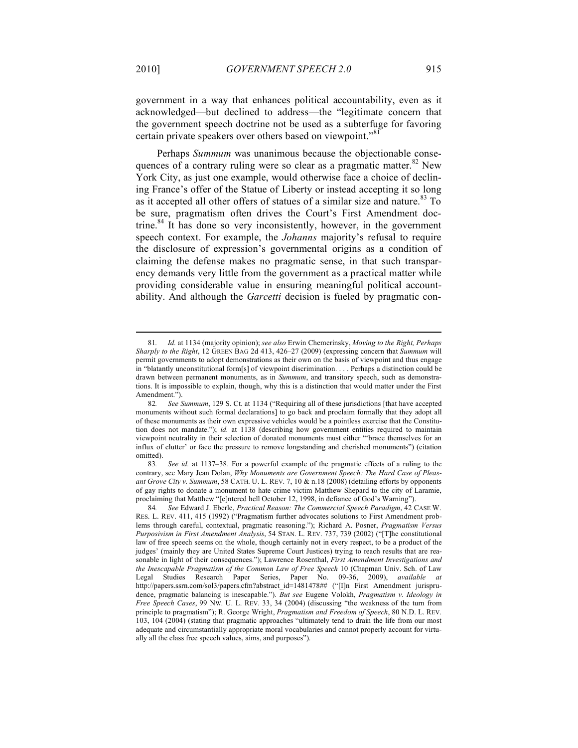government in a way that enhances political accountability, even as it acknowledged—but declined to address—the "legitimate concern that the government speech doctrine not be used as a subterfuge for favoring certain private speakers over others based on viewpoint."[81]

Perhaps *Summum* was unanimous because the objectionable consequences of a contrary ruling were so clear as a pragmatic matter.[82] New York City, as just one example, would otherwise face a choice of declining France's offer of the Statue of Liberty or instead accepting it so long as it accepted all other offers of statues of a similar size and nature.[83] To be sure, pragmatism often drives the Court's First Amendment doctrine.[84] It has done so very inconsistently, however, in the government speech context. For example, the *Johanns* majority's refusal to require the disclosure of expression's governmental origins as a condition of claiming the defense makes no pragmatic sense, in that such transparency demands very little from the government as a practical matter while providing considerable value in ensuring meaningful political accountability. And although the *Garcetti* decision is fueled by pragmatic con-

---

81. *Id.* at 1134 (majority opinion); *see also* Erwin Chemerinsky, *Moving to the Right, Perhaps Sharply to the Right*, 12 GREEN BAG 2d 413, 426–27 (2009) (expressing concern that *Summum* will permit governments to adopt demonstrations as their own on the basis of viewpoint and thus engage in "blatantly unconstitutional form[s] of viewpoint discrimination. . . . Perhaps a distinction could be drawn between permanent monuments, as in *Summum*, and transitory speech, such as demonstrations. It is impossible to explain, though, why this is a distinction that would matter under the First Amendment.").

82. *See Summum*, 129 S. Ct. at 1134 ("Requiring all of these jurisdictions [that have accepted monuments without such formal declarations] to go back and proclaim formally that they adopt all of these monuments as their own expressive vehicles would be a pointless exercise that the Constitution does not mandate."); *id.* at 1138 (describing how government entities required to maintain viewpoint neutrality in their selection of donated monuments must either "'brace themselves for an influx of clutter' or face the pressure to remove longstanding and cherished monuments") (citation omitted).

83. *See id.* at 1137–38. For a powerful example of the pragmatic effects of a ruling to the contrary, see Mary Jean Dolan, *Why Monuments are Government Speech: The Hard Case of Pleasant Grove City v. Summum*, 58 CATH. U. L. REV. 7, 10 & n.18 (2008) (detailing efforts by opponents of gay rights to donate a monument to hate crime victim Matthew Shepard to the city of Laramie, proclaiming that Matthew "[e]ntered hell October 12, 1998, in defiance of God's Warning").

84. *See* Edward J. Eberle, *Practical Reason: The Commercial Speech Paradigm*, 42 CASE W. RES. L. REV. 411, 415 (1992) ("Pragmatism further advocates solutions to First Amendment problems through careful, contextual, pragmatic reasoning."); Richard A. Posner, *Pragmatism Versus Purposivism in First Amendment Analysis*, 54 STAN. L. REV. 737, 739 (2002) ("[T]he constitutional law of free speech seems on the whole, though certainly not in every respect, to be a product of the judges' (mainly they are United States Supreme Court Justices) trying to reach results that are reasonable in light of their consequences."); Lawrence Rosenthal, *First Amendment Investigations and the Inescapable Pragmatism of the Common Law of Free Speech* 10 (Chapman Univ. Sch. of Law Legal Studies Research Paper Series, Paper No. 09-36, 2009), *available at* http://papers.ssrn.com/sol3/papers.cfm?abstract_id=1481478## ("[I]n First Amendment jurisprudence, pragmatic balancing is inescapable."). *But see* Eugene Volokh, *Pragmatism v. Ideology in Free Speech Cases*, 99 NW. U. L. REV. 33, 34 (2004) (discussing "the weakness of the turn from principle to pragmatism"); R. George Wright, *Pragmatism and Freedom of Speech*, 80 N.D. L. REV. 103, 104 (2004) (stating that pragmatic approaches "ultimately tend to drain the life from our most adequate and circumstantially appropriate moral vocabularies and cannot properly account for virtually all the class free speech values, aims, and purposes").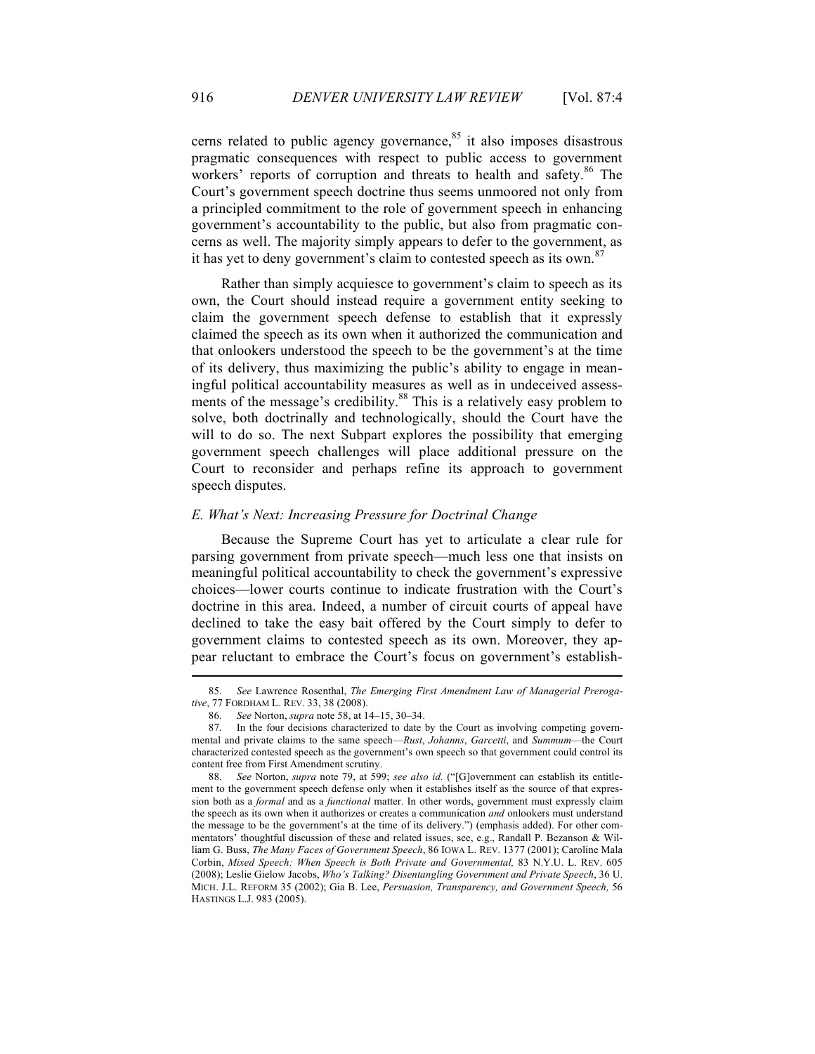cerns related to public agency governance,[85] it also imposes disastrous pragmatic consequences with respect to public access to government workers' reports of corruption and threats to health and safety.[86] The Court's government speech doctrine thus seems unmoored not only from a principled commitment to the role of government speech in enhancing government's accountability to the public, but also from pragmatic concerns as well. The majority simply appears to defer to the government, as it has yet to deny government's claim to contested speech as its own.[87]

Rather than simply acquiesce to government's claim to speech as its own, the Court should instead require a government entity seeking to claim the government speech defense to establish that it expressly claimed the speech as its own when it authorized the communication and that onlookers understood the speech to be the government's at the time of its delivery, thus maximizing the public's ability to engage in meaningful political accountability measures as well as in undeceived assessments of the message's credibility.[88] This is a relatively easy problem to solve, both doctrinally and technologically, should the Court have the will to do so. The next Subpart explores the possibility that emerging government speech challenges will place additional pressure on the Court to reconsider and perhaps refine its approach to government speech disputes.

### *E. What's Next: Increasing Pressure for Doctrinal Change*

Because the Supreme Court has yet to articulate a clear rule for parsing government from private speech—much less one that insists on meaningful political accountability to check the government's expressive choices—lower courts continue to indicate frustration with the Court's doctrine in this area. Indeed, a number of circuit courts of appeal have declined to take the easy bait offered by the Court simply to defer to government claims to contested speech as its own. Moreover, they appear reluctant to embrace the Court's focus on government's establish-

---

85. *See* Lawrence Rosenthal, *The Emerging First Amendment Law of Managerial Prerogative*, 77 FORDHAM L. REV. 33, 38 (2008).

86. *See* Norton, *supra* note 58, at 14–15, 30–34.

87. In the four decisions characterized to date by the Court as involving competing governmental and private claims to the same speech—*Rust*, *Johanns*, *Garcetti*, and *Summum*—the Court characterized contested speech as the government's own speech so that government could control its content free from First Amendment scrutiny.

88. *See* Norton, *supra* note 79, at 599; *see also id.* ("[G]overnment can establish its entitlement to the government speech defense only when it establishes itself as the source of that expression both as a *formal* and as a *functional* matter. In other words, government must expressly claim the speech as its own when it authorizes or creates a communication *and* onlookers must understand the message to be the government's at the time of its delivery.") (emphasis added). For other commentators' thoughtful discussion of these and related issues, see, e.g., Randall P. Bezanson & William G. Buss, *The Many Faces of Government Speech*, 86 IOWA L. REV. 1377 (2001); Caroline Mala Corbin, *Mixed Speech: When Speech is Both Private and Governmental,* 83 N.Y.U. L. REV. 605 (2008); Leslie Gielow Jacobs, *Who's Talking? Disentangling Government and Private Speech*, 36 U. MICH. J.L. REFORM 35 (2002); Gia B. Lee, *Persuasion, Transparency, and Government Speech,* 56 HASTINGS L.J. 983 (2005).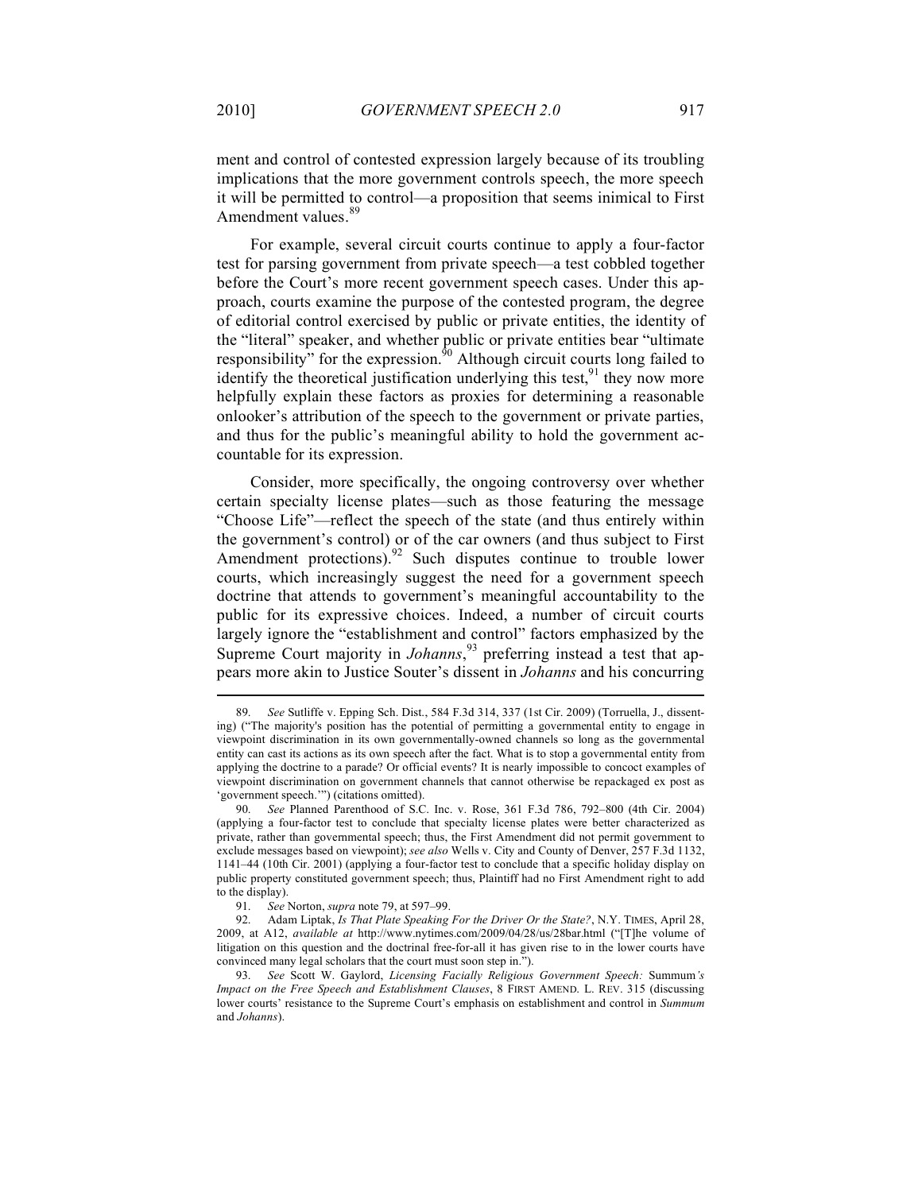ment and control of contested expression largely because of its troubling implications that the more government controls speech, the more speech it will be permitted to control—a proposition that seems inimical to First Amendment values.[89]

For example, several circuit courts continue to apply a four-factor test for parsing government from private speech—a test cobbled together before the Court's more recent government speech cases. Under this approach, courts examine the purpose of the contested program, the degree of editorial control exercised by public or private entities, the identity of the "literal" speaker, and whether public or private entities bear "ultimate responsibility" for the expression.[90] Although circuit courts long failed to identify the theoretical justification underlying this test,[91] they now more helpfully explain these factors as proxies for determining a reasonable onlooker's attribution of the speech to the government or private parties, and thus for the public's meaningful ability to hold the government accountable for its expression.

Consider, more specifically, the ongoing controversy over whether certain specialty license plates—such as those featuring the message "Choose Life"—reflect the speech of the state (and thus entirely within the government's control) or of the car owners (and thus subject to First Amendment protections).[92] Such disputes continue to trouble lower courts, which increasingly suggest the need for a government speech doctrine that attends to government's meaningful accountability to the public for its expressive choices. Indeed, a number of circuit courts largely ignore the "establishment and control" factors emphasized by the Supreme Court majority in *Johanns*,[93] preferring instead a test that appears more akin to Justice Souter's dissent in *Johanns* and his concurring

---

89. *See* Sutliffe v. Epping Sch. Dist., 584 F.3d 314, 337 (1st Cir. 2009) (Torruella, J., dissenting) ("The majority's position has the potential of permitting a governmental entity to engage in viewpoint discrimination in its own governmentally-owned channels so long as the governmental entity can cast its actions as its own speech after the fact. What is to stop a governmental entity from applying the doctrine to a parade? Or official events? It is nearly impossible to concoct examples of viewpoint discrimination on government channels that cannot otherwise be repackaged ex post as 'government speech.'") (citations omitted).

90. *See* Planned Parenthood of S.C. Inc. v. Rose, 361 F.3d 786, 792–800 (4th Cir. 2004) (applying a four-factor test to conclude that specialty license plates were better characterized as private, rather than governmental speech; thus, the First Amendment did not permit government to exclude messages based on viewpoint); *see also* Wells v. City and County of Denver, 257 F.3d 1132, 1141–44 (10th Cir. 2001) (applying a four-factor test to conclude that a specific holiday display on public property constituted government speech; thus, Plaintiff had no First Amendment right to add to the display).

91. *See* Norton, *supra* note 79, at 597–99.

92. Adam Liptak, *Is That Plate Speaking For the Driver Or the State?*, N.Y. TIMES, April 28, 2009, at A12, *available at* http://www.nytimes.com/2009/04/28/us/28bar.html ("[T]he volume of litigation on this question and the doctrinal free-for-all it has given rise to in the lower courts have convinced many legal scholars that the court must soon step in.").

93. *See* Scott W. Gaylord, *Licensing Facially Religious Government Speech:* Summum*'s Impact on the Free Speech and Establishment Clauses*, 8 FIRST AMEND. L. REV. 315 (discussing lower courts' resistance to the Supreme Court's emphasis on establishment and control in *Summum* and *Johanns*).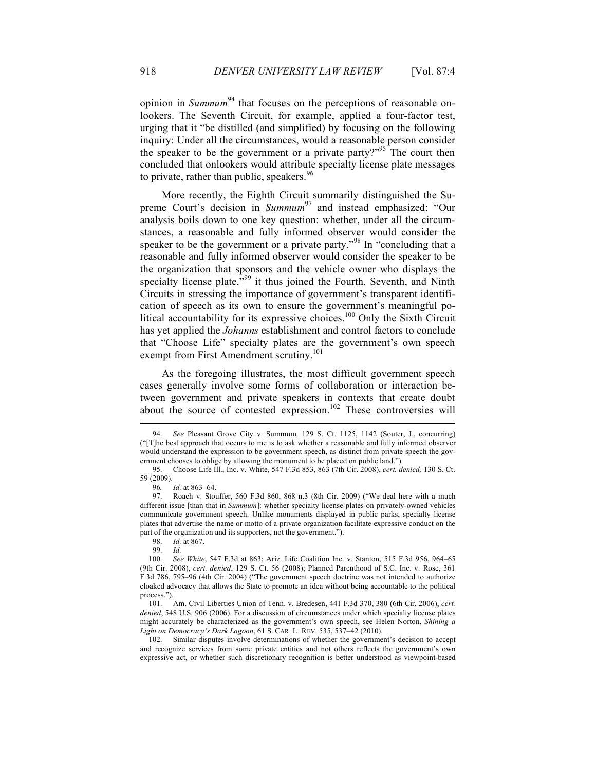opinion in *Summum*[94] that focuses on the perceptions of reasonable onlookers. The Seventh Circuit, for example, applied a four-factor test, urging that it "be distilled (and simplified) by focusing on the following inquiry: Under all the circumstances, would a reasonable person consider the speaker to be the government or a private party?"[95] The court then concluded that onlookers would attribute specialty license plate messages to private, rather than public, speakers.[96]

More recently, the Eighth Circuit summarily distinguished the Supreme Court's decision in *Summum*[97] and instead emphasized: "Our analysis boils down to one key question: whether, under all the circumstances, a reasonable and fully informed observer would consider the speaker to be the government or a private party."[98] In "concluding that a reasonable and fully informed observer would consider the speaker to be the organization that sponsors and the vehicle owner who displays the specialty license plate,"[99] it thus joined the Fourth, Seventh, and Ninth Circuits in stressing the importance of government's transparent identification of speech as its own to ensure the government's meaningful political accountability for its expressive choices.[100] Only the Sixth Circuit has yet applied the *Johanns* establishment and control factors to conclude that "Choose Life" specialty plates are the government's own speech exempt from First Amendment scrutiny.[101]

As the foregoing illustrates, the most difficult government speech cases generally involve some forms of collaboration or interaction between government and private speakers in contexts that create doubt about the source of contested expression.[102] These controversies will

---

94. *See* Pleasant Grove City v. Summum*,* 129 S. Ct. 1125, 1142 (Souter, J., concurring) ("[T]he best approach that occurs to me is to ask whether a reasonable and fully informed observer would understand the expression to be government speech, as distinct from private speech the government chooses to oblige by allowing the monument to be placed on public land.").

95. Choose Life Ill., Inc. v. White, 547 F.3d 853, 863 (7th Cir. 2008), *cert. denied,* 130 S. Ct. 59 (2009).

96. *Id.* at 863–64.

97. Roach v. Stouffer, 560 F.3d 860, 868 n.3 (8th Cir. 2009) ("We deal here with a much different issue [than that in *Summum*]: whether specialty license plates on privately-owned vehicles communicate government speech. Unlike monuments displayed in public parks, specialty license plates that advertise the name or motto of a private organization facilitate expressive conduct on the part of the organization and its supporters, not the government.").

98. *Id.* at 867.

99. *Id.*

100. *See White*, 547 F.3d at 863; Ariz. Life Coalition Inc. v. Stanton, 515 F.3d 956, 964–65 (9th Cir. 2008), *cert. denied*, 129 S. Ct. 56 (2008); Planned Parenthood of S.C. Inc. v. Rose, 361 F.3d 786, 795–96 (4th Cir. 2004) ("The government speech doctrine was not intended to authorize cloaked advocacy that allows the State to promote an idea without being accountable to the political process.").

101. Am. Civil Liberties Union of Tenn. v. Bredesen, 441 F.3d 370, 380 (6th Cir. 2006), *cert. denied*, 548 U.S. 906 (2006). For a discussion of circumstances under which specialty license plates might accurately be characterized as the government's own speech, see Helen Norton, *Shining a Light on Democracy's Dark Lagoon*, 61 S. CAR. L. REV. 535, 537–42 (2010).

102. Similar disputes involve determinations of whether the government's decision to accept and recognize services from some private entities and not others reflects the government's own expressive act, or whether such discretionary recognition is better understood as viewpoint-based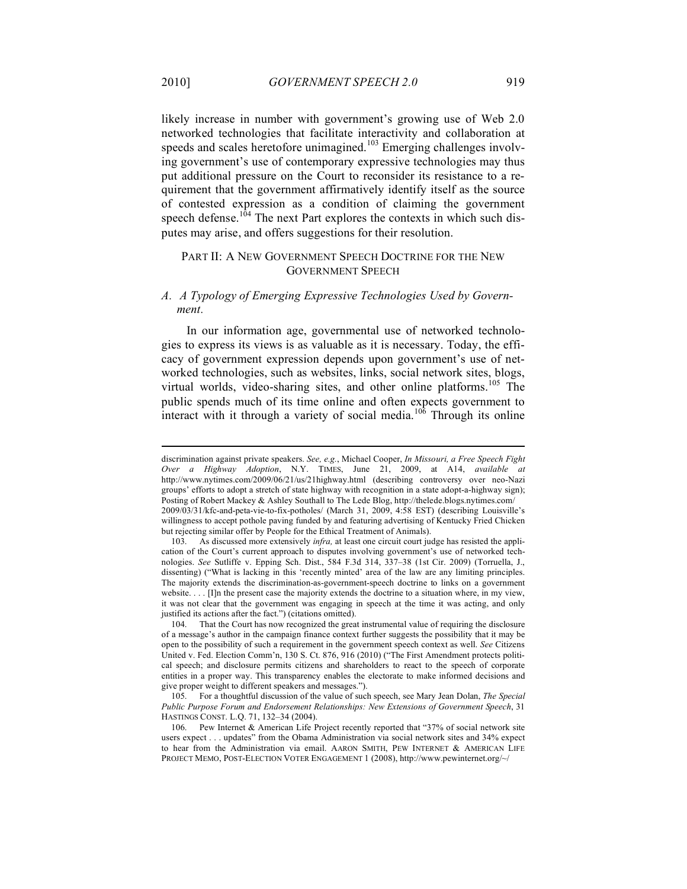likely increase in number with government's growing use of Web 2.0 networked technologies that facilitate interactivity and collaboration at speeds and scales heretofore unimagined.[103] Emerging challenges involving government's use of contemporary expressive technologies may thus put additional pressure on the Court to reconsider its resistance to a requirement that the government affirmatively identify itself as the source of contested expression as a condition of claiming the government speech defense.[104] The next Part explores the contexts in which such disputes may arise, and offers suggestions for their resolution.

## PART II: A NEW GOVERNMENT SPEECH DOCTRINE FOR THE NEW GOVERNMENT SPEECH

### *A. A Typology of Emerging Expressive Technologies Used by Government.*

In our information age, governmental use of networked technologies to express its views is as valuable as it is necessary. Today, the efficacy of government expression depends upon government's use of networked technologies, such as websites, links, social network sites, blogs, virtual worlds, video-sharing sites, and other online platforms.[105] The public spends much of its time online and often expects government to interact with it through a variety of social media.[106] Through its online

---

discrimination against private speakers. *See, e.g.*, Michael Cooper, *In Missouri, a Free Speech Fight Over a Highway Adoption*, N.Y. TIMES, June 21, 2009, at A14, *available at* http://www.nytimes.com/2009/06/21/us/21highway.html (describing controversy over neo-Nazi groups' efforts to adopt a stretch of state highway with recognition in a state adopt-a-highway sign); Posting of Robert Mackey & Ashley Southall to The Lede Blog, http://thelede.blogs.nytimes.com/2009/03/31/kfc-and-peta-vie-to-fix-potholes/ (March 31, 2009, 4:58 EST) (describing Louisville's willingness to accept pothole paving funded by and featuring advertising of Kentucky Fried Chicken but rejecting similar offer by People for the Ethical Treatment of Animals).

103. As discussed more extensively *infra,* at least one circuit court judge has resisted the application of the Court's current approach to disputes involving government's use of networked technologies. *See* Sutliffe v. Epping Sch. Dist., 584 F.3d 314, 337–38 (1st Cir. 2009) (Torruella, J., dissenting) ("What is lacking in this 'recently minted' area of the law are any limiting principles. The majority extends the discrimination-as-government-speech doctrine to links on a government website. . . . [I]n the present case the majority extends the doctrine to a situation where, in my view, it was not clear that the government was engaging in speech at the time it was acting, and only justified its actions after the fact.") (citations omitted).

104. That the Court has now recognized the great instrumental value of requiring the disclosure of a message's author in the campaign finance context further suggests the possibility that it may be open to the possibility of such a requirement in the government speech context as well. *See* Citizens United v. Fed. Election Comm'n, 130 S. Ct. 876, 916 (2010) ("The First Amendment protects political speech; and disclosure permits citizens and shareholders to react to the speech of corporate entities in a proper way. This transparency enables the electorate to make informed decisions and give proper weight to different speakers and messages.").

105. For a thoughtful discussion of the value of such speech, see Mary Jean Dolan, *The Special Public Purpose Forum and Endorsement Relationships: New Extensions of Government Speech*, 31 HASTINGS CONST. L.Q. 71, 132–34 (2004).

106. Pew Internet & American Life Project recently reported that "37% of social network site users expect . . . updates" from the Obama Administration via social network sites and 34% expect to hear from the Administration via email. AARON SMITH, PEW INTERNET & AMERICAN LIFE PROJECT MEMO, POST-ELECTION VOTER ENGAGEMENT 1 (2008), http://www.pewinternet.org/~/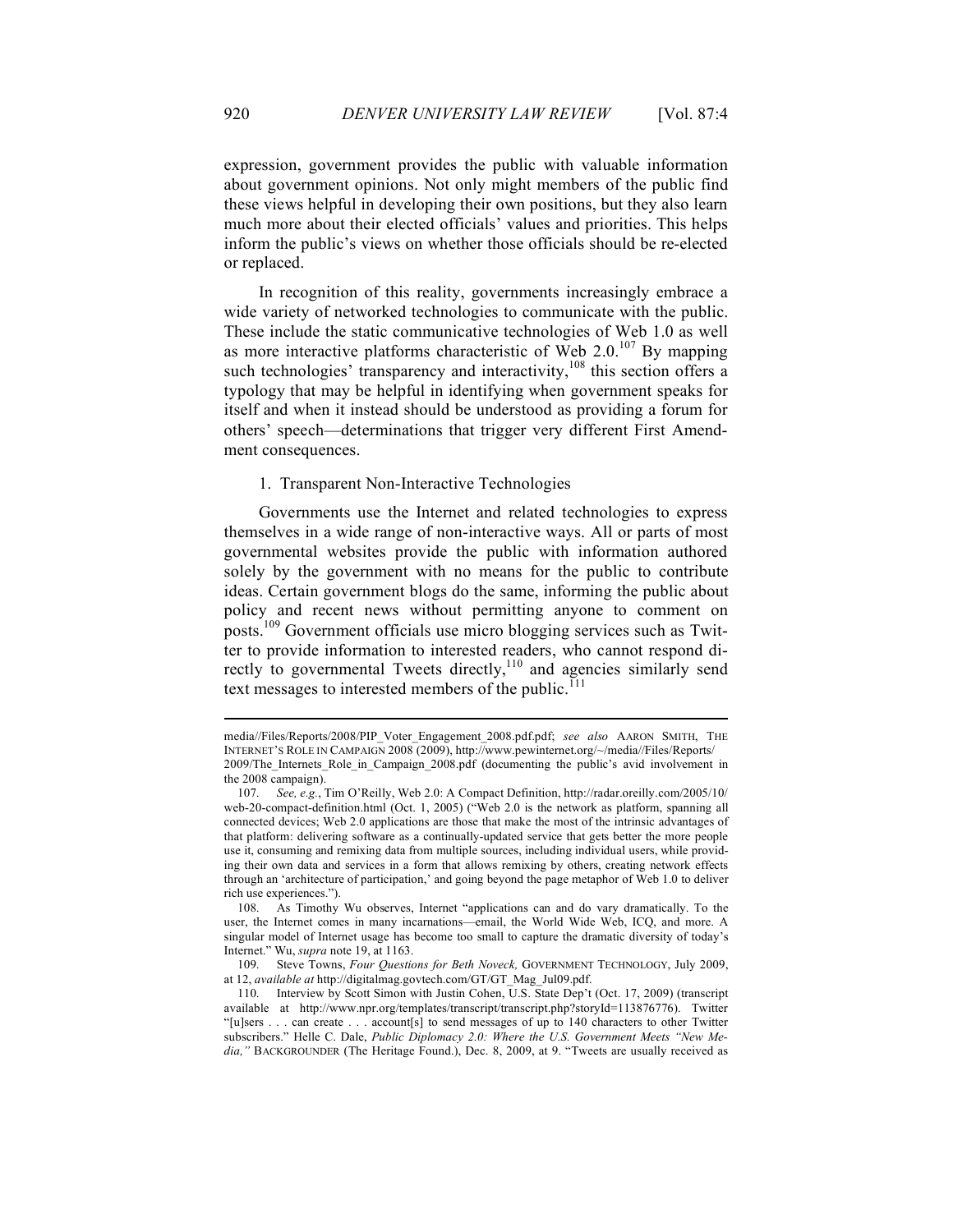expression, government provides the public with valuable information about government opinions. Not only might members of the public find these views helpful in developing their own positions, but they also learn much more about their elected officials' values and priorities. This helps inform the public's views on whether those officials should be re-elected or replaced.

In recognition of this reality, governments increasingly embrace a wide variety of networked technologies to communicate with the public. These include the static communicative technologies of Web 1.0 as well as more interactive platforms characteristic of Web 2.0.[107] By mapping such technologies' transparency and interactivity,[108] this section offers a typology that may be helpful in identifying when government speaks for itself and when it instead should be understood as providing a forum for others' speech—determinations that trigger very different First Amendment consequences.

1. Transparent Non-Interactive Technologies

Governments use the Internet and related technologies to express themselves in a wide range of non-interactive ways. All or parts of most governmental websites provide the public with information authored solely by the government with no means for the public to contribute ideas. Certain government blogs do the same, informing the public about policy and recent news without permitting anyone to comment on posts.[109] Government officials use micro blogging services such as Twitter to provide information to interested readers, who cannot respond directly to governmental Tweets directly,[110] and agencies similarly send text messages to interested members of the public.[111]

---

media//Files/Reports/2008/PIP_Voter_Engagement_2008.pdf.pdf; *see also* AARON SMITH, THE INTERNET'S ROLE IN CAMPAIGN 2008 (2009), http://www.pewinternet.org/~/media//Files/Reports/2009/The_Internets_Role_in_Campaign_2008.pdf (documenting the public's avid involvement in the 2008 campaign).

107. *See, e.g.*, Tim O'Reilly, Web 2.0: A Compact Definition, http://radar.oreilly.com/2005/10/web-20-compact-definition.html (Oct. 1, 2005) ("Web 2.0 is the network as platform, spanning all connected devices; Web 2.0 applications are those that make the most of the intrinsic advantages of that platform: delivering software as a continually-updated service that gets better the more people use it, consuming and remixing data from multiple sources, including individual users, while providing their own data and services in a form that allows remixing by others, creating network effects through an 'architecture of participation,' and going beyond the page metaphor of Web 1.0 to deliver rich use experiences.").

108. As Timothy Wu observes, Internet "applications can and do vary dramatically. To the user, the Internet comes in many incarnations—email, the World Wide Web, ICQ, and more. A singular model of Internet usage has become too small to capture the dramatic diversity of today's Internet." Wu, *supra* note 19, at 1163.

109. Steve Towns, *Four Questions for Beth Noveck,* GOVERNMENT TECHNOLOGY, July 2009, at 12, *available at* http://digitalmag.govtech.com/GT/GT_Mag_Jul09.pdf.

110. Interview by Scott Simon with Justin Cohen, U.S. State Dep't (Oct. 17, 2009) (transcript available at http://www.npr.org/templates/transcript/transcript.php?storyId=113876776). Twitter "[u]sers . . . can create . . . account[s] to send messages of up to 140 characters to other Twitter subscribers." Helle C. Dale, *Public Diplomacy 2.0: Where the U.S. Government Meets "New Media,"* BACKGROUNDER (The Heritage Found.), Dec. 8, 2009, at 9. "Tweets are usually received as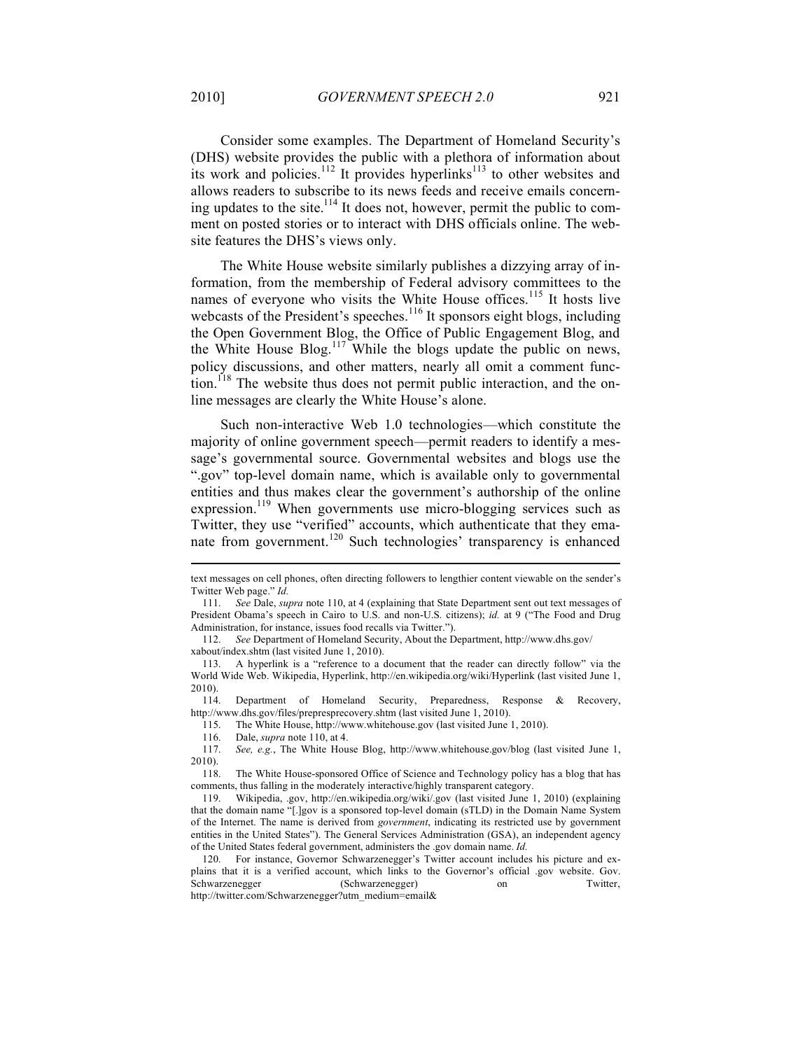Consider some examples. The Department of Homeland Security's (DHS) website provides the public with a plethora of information about its work and policies.[112] It provides hyperlinks[113] to other websites and allows readers to subscribe to its news feeds and receive emails concerning updates to the site.[114] It does not, however, permit the public to comment on posted stories or to interact with DHS officials online. The website features the DHS's views only.

The White House website similarly publishes a dizzying array of information, from the membership of Federal advisory committees to the names of everyone who visits the White House offices.[115] It hosts live webcasts of the President's speeches.[116] It sponsors eight blogs, including the Open Government Blog, the Office of Public Engagement Blog, and the White House Blog.[117] While the blogs update the public on news, policy discussions, and other matters, nearly all omit a comment function.[118] The website thus does not permit public interaction, and the online messages are clearly the White House's alone.

Such non-interactive Web 1.0 technologies—which constitute the majority of online government speech—permit readers to identify a message's governmental source. Governmental websites and blogs use the ".gov" top-level domain name, which is available only to governmental entities and thus makes clear the government's authorship of the online expression.[119] When governments use micro-blogging services such as Twitter, they use "verified" accounts, which authenticate that they emanate from government.[120] Such technologies' transparency is enhanced

---

text messages on cell phones, often directing followers to lengthier content viewable on the sender's Twitter Web page." *Id.*

111. *See* Dale, *supra* note 110, at 4 (explaining that State Department sent out text messages of President Obama's speech in Cairo to U.S. and non-U.S. citizens); *id.* at 9 ("The Food and Drug Administration, for instance, issues food recalls via Twitter.").

112. *See* Department of Homeland Security, About the Department, http://www.dhs.gov/xabout/index.shtm (last visited June 1, 2010).

113. A hyperlink is a "reference to a document that the reader can directly follow" via the World Wide Web. Wikipedia, Hyperlink, http://en.wikipedia.org/wiki/Hyperlink (last visited June 1, 2010).

114. Department of Homeland Security, Preparedness, Response & Recovery, http://www.dhs.gov/files/prepresprecovery.shtm (last visited June 1, 2010).

115. The White House, http://www.whitehouse.gov (last visited June 1, 2010).

116. Dale, *supra* note 110, at 4.

117. *See, e.g.*, The White House Blog, http://www.whitehouse.gov/blog (last visited June 1, 2010).

118. The White House-sponsored Office of Science and Technology policy has a blog that has comments, thus falling in the moderately interactive/highly transparent category.

119. Wikipedia, .gov, http://en.wikipedia.org/wiki/.gov (last visited June 1, 2010) (explaining that the domain name "[.]gov is a sponsored top-level domain (sTLD) in the Domain Name System of the Internet. The name is derived from *government*, indicating its restricted use by government entities in the United States"). The General Services Administration (GSA), an independent agency of the United States federal government, administers the .gov domain name. *Id.*

120. For instance, Governor Schwarzenegger's Twitter account includes his picture and explains that it is a verified account, which links to the Governor's official .gov website. Gov. Schwarzenegger (Schwarzenegger) on Twitter, http://twitter.com/Schwarzenegger?utm_medium=email&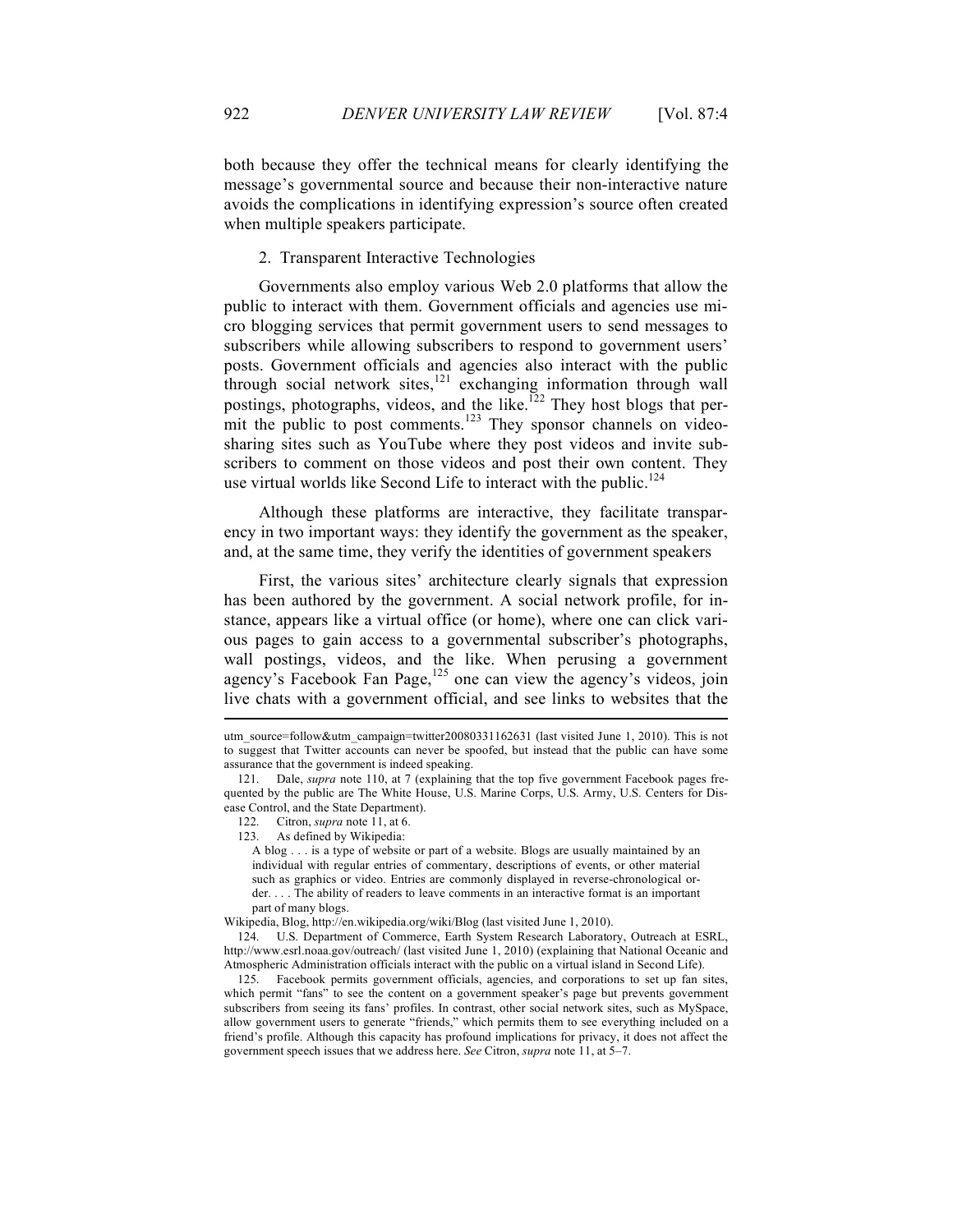both because they offer the technical means for clearly identifying the message's governmental source and because their non-interactive nature avoids the complications in identifying expression's source often created when multiple speakers participate.

### 2. Transparent Interactive Technologies

Governments also employ various Web 2.0 platforms that allow the public to interact with them. Government officials and agencies use micro blogging services that permit government users to send messages to subscribers while allowing subscribers to respond to government users' posts. Government officials and agencies also interact with the public through social network sites,[121] exchanging information through wall postings, photographs, videos, and the like.[122] They host blogs that permit the public to post comments.[123] They sponsor channels on video-sharing sites such as YouTube where they post videos and invite subscribers to comment on those videos and post their own content. They use virtual worlds like Second Life to interact with the public.[124]

Although these platforms are interactive, they facilitate transparency in two important ways: they identify the government as the speaker, and, at the same time, they verify the identities of government speakers

First, the various sites' architecture clearly signals that expression has been authored by the government. A social network profile, for instance, appears like a virtual office (or home), where one can click various pages to gain access to a governmental subscriber's photographs, wall postings, videos, and the like. When perusing a government agency's Facebook Fan Page,[125] one can view the agency's videos, join live chats with a government official, and see links to websites that the

---

utm_source=follow&utm_campaign=twitter20080331162631 (last visited June 1, 2010). This is not to suggest that Twitter accounts can never be spoofed, but instead that the public can have some assurance that the government is indeed speaking.

121. Dale, *supra* note 110, at 7 (explaining that the top five government Facebook pages frequented by the public are The White House, U.S. Marine Corps, U.S. Army, U.S. Centers for Disease Control, and the State Department).

122. Citron, *supra* note 11, at 6.

123. As defined by Wikipedia:

> A blog . . . is a type of website or part of a website. Blogs are usually maintained by an individual with regular entries of commentary, descriptions of events, or other material such as graphics or video. Entries are commonly displayed in reverse-chronological order. . . . The ability of readers to leave comments in an interactive format is an important part of many blogs.

Wikipedia, Blog, http://en.wikipedia.org/wiki/Blog (last visited June 1, 2010).

124. U.S. Department of Commerce, Earth System Research Laboratory, Outreach at ESRL, http://www.esrl.noaa.gov/outreach/ (last visited June 1, 2010) (explaining that National Oceanic and Atmospheric Administration officials interact with the public on a virtual island in Second Life).

125. Facebook permits government officials, agencies, and corporations to set up fan sites, which permit "fans" to see the content on a government speaker's page but prevents government subscribers from seeing its fans' profiles. In contrast, other social network sites, such as MySpace, allow government users to generate "friends," which permits them to see everything included on a friend's profile. Although this capacity has profound implications for privacy, it does not affect the government speech issues that we address here. *See* Citron, *supra* note 11, at 5–7.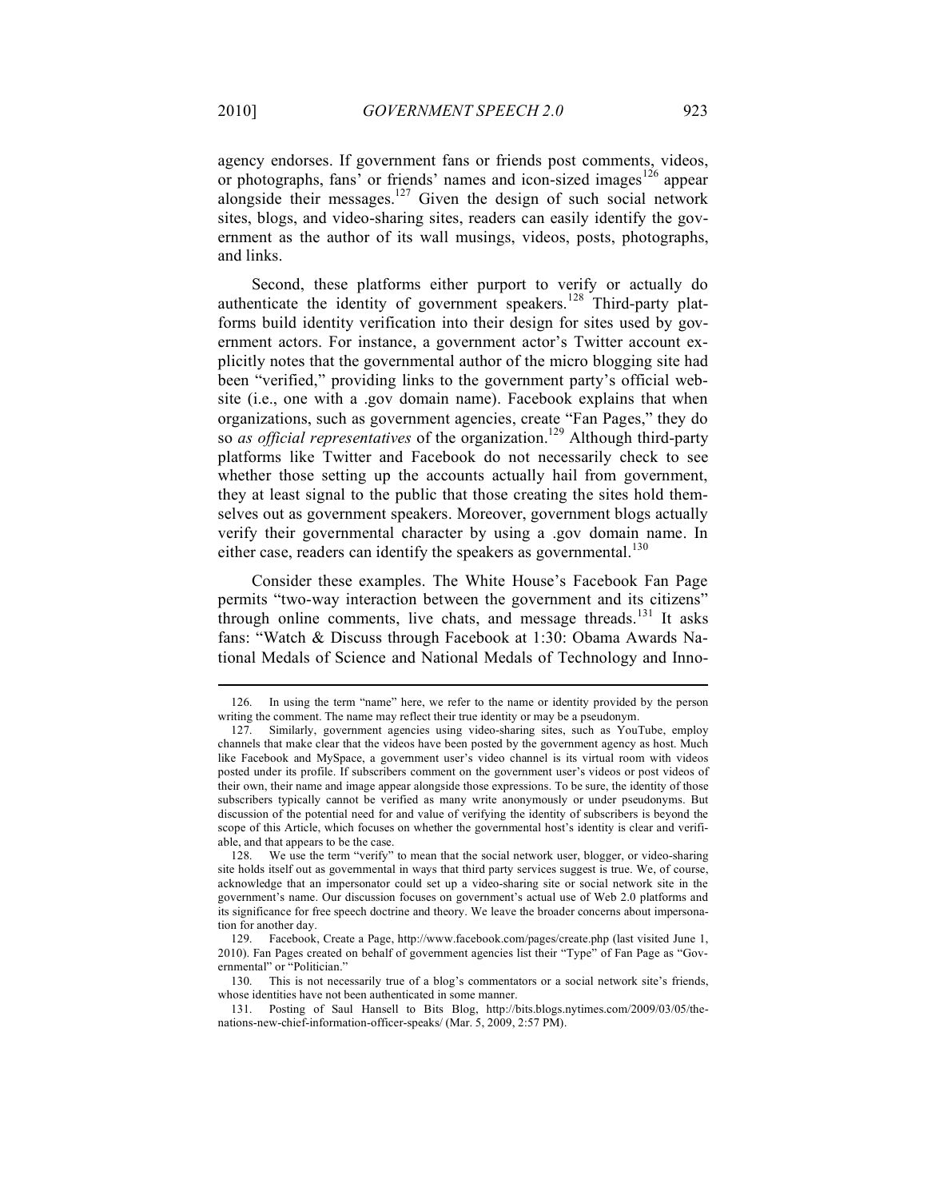agency endorses. If government fans or friends post comments, videos, or photographs, fans' or friends' names and icon-sized images[126] appear alongside their messages.[127] Given the design of such social network sites, blogs, and video-sharing sites, readers can easily identify the government as the author of its wall musings, videos, posts, photographs, and links.

Second, these platforms either purport to verify or actually do authenticate the identity of government speakers.[128] Third-party platforms build identity verification into their design for sites used by government actors. For instance, a government actor's Twitter account explicitly notes that the governmental author of the micro blogging site had been "verified," providing links to the government party's official website (i.e., one with a .gov domain name). Facebook explains that when organizations, such as government agencies, create "Fan Pages," they do so *as official representatives* of the organization.[129] Although third-party platforms like Twitter and Facebook do not necessarily check to see whether those setting up the accounts actually hail from government, they at least signal to the public that those creating the sites hold themselves out as government speakers. Moreover, government blogs actually verify their governmental character by using a .gov domain name. In either case, readers can identify the speakers as governmental.[130]

Consider these examples. The White House's Facebook Fan Page permits "two-way interaction between the government and its citizens" through online comments, live chats, and message threads.[131] It asks fans: "Watch & Discuss through Facebook at 1:30: Obama Awards National Medals of Science and National Medals of Technology and Inno-

---

126. In using the term "name" here, we refer to the name or identity provided by the person writing the comment. The name may reflect their true identity or may be a pseudonym.

127. Similarly, government agencies using video-sharing sites, such as YouTube, employ channels that make clear that the videos have been posted by the government agency as host. Much like Facebook and MySpace, a government user's video channel is its virtual room with videos posted under its profile. If subscribers comment on the government user's videos or post videos of their own, their name and image appear alongside those expressions. To be sure, the identity of those subscribers typically cannot be verified as many write anonymously or under pseudonyms. But discussion of the potential need for and value of verifying the identity of subscribers is beyond the scope of this Article, which focuses on whether the governmental host's identity is clear and verifiable, and that appears to be the case.

128. We use the term "verify" to mean that the social network user, blogger, or video-sharing site holds itself out as governmental in ways that third party services suggest is true. We, of course, acknowledge that an impersonator could set up a video-sharing site or social network site in the government's name. Our discussion focuses on government's actual use of Web 2.0 platforms and its significance for free speech doctrine and theory. We leave the broader concerns about impersonation for another day.

129. Facebook, Create a Page, http://www.facebook.com/pages/create.php (last visited June 1, 2010). Fan Pages created on behalf of government agencies list their "Type" of Fan Page as "Governmental" or "Politician."

130. This is not necessarily true of a blog's commentators or a social network site's friends, whose identities have not been authenticated in some manner.

131. Posting of Saul Hansell to Bits Blog, http://bits.blogs.nytimes.com/2009/03/05/the-nations-new-chief-information-officer-speaks/ (Mar. 5, 2009, 2:57 PM).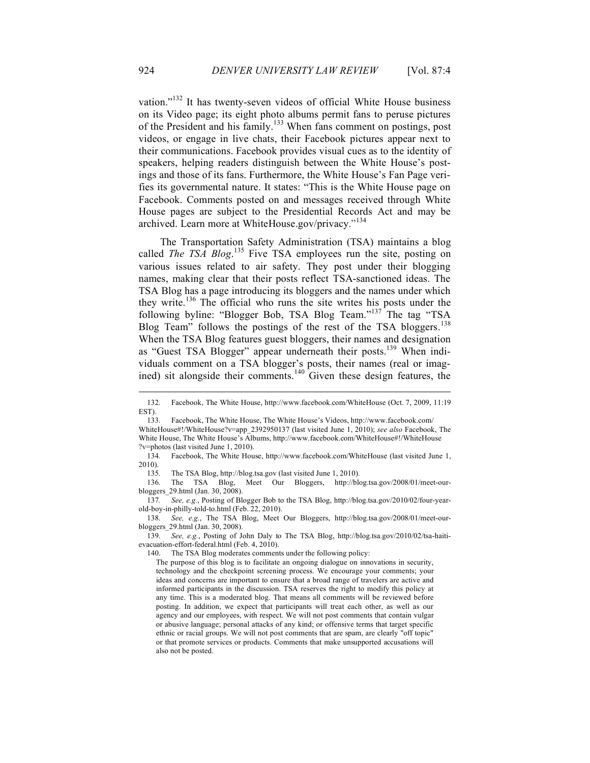vation."[132] It has twenty-seven videos of official White House business on its Video page; its eight photo albums permit fans to peruse pictures of the President and his family.[133] When fans comment on postings, post videos, or engage in live chats, their Facebook pictures appear next to their communications. Facebook provides visual cues as to the identity of speakers, helping readers distinguish between the White House's postings and those of its fans. Furthermore, the White House's Fan Page verifies its governmental nature. It states: "This is the White House page on Facebook. Comments posted on and messages received through White House pages are subject to the Presidential Records Act and may be archived. Learn more at WhiteHouse.gov/privacy."[134]

The Transportation Safety Administration (TSA) maintains a blog called *The TSA Blog*.[135] Five TSA employees run the site, posting on various issues related to air safety. They post under their blogging names, making clear that their posts reflect TSA-sanctioned ideas. The TSA Blog has a page introducing its bloggers and the names under which they write.[136] The official who runs the site writes his posts under the following byline: "Blogger Bob, TSA Blog Team."[137] The tag "TSA Blog Team" follows the postings of the rest of the TSA bloggers.[138] When the TSA Blog features guest bloggers, their names and designation as "Guest TSA Blogger" appear underneath their posts.[139] When individuals comment on a TSA blogger's posts, their names (real or imagined) sit alongside their comments.[140] Given these design features, the

---

132. Facebook, The White House, http://www.facebook.com/WhiteHouse (Oct. 7, 2009, 11:19 EST).

133. Facebook, The White House, The White House's Videos, http://www.facebook.com/WhiteHouse#!/WhiteHouse?v=app_2392950137 (last visited June 1, 2010); *see also* Facebook, The White House, The White House's Albums, http://www.facebook.com/WhiteHouse#!/WhiteHouse?v=photos (last visited June 1, 2010).

134. Facebook, The White House, http://www.facebook.com/WhiteHouse (last visited June 1, 2010).

135. The TSA Blog, http://blog.tsa.gov (last visited June 1, 2010).

136. The TSA Blog, Meet Our Bloggers, http://blog.tsa.gov/2008/01/meet-our-bloggers_29.html (Jan. 30, 2008).

137. *See, e.g.*, Posting of Blogger Bob to the TSA Blog, http://blog.tsa.gov/2010/02/four-year-old-boy-in-philly-told-to.html (Feb. 22, 2010).

138. *See, e.g.*, The TSA Blog, Meet Our Bloggers, http://blog.tsa.gov/2008/01/meet-our-bloggers_29.html (Jan. 30, 2008).

139. *See, e.g.*, Posting of John Daly to The TSA Blog, http://blog.tsa.gov/2010/02/tsa-haiti-evacuation-effort-federal.html (Feb. 4, 2010).

140. The TSA Blog moderates comments under the following policy:

> The purpose of this blog is to facilitate an ongoing dialogue on innovations in security, technology and the checkpoint screening process. We encourage your comments; your ideas and concerns are important to ensure that a broad range of travelers are active and informed participants in the discussion. TSA reserves the right to modify this policy at any time. This is a moderated blog. That means all comments will be reviewed before posting. In addition, we expect that participants will treat each other, as well as our agency and our employees, with respect. We will not post comments that contain vulgar or abusive language; personal attacks of any kind; or offensive terms that target specific ethnic or racial groups. We will not post comments that are spam, are clearly "off topic" or that promote services or products. Comments that make unsupported accusations will also not be posted.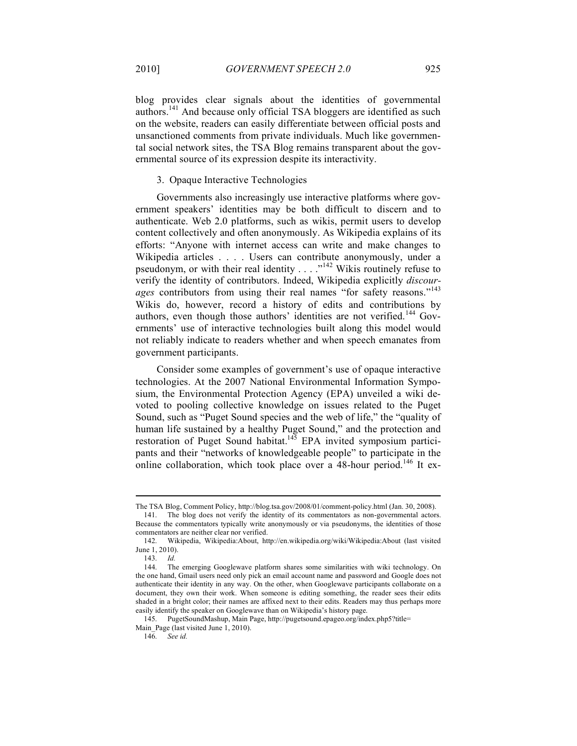blog provides clear signals about the identities of governmental authors.[141] And because only official TSA bloggers are identified as such on the website, readers can easily differentiate between official posts and unsanctioned comments from private individuals. Much like governmental social network sites, the TSA Blog remains transparent about the governmental source of its expression despite its interactivity.

### 3. Opaque Interactive Technologies

Governments also increasingly use interactive platforms where government speakers' identities may be both difficult to discern and to authenticate. Web 2.0 platforms, such as wikis, permit users to develop content collectively and often anonymously. As Wikipedia explains of its efforts: "Anyone with internet access can write and make changes to Wikipedia articles . . . . Users can contribute anonymously, under a pseudonym, or with their real identity . . . ."[142] Wikis routinely refuse to verify the identity of contributors. Indeed, Wikipedia explicitly *discourages* contributors from using their real names "for safety reasons."[143] Wikis do, however, record a history of edits and contributions by authors, even though those authors' identities are not verified.[144] Governments' use of interactive technologies built along this model would not reliably indicate to readers whether and when speech emanates from government participants.

Consider some examples of government's use of opaque interactive technologies. At the 2007 National Environmental Information Symposium, the Environmental Protection Agency (EPA) unveiled a wiki devoted to pooling collective knowledge on issues related to the Puget Sound, such as "Puget Sound species and the web of life," the "quality of human life sustained by a healthy Puget Sound," and the protection and restoration of Puget Sound habitat.[145] EPA invited symposium participants and their "networks of knowledgeable people" to participate in the online collaboration, which took place over a 48-hour period.[146] It ex-

---

The TSA Blog, Comment Policy, http://blog.tsa.gov/2008/01/comment-policy.html (Jan. 30, 2008).

141. The blog does not verify the identity of its commentators as non-governmental actors. Because the commentators typically write anonymously or via pseudonyms, the identities of those commentators are neither clear nor verified.

142. Wikipedia, Wikipedia:About, http://en.wikipedia.org/wiki/Wikipedia:About (last visited June 1, 2010).

143. *Id.*

144. The emerging Googlewave platform shares some similarities with wiki technology. On the one hand, Gmail users need only pick an email account name and password and Google does not authenticate their identity in any way. On the other, when Googlewave participants collaborate on a document, they own their work. When someone is editing something, the reader sees their edits shaded in a bright color; their names are affixed next to their edits. Readers may thus perhaps more easily identify the speaker on Googlewave than on Wikipedia's history page.

145. PugetSoundMashup, Main Page, http://pugetsound.epageo.org/index.php5?title=Main_Page (last visited June 1, 2010).

146. *See id.*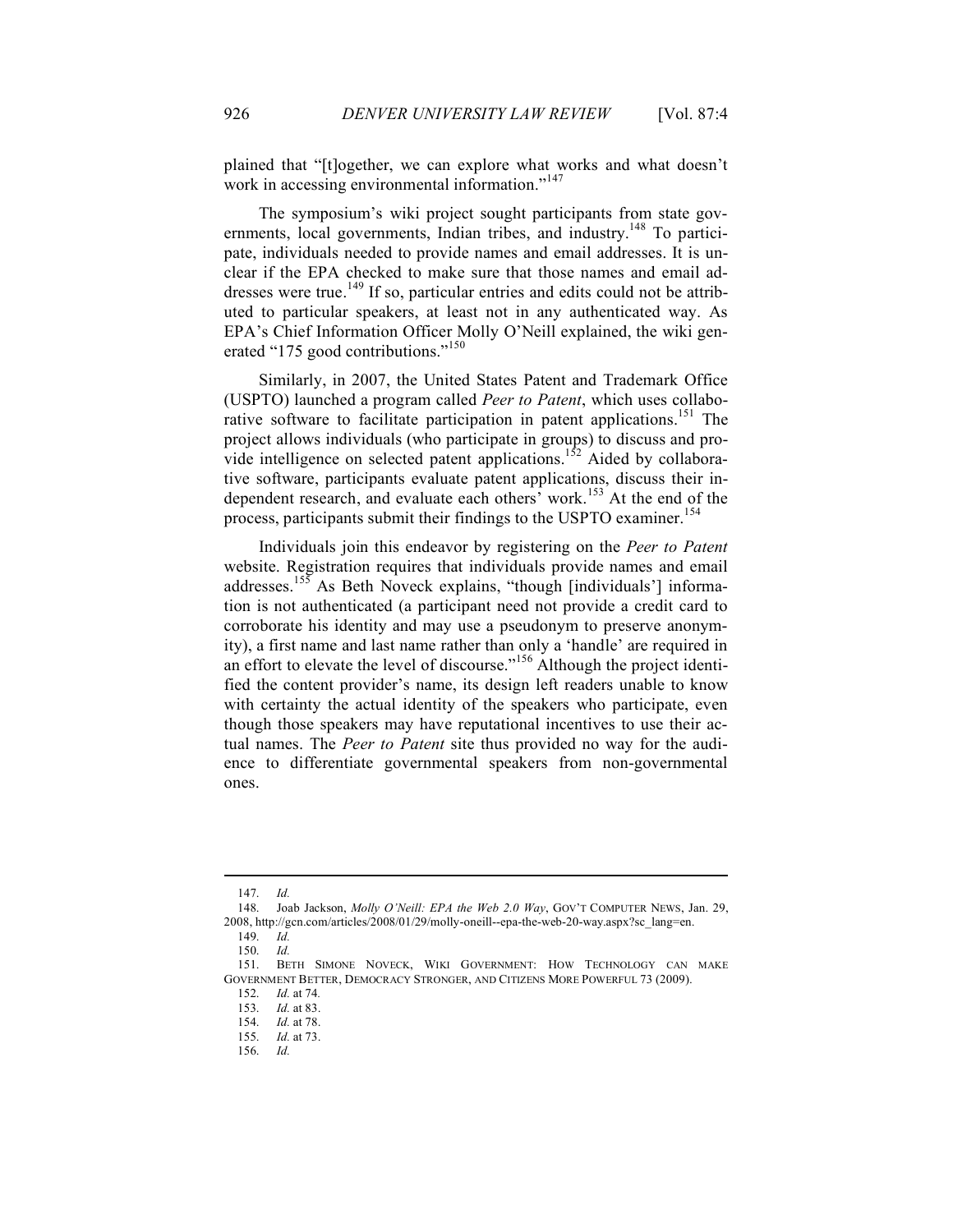plained that "[t]ogether, we can explore what works and what doesn't work in accessing environmental information."[147]

The symposium's wiki project sought participants from state governments, local governments, Indian tribes, and industry.[148] To participate, individuals needed to provide names and email addresses. It is unclear if the EPA checked to make sure that those names and email addresses were true.[149] If so, particular entries and edits could not be attributed to particular speakers, at least not in any authenticated way. As EPA's Chief Information Officer Molly O'Neill explained, the wiki generated "175 good contributions."[150]

Similarly, in 2007, the United States Patent and Trademark Office (USPTO) launched a program called *Peer to Patent*, which uses collaborative software to facilitate participation in patent applications.[151] The project allows individuals (who participate in groups) to discuss and provide intelligence on selected patent applications.[152] Aided by collaborative software, participants evaluate patent applications, discuss their independent research, and evaluate each others' work.[153] At the end of the process, participants submit their findings to the USPTO examiner.[154]

Individuals join this endeavor by registering on the *Peer to Patent* website. Registration requires that individuals provide names and email addresses.[155] As Beth Noveck explains, "though [individuals'] information is not authenticated (a participant need not provide a credit card to corroborate his identity and may use a pseudonym to preserve anonymity), a first name and last name rather than only a 'handle' are required in an effort to elevate the level of discourse."[156] Although the project identified the content provider's name, its design left readers unable to know with certainty the actual identity of the speakers who participate, even though those speakers may have reputational incentives to use their actual names. The *Peer to Patent* site thus provided no way for the audience to differentiate governmental speakers from non-governmental ones.

---

147. *Id.*

148. Joab Jackson, *Molly O'Neill: EPA the Web 2.0 Way*, GOV'T COMPUTER NEWS, Jan. 29, 2008, http://gcn.com/articles/2008/01/29/molly-oneill--epa-the-web-20-way.aspx?sc_lang=en.

149. *Id.*

150. *Id.*

151. BETH SIMONE NOVECK, WIKI GOVERNMENT: HOW TECHNOLOGY CAN MAKE GOVERNMENT BETTER, DEMOCRACY STRONGER, AND CITIZENS MORE POWERFUL 73 (2009).

152. *Id.* at 74.

153. *Id.* at 83.

154. *Id.* at 78.

155. *Id.* at 73.

156. *Id.*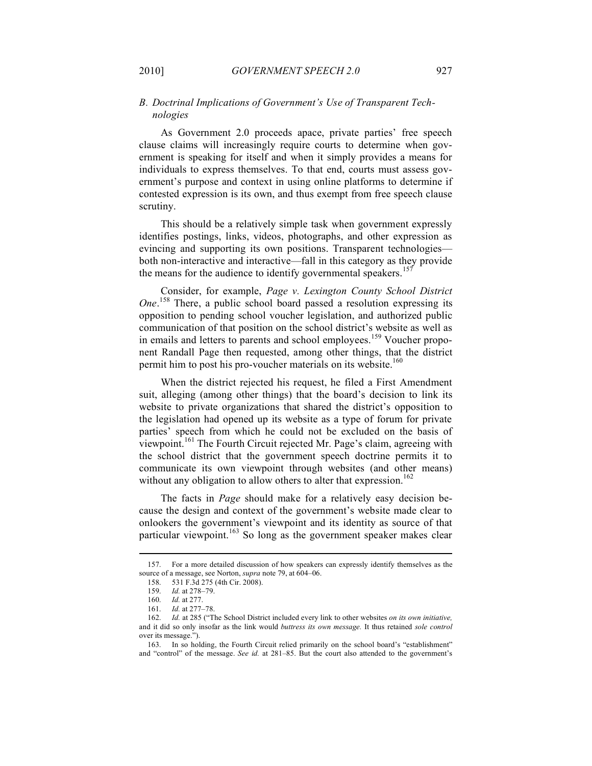### *B. Doctrinal Implications of Government's Use of Transparent Technologies*

As Government 2.0 proceeds apace, private parties' free speech clause claims will increasingly require courts to determine when government is speaking for itself and when it simply provides a means for individuals to express themselves. To that end, courts must assess government's purpose and context in using online platforms to determine if contested expression is its own, and thus exempt from free speech clause scrutiny.

This should be a relatively simple task when government expressly identifies postings, links, videos, photographs, and other expression as evincing and supporting its own positions. Transparent technologies—both non-interactive and interactive—fall in this category as they provide the means for the audience to identify governmental speakers.[157]

Consider, for example, *Page v. Lexington County School District One*.[158] There, a public school board passed a resolution expressing its opposition to pending school voucher legislation, and authorized public communication of that position on the school district's website as well as in emails and letters to parents and school employees.[159] Voucher proponent Randall Page then requested, among other things, that the district permit him to post his pro-voucher materials on its website.[160]

When the district rejected his request, he filed a First Amendment suit, alleging (among other things) that the board's decision to link its website to private organizations that shared the district's opposition to the legislation had opened up its website as a type of forum for private parties' speech from which he could not be excluded on the basis of viewpoint.[161] The Fourth Circuit rejected Mr. Page's claim, agreeing with the school district that the government speech doctrine permits it to communicate its own viewpoint through websites (and other means) without any obligation to allow others to alter that expression.[162]

The facts in *Page* should make for a relatively easy decision because the design and context of the government's website made clear to onlookers the government's viewpoint and its identity as source of that particular viewpoint.[163] So long as the government speaker makes clear

---

157. For a more detailed discussion of how speakers can expressly identify themselves as the source of a message, see Norton, *supra* note 79, at 604–06.

158. 531 F.3d 275 (4th Cir. 2008).

159. *Id.* at 278–79.

160. *Id.* at 277.

161. *Id.* at 277–78.

162. *Id.* at 285 ("The School District included every link to other websites *on its own initiative,* and it did so only insofar as the link would *buttress its own message.* It thus retained *sole control* over its message.").

163. In so holding, the Fourth Circuit relied primarily on the school board's "establishment" and "control" of the message. *See id.* at 281–85. But the court also attended to the government's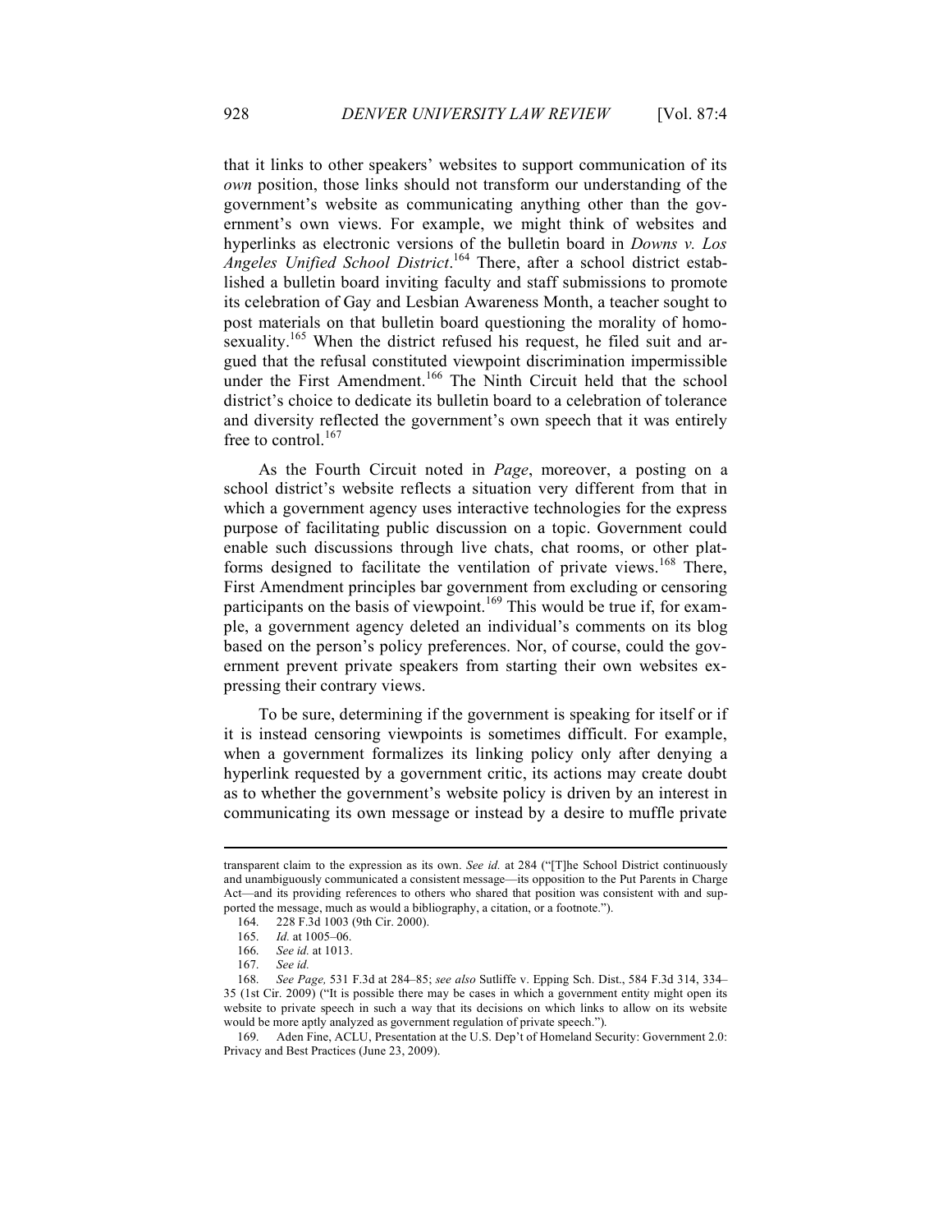that it links to other speakers' websites to support communication of its *own* position, those links should not transform our understanding of the government's website as communicating anything other than the government's own views. For example, we might think of websites and hyperlinks as electronic versions of the bulletin board in *Downs v. Los Angeles Unified School District*.[164] There, after a school district established a bulletin board inviting faculty and staff submissions to promote its celebration of Gay and Lesbian Awareness Month, a teacher sought to post materials on that bulletin board questioning the morality of homosexuality.[165] When the district refused his request, he filed suit and argued that the refusal constituted viewpoint discrimination impermissible under the First Amendment.[166] The Ninth Circuit held that the school district's choice to dedicate its bulletin board to a celebration of tolerance and diversity reflected the government's own speech that it was entirely free to control.[167]

As the Fourth Circuit noted in *Page*, moreover, a posting on a school district's website reflects a situation very different from that in which a government agency uses interactive technologies for the express purpose of facilitating public discussion on a topic. Government could enable such discussions through live chats, chat rooms, or other platforms designed to facilitate the ventilation of private views.[168] There, First Amendment principles bar government from excluding or censoring participants on the basis of viewpoint.[169] This would be true if, for example, a government agency deleted an individual's comments on its blog based on the person's policy preferences. Nor, of course, could the government prevent private speakers from starting their own websites expressing their contrary views.

To be sure, determining if the government is speaking for itself or if it is instead censoring viewpoints is sometimes difficult. For example, when a government formalizes its linking policy only after denying a hyperlink requested by a government critic, its actions may create doubt as to whether the government's website policy is driven by an interest in communicating its own message or instead by a desire to muffle private

---

transparent claim to the expression as its own. *See id.* at 284 ("[T]he School District continuously and unambiguously communicated a consistent message—its opposition to the Put Parents in Charge Act—and its providing references to others who shared that position was consistent with and supported the message, much as would a bibliography, a citation, or a footnote.").

164. 228 F.3d 1003 (9th Cir. 2000).

165. *Id.* at 1005–06.

166. *See id.* at 1013.

167. *See id.*

168. *See Page,* 531 F.3d at 284–85; *see also* Sutliffe v. Epping Sch. Dist., 584 F.3d 314, 334–35 (1st Cir. 2009) ("It is possible there may be cases in which a government entity might open its website to private speech in such a way that its decisions on which links to allow on its website would be more aptly analyzed as government regulation of private speech.").

169. Aden Fine, ACLU, Presentation at the U.S. Dep't of Homeland Security: Government 2.0: Privacy and Best Practices (June 23, 2009).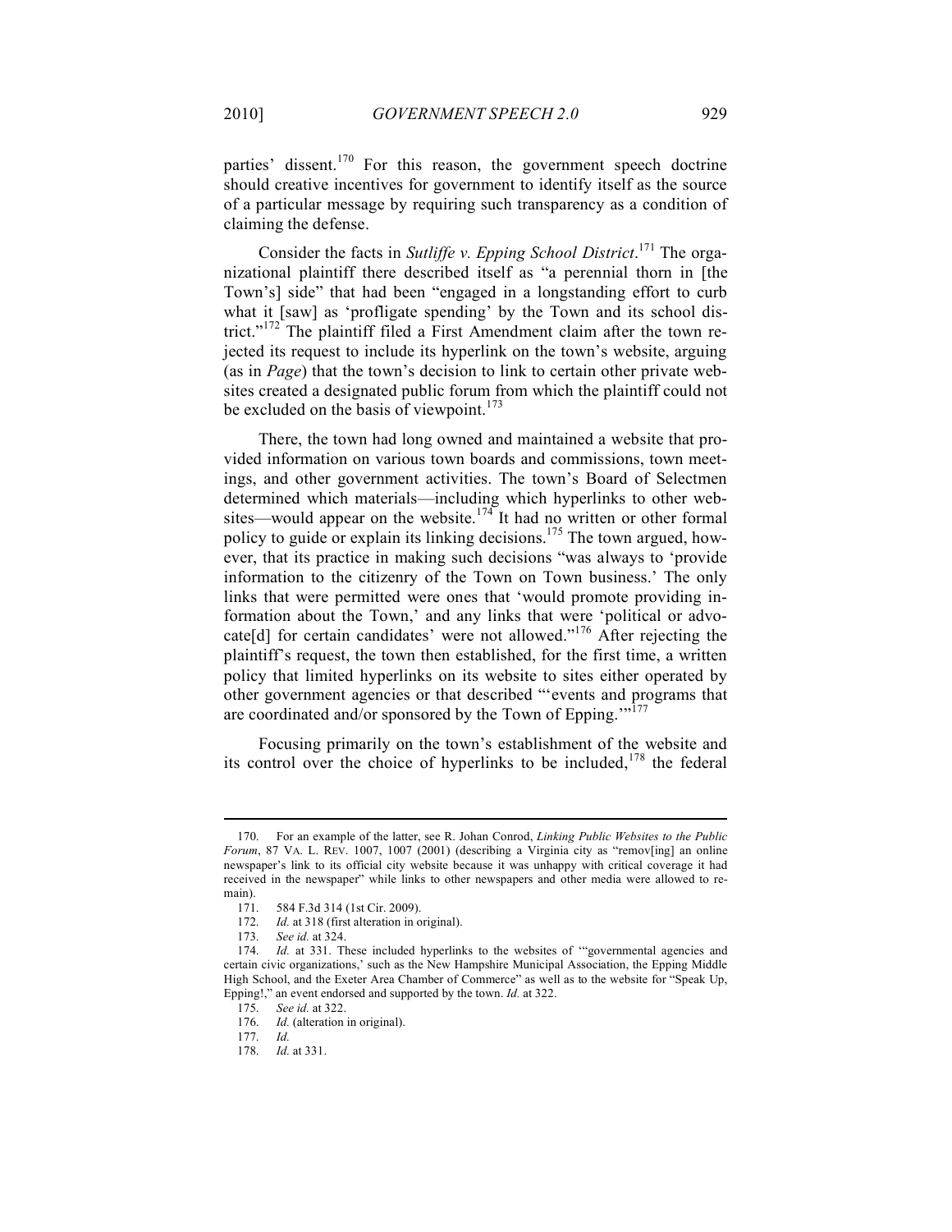parties' dissent.[170] For this reason, the government speech doctrine should creative incentives for government to identify itself as the source of a particular message by requiring such transparency as a condition of claiming the defense.

Consider the facts in *Sutliffe v. Epping School District*.[171] The organizational plaintiff there described itself as "a perennial thorn in [the Town's] side" that had been "engaged in a longstanding effort to curb what it [saw] as 'profligate spending' by the Town and its school district."[172] The plaintiff filed a First Amendment claim after the town rejected its request to include its hyperlink on the town's website, arguing (as in *Page*) that the town's decision to link to certain other private websites created a designated public forum from which the plaintiff could not be excluded on the basis of viewpoint.[173]

There, the town had long owned and maintained a website that provided information on various town boards and commissions, town meetings, and other government activities. The town's Board of Selectmen determined which materials—including which hyperlinks to other websites—would appear on the website.[174] It had no written or other formal policy to guide or explain its linking decisions.[175] The town argued, however, that its practice in making such decisions "was always to 'provide information to the citizenry of the Town on Town business.' The only links that were permitted were ones that 'would promote providing information about the Town,' and any links that were 'political or advocate[d] for certain candidates' were not allowed."[176] After rejecting the plaintiff's request, the town then established, for the first time, a written policy that limited hyperlinks on its website to sites either operated by other government agencies or that described "'events and programs that are coordinated and/or sponsored by the Town of Epping.'"[177]

Focusing primarily on the town's establishment of the website and its control over the choice of hyperlinks to be included,[178] the federal

---

170. For an example of the latter, see R. Johan Conrod, *Linking Public Websites to the Public Forum*, 87 VA. L. REV. 1007, 1007 (2001) (describing a Virginia city as "remov[ing] an online newspaper's link to its official city website because it was unhappy with critical coverage it had received in the newspaper" while links to other newspapers and other media were allowed to remain).

171. 584 F.3d 314 (1st Cir. 2009).

172. *Id.* at 318 (first alteration in original).

173. *See id.* at 324.

174. *Id.* at 331. These included hyperlinks to the websites of '"governmental agencies and certain civic organizations,' such as the New Hampshire Municipal Association, the Epping Middle High School, and the Exeter Area Chamber of Commerce" as well as to the website for "Speak Up, Epping!," an event endorsed and supported by the town. *Id.* at 322.

175. *See id.* at 322.

176. *Id.* (alteration in original).

177. *Id.*

178. *Id.* at 331.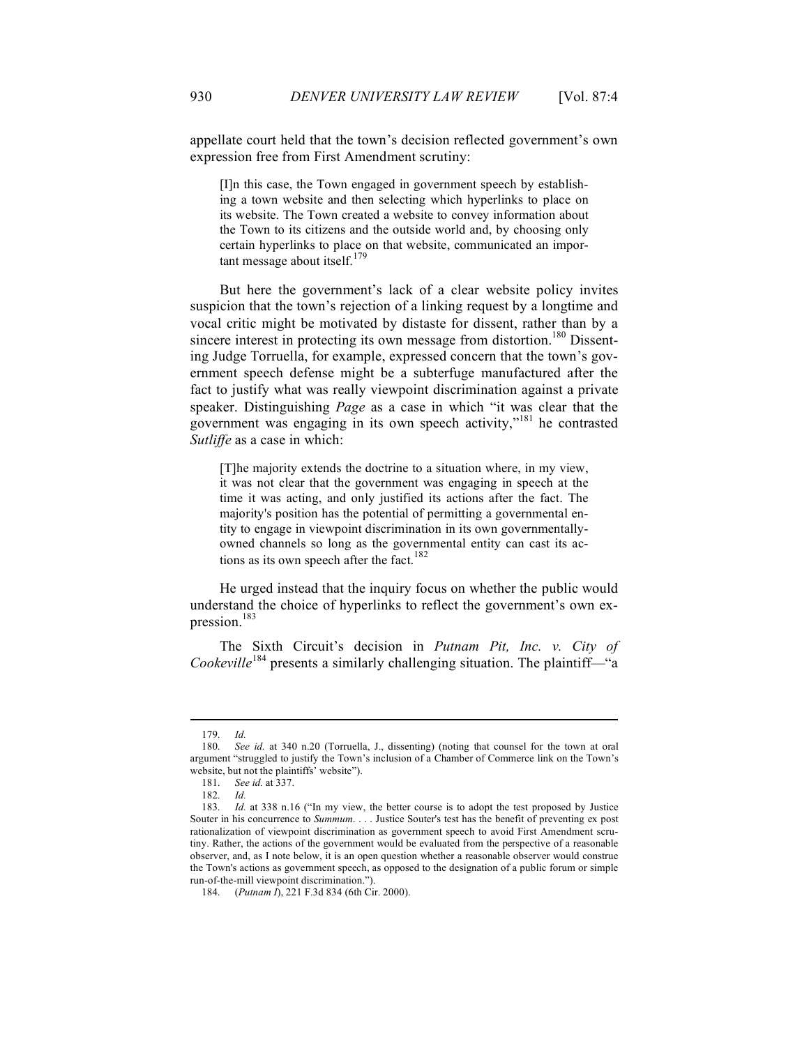appellate court held that the town's decision reflected government's own expression free from First Amendment scrutiny:

> [I]n this case, the Town engaged in government speech by establishing a town website and then selecting which hyperlinks to place on its website. The Town created a website to convey information about the Town to its citizens and the outside world and, by choosing only certain hyperlinks to place on that website, communicated an important message about itself.[179]

But here the government's lack of a clear website policy invites suspicion that the town's rejection of a linking request by a longtime and vocal critic might be motivated by distaste for dissent, rather than by a sincere interest in protecting its own message from distortion.[180] Dissenting Judge Torruella, for example, expressed concern that the town's government speech defense might be a subterfuge manufactured after the fact to justify what was really viewpoint discrimination against a private speaker. Distinguishing *Page* as a case in which "it was clear that the government was engaging in its own speech activity,"[181] he contrasted *Sutliffe* as a case in which:

> [T]he majority extends the doctrine to a situation where, in my view, it was not clear that the government was engaging in speech at the time it was acting, and only justified its actions after the fact. The majority's position has the potential of permitting a governmental entity to engage in viewpoint discrimination in its own governmentally-owned channels so long as the governmental entity can cast its actions as its own speech after the fact.[182]

He urged instead that the inquiry focus on whether the public would understand the choice of hyperlinks to reflect the government's own expression.[183]

The Sixth Circuit's decision in *Putnam Pit, Inc. v. City of Cookeville*[184] presents a similarly challenging situation. The plaintiff—"a

---

179. *Id.*

180. *See id.* at 340 n.20 (Torruella, J., dissenting) (noting that counsel for the town at oral argument "struggled to justify the Town's inclusion of a Chamber of Commerce link on the Town's website, but not the plaintiffs' website").

181. *See id.* at 337.

182. *Id.*

183. *Id.* at 338 n.16 ("In my view, the better course is to adopt the test proposed by Justice Souter in his concurrence to *Summum*. . . . Justice Souter's test has the benefit of preventing ex post rationalization of viewpoint discrimination as government speech to avoid First Amendment scrutiny. Rather, the actions of the government would be evaluated from the perspective of a reasonable observer, and, as I note below, it is an open question whether a reasonable observer would construe the Town's actions as government speech, as opposed to the designation of a public forum or simple run-of-the-mill viewpoint discrimination.").

184. (*Putnam I*), 221 F.3d 834 (6th Cir. 2000).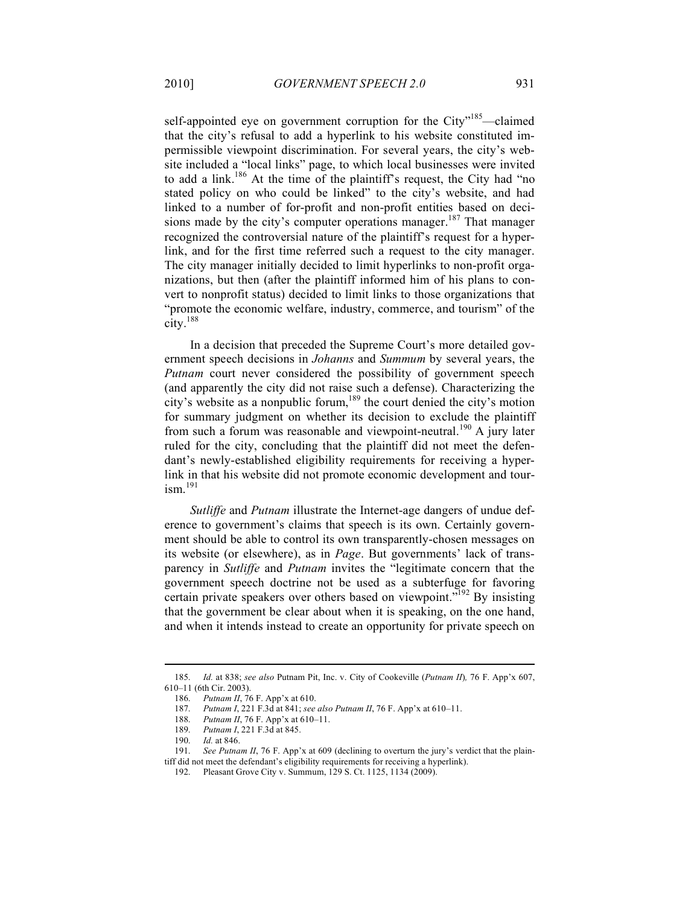self-appointed eye on government corruption for the City"[185]—claimed that the city's refusal to add a hyperlink to his website constituted impermissible viewpoint discrimination. For several years, the city's website included a "local links" page, to which local businesses were invited to add a link.[186] At the time of the plaintiff's request, the City had "no stated policy on who could be linked" to the city's website, and had linked to a number of for-profit and non-profit entities based on decisions made by the city's computer operations manager.[187] That manager recognized the controversial nature of the plaintiff's request for a hyperlink, and for the first time referred such a request to the city manager. The city manager initially decided to limit hyperlinks to non-profit organizations, but then (after the plaintiff informed him of his plans to convert to nonprofit status) decided to limit links to those organizations that "promote the economic welfare, industry, commerce, and tourism" of the city.[188]

In a decision that preceded the Supreme Court's more detailed government speech decisions in *Johanns* and *Summum* by several years, the *Putnam* court never considered the possibility of government speech (and apparently the city did not raise such a defense). Characterizing the city's website as a nonpublic forum,[189] the court denied the city's motion for summary judgment on whether its decision to exclude the plaintiff from such a forum was reasonable and viewpoint-neutral.[190] A jury later ruled for the city, concluding that the plaintiff did not meet the defendant's newly-established eligibility requirements for receiving a hyperlink in that his website did not promote economic development and tourism.[191]

*Sutliffe* and *Putnam* illustrate the Internet-age dangers of undue deference to government's claims that speech is its own. Certainly government should be able to control its own transparently-chosen messages on its website (or elsewhere), as in *Page*. But governments' lack of transparency in *Sutliffe* and *Putnam* invites the "legitimate concern that the government speech doctrine not be used as a subterfuge for favoring certain private speakers over others based on viewpoint."[192] By insisting that the government be clear about when it is speaking, on the one hand, and when it intends instead to create an opportunity for private speech on

---

185. *Id.* at 838; *see also* Putnam Pit, Inc. v. City of Cookeville (*Putnam II*), 76 F. App'x 607, 610–11 (6th Cir. 2003).

186. *Putnam II*, 76 F. App'x at 610.

187. *Putnam I*, 221 F.3d at 841; *see also Putnam II*, 76 F. App'x at 610–11.

188. *Putnam II*, 76 F. App'x at 610–11.

189. *Putnam I*, 221 F.3d at 845.

190. *Id.* at 846.

191. *See Putnam II*, 76 F. App'x at 609 (declining to overturn the jury's verdict that the plaintiff did not meet the defendant's eligibility requirements for receiving a hyperlink).

192. Pleasant Grove City v. Summum, 129 S. Ct. 1125, 1134 (2009).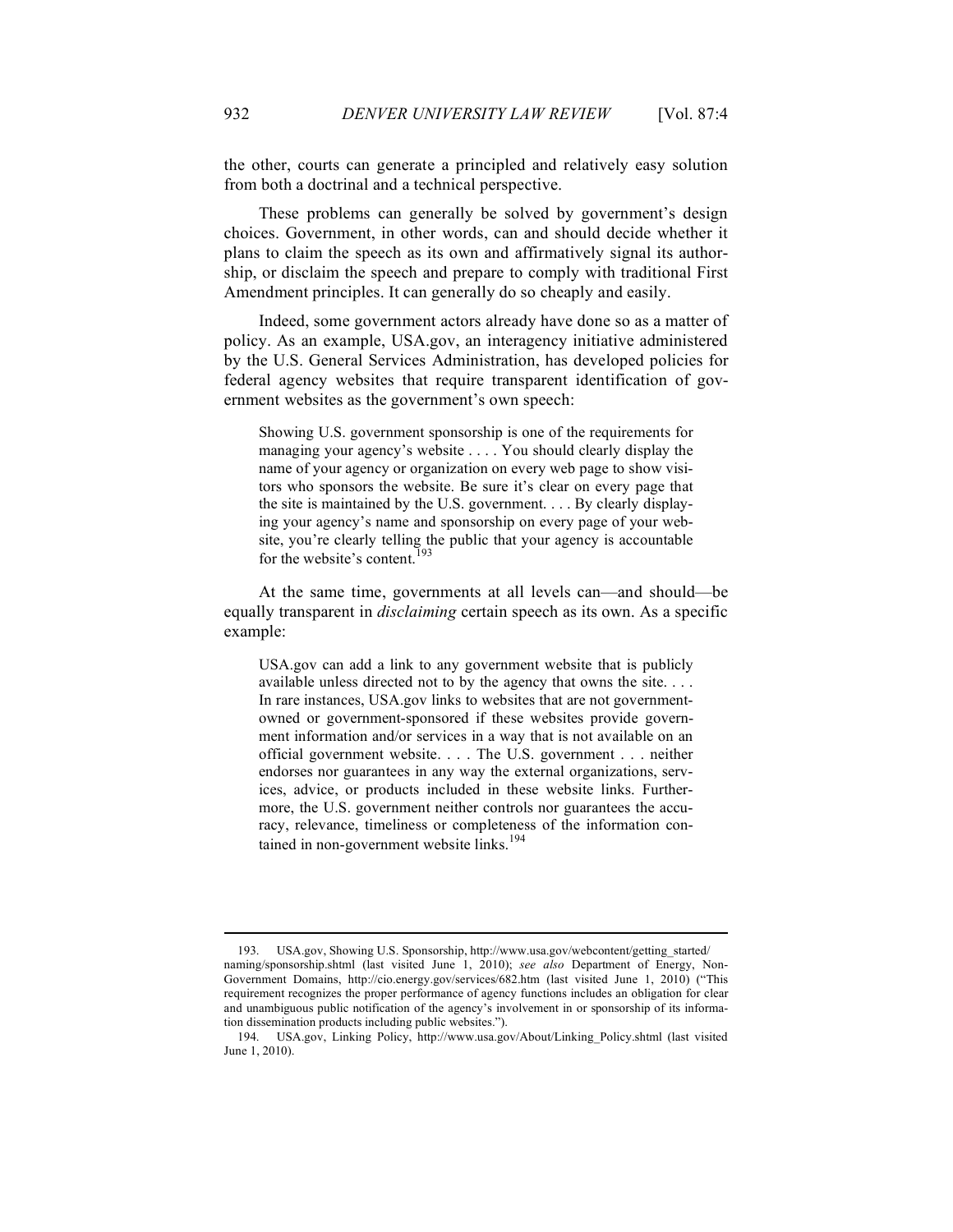the other, courts can generate a principled and relatively easy solution from both a doctrinal and a technical perspective.

These problems can generally be solved by government's design choices. Government, in other words, can and should decide whether it plans to claim the speech as its own and affirmatively signal its authorship, or disclaim the speech and prepare to comply with traditional First Amendment principles. It can generally do so cheaply and easily.

Indeed, some government actors already have done so as a matter of policy. As an example, USA.gov, an interagency initiative administered by the U.S. General Services Administration, has developed policies for federal agency websites that require transparent identification of government websites as the government's own speech:

> Showing U.S. government sponsorship is one of the requirements for managing your agency's website . . . . You should clearly display the name of your agency or organization on every web page to show visitors who sponsors the website. Be sure it's clear on every page that the site is maintained by the U.S. government. . . . By clearly displaying your agency's name and sponsorship on every page of your website, you're clearly telling the public that your agency is accountable for the website's content.[193]

At the same time, governments at all levels can—and should—be equally transparent in *disclaiming* certain speech as its own. As a specific example:

> USA.gov can add a link to any government website that is publicly available unless directed not to by the agency that owns the site. . . . In rare instances, USA.gov links to websites that are not government-owned or government-sponsored if these websites provide government information and/or services in a way that is not available on an official government website. . . . The U.S. government . . . neither endorses nor guarantees in any way the external organizations, services, advice, or products included in these website links. Furthermore, the U.S. government neither controls nor guarantees the accuracy, relevance, timeliness or completeness of the information contained in non-government website links.[194]

---

193. USA.gov, Showing U.S. Sponsorship, http://www.usa.gov/webcontent/getting_started/naming/sponsorship.shtml (last visited June 1, 2010); *see also* Department of Energy, Non-Government Domains, http://cio.energy.gov/services/682.htm (last visited June 1, 2010) ("This requirement recognizes the proper performance of agency functions includes an obligation for clear and unambiguous public notification of the agency's involvement in or sponsorship of its information dissemination products including public websites.").

194. USA.gov, Linking Policy, http://www.usa.gov/About/Linking_Policy.shtml (last visited June 1, 2010).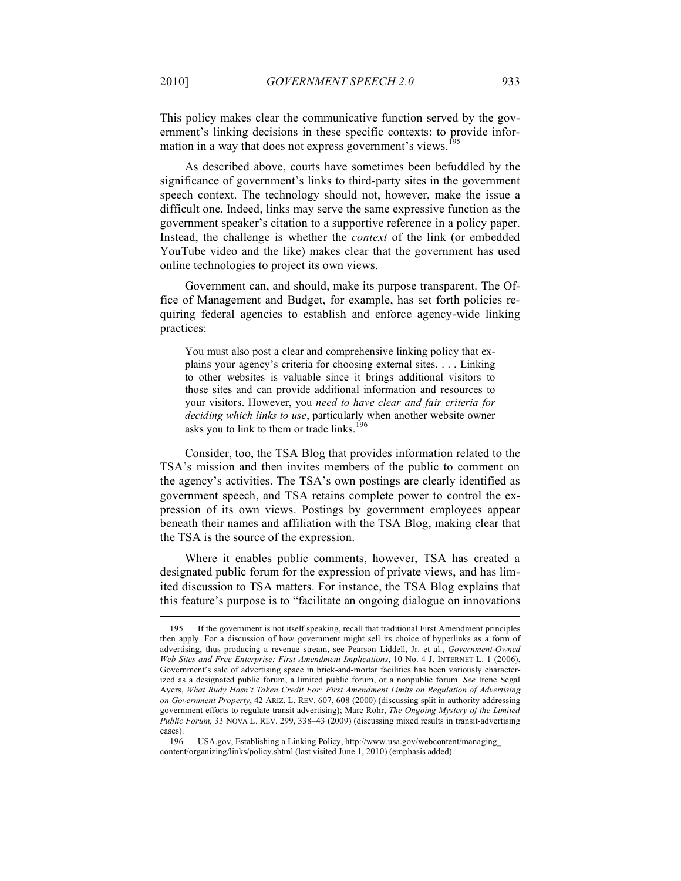This policy makes clear the communicative function served by the government's linking decisions in these specific contexts: to provide information in a way that does not express government's views.[195]

As described above, courts have sometimes been befuddled by the significance of government's links to third-party sites in the government speech context. The technology should not, however, make the issue a difficult one. Indeed, links may serve the same expressive function as the government speaker's citation to a supportive reference in a policy paper. Instead, the challenge is whether the *context* of the link (or embedded YouTube video and the like) makes clear that the government has used online technologies to project its own views.

Government can, and should, make its purpose transparent. The Office of Management and Budget, for example, has set forth policies requiring federal agencies to establish and enforce agency-wide linking practices:

> You must also post a clear and comprehensive linking policy that explains your agency's criteria for choosing external sites. . . . Linking to other websites is valuable since it brings additional visitors to those sites and can provide additional information and resources to your visitors. However, you *need to have clear and fair criteria for deciding which links to use*, particularly when another website owner asks you to link to them or trade links.[196]

Consider, too, the TSA Blog that provides information related to the TSA's mission and then invites members of the public to comment on the agency's activities. The TSA's own postings are clearly identified as government speech, and TSA retains complete power to control the expression of its own views. Postings by government employees appear beneath their names and affiliation with the TSA Blog, making clear that the TSA is the source of the expression.

Where it enables public comments, however, TSA has created a designated public forum for the expression of private views, and has limited discussion to TSA matters. For instance, the TSA Blog explains that this feature's purpose is to "facilitate an ongoing dialogue on innovations

---

195. If the government is not itself speaking, recall that traditional First Amendment principles then apply. For a discussion of how government might sell its choice of hyperlinks as a form of advertising, thus producing a revenue stream, see Pearson Liddell, Jr. et al., *Government-Owned Web Sites and Free Enterprise: First Amendment Implications*, 10 No. 4 J. INTERNET L. 1 (2006). Government's sale of advertising space in brick-and-mortar facilities has been variously characterized as a designated public forum, a limited public forum, or a nonpublic forum. *See* Irene Segal Ayers, *What Rudy Hasn't Taken Credit For: First Amendment Limits on Regulation of Advertising on Government Property*, 42 ARIZ. L. REV. 607, 608 (2000) (discussing split in authority addressing government efforts to regulate transit advertising); Marc Rohr, *The Ongoing Mystery of the Limited Public Forum,* 33 NOVA L. REV. 299, 338–43 (2009) (discussing mixed results in transit-advertising cases).

196. USA.gov, Establishing a Linking Policy, http://www.usa.gov/webcontent/managing_content/organizing/links/policy.shtml (last visited June 1, 2010) (emphasis added).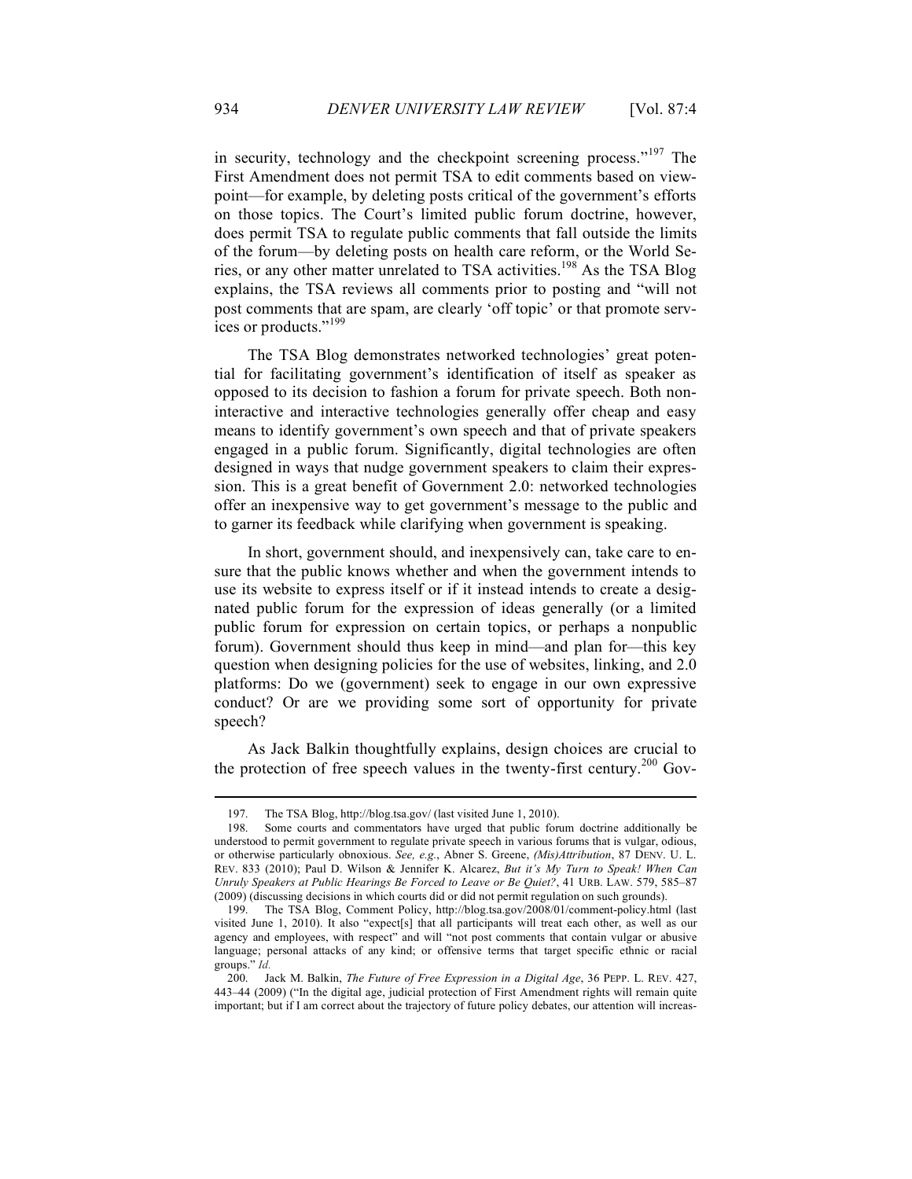in security, technology and the checkpoint screening process."[197] The First Amendment does not permit TSA to edit comments based on viewpoint—for example, by deleting posts critical of the government's efforts on those topics. The Court's limited public forum doctrine, however, does permit TSA to regulate public comments that fall outside the limits of the forum—by deleting posts on health care reform, or the World Series, or any other matter unrelated to TSA activities.[198] As the TSA Blog explains, the TSA reviews all comments prior to posting and "will not post comments that are spam, are clearly 'off topic' or that promote services or products."[199]

The TSA Blog demonstrates networked technologies' great potential for facilitating government's identification of itself as speaker as opposed to its decision to fashion a forum for private speech. Both noninteractive and interactive technologies generally offer cheap and easy means to identify government's own speech and that of private speakers engaged in a public forum. Significantly, digital technologies are often designed in ways that nudge government speakers to claim their expression. This is a great benefit of Government 2.0: networked technologies offer an inexpensive way to get government's message to the public and to garner its feedback while clarifying when government is speaking.

In short, government should, and inexpensively can, take care to ensure that the public knows whether and when the government intends to use its website to express itself or if it instead intends to create a designated public forum for the expression of ideas generally (or a limited public forum for expression on certain topics, or perhaps a nonpublic forum). Government should thus keep in mind—and plan for—this key question when designing policies for the use of websites, linking, and 2.0 platforms: Do we (government) seek to engage in our own expressive conduct? Or are we providing some sort of opportunity for private speech?

As Jack Balkin thoughtfully explains, design choices are crucial to the protection of free speech values in the twenty-first century.[200] Gov-

---

197. The TSA Blog, http://blog.tsa.gov/ (last visited June 1, 2010).

198. Some courts and commentators have urged that public forum doctrine additionally be understood to permit government to regulate private speech in various forums that is vulgar, odious, or otherwise particularly obnoxious. *See, e.g.*, Abner S. Greene, *(Mis)Attribution*, 87 DENV. U. L. REV. 833 (2010); Paul D. Wilson & Jennifer K. Alcarez, *But it's My Turn to Speak! When Can Unruly Speakers at Public Hearings Be Forced to Leave or Be Quiet?*, 41 URB. LAW. 579, 585–87 (2009) (discussing decisions in which courts did or did not permit regulation on such grounds).

199. The TSA Blog, Comment Policy, http://blog.tsa.gov/2008/01/comment-policy.html (last visited June 1, 2010). It also "expect[s] that all participants will treat each other, as well as our agency and employees, with respect" and will "not post comments that contain vulgar or abusive language; personal attacks of any kind; or offensive terms that target specific ethnic or racial groups." *Id.*

200. Jack M. Balkin, *The Future of Free Expression in a Digital Age*, 36 PEPP. L. REV. 427, 443–44 (2009) ("In the digital age, judicial protection of First Amendment rights will remain quite important; but if I am correct about the trajectory of future policy debates, our attention will increas-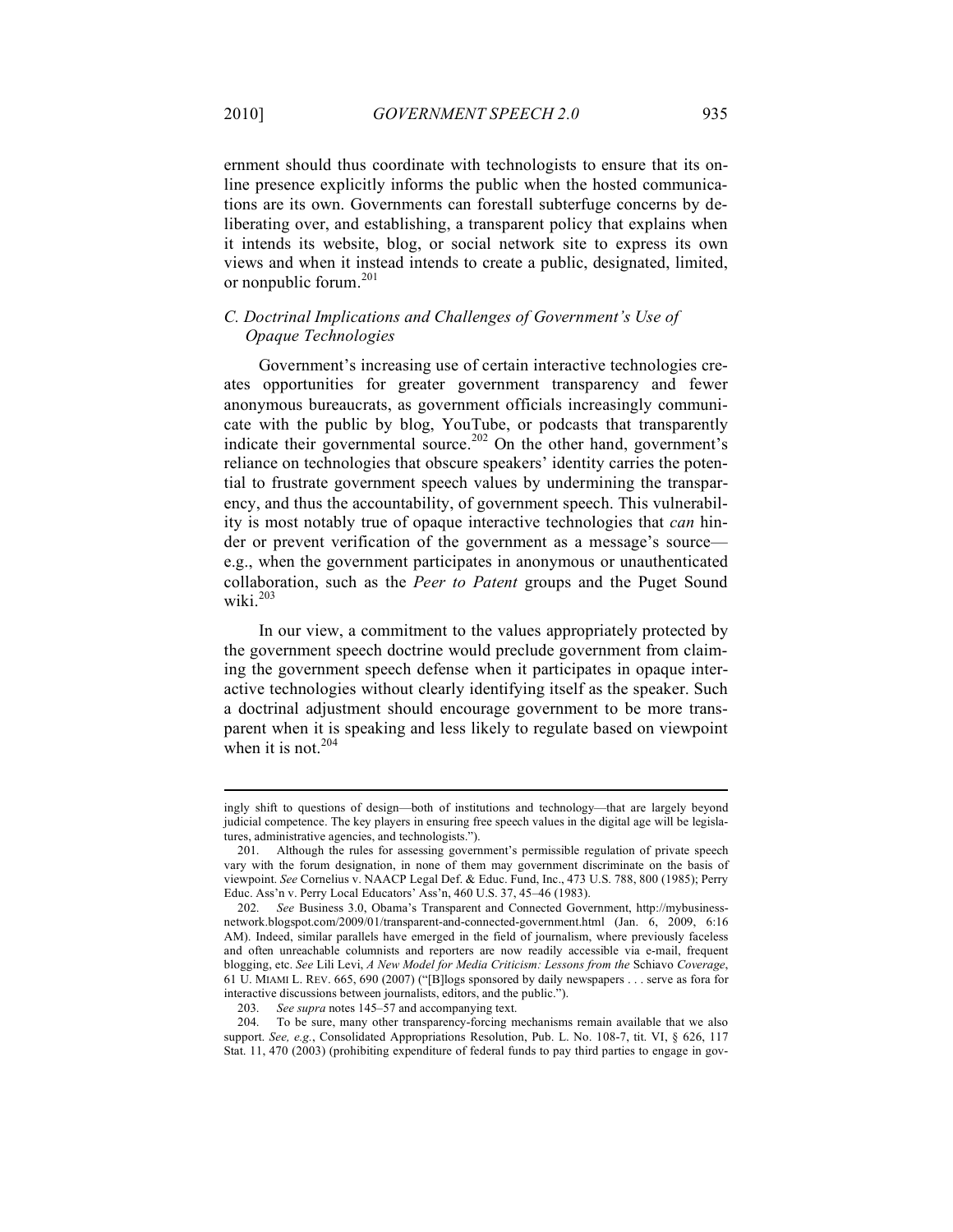ernment should thus coordinate with technologists to ensure that its online presence explicitly informs the public when the hosted communications are its own. Governments can forestall subterfuge concerns by deliberating over, and establishing, a transparent policy that explains when it intends its website, blog, or social network site to express its own views and when it instead intends to create a public, designated, limited, or nonpublic forum.[201]

### *C. Doctrinal Implications and Challenges of Government's Use of Opaque Technologies*

Government's increasing use of certain interactive technologies creates opportunities for greater government transparency and fewer anonymous bureaucrats, as government officials increasingly communicate with the public by blog, YouTube, or podcasts that transparently indicate their governmental source.[202] On the other hand, government's reliance on technologies that obscure speakers' identity carries the potential to frustrate government speech values by undermining the transparency, and thus the accountability, of government speech. This vulnerability is most notably true of opaque interactive technologies that *can* hinder or prevent verification of the government as a message's source—e.g., when the government participates in anonymous or unauthenticated collaboration, such as the *Peer to Patent* groups and the Puget Sound wiki.[203]

In our view, a commitment to the values appropriately protected by the government speech doctrine would preclude government from claiming the government speech defense when it participates in opaque interactive technologies without clearly identifying itself as the speaker. Such a doctrinal adjustment should encourage government to be more transparent when it is speaking and less likely to regulate based on viewpoint when it is not.[204]

---

ingly shift to questions of design—both of institutions and technology—that are largely beyond judicial competence. The key players in ensuring free speech values in the digital age will be legislatures, administrative agencies, and technologists.").

201. Although the rules for assessing government's permissible regulation of private speech vary with the forum designation, in none of them may government discriminate on the basis of viewpoint. *See* Cornelius v. NAACP Legal Def. & Educ. Fund, Inc., 473 U.S. 788, 800 (1985); Perry Educ. Ass'n v. Perry Local Educators' Ass'n, 460 U.S. 37, 45–46 (1983).

202. *See* Business 3.0, Obama's Transparent and Connected Government, http://mybusiness-network.blogspot.com/2009/01/transparent-and-connected-government.html (Jan. 6, 2009, 6:16 AM). Indeed, similar parallels have emerged in the field of journalism, where previously faceless and often unreachable columnists and reporters are now readily accessible via e-mail, frequent blogging, etc. *See* Lili Levi, *A New Model for Media Criticism: Lessons from the* Schiavo *Coverage*, 61 U. MIAMI L. REV. 665, 690 (2007) ("[B]logs sponsored by daily newspapers . . . serve as fora for interactive discussions between journalists, editors, and the public.").

203. *See supra* notes 145–57 and accompanying text.

204. To be sure, many other transparency-forcing mechanisms remain available that we also support. *See, e.g.*, Consolidated Appropriations Resolution, Pub. L. No. 108-7, tit. VI, § 626, 117 Stat. 11, 470 (2003) (prohibiting expenditure of federal funds to pay third parties to engage in gov-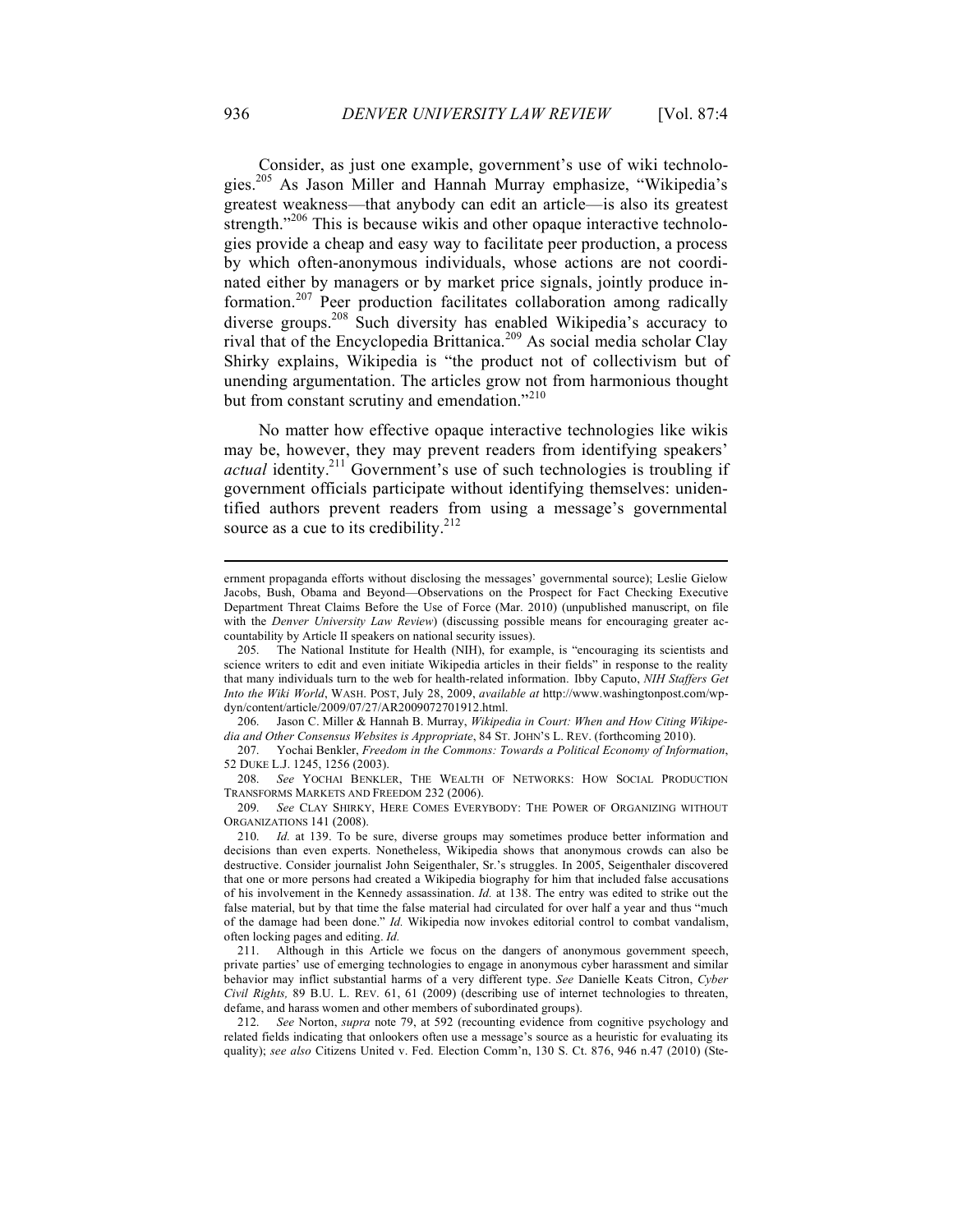Consider, as just one example, government's use of wiki technologies.[205] As Jason Miller and Hannah Murray emphasize, "Wikipedia's greatest weakness—that anybody can edit an article—is also its greatest strength."[206] This is because wikis and other opaque interactive technologies provide a cheap and easy way to facilitate peer production, a process by which often-anonymous individuals, whose actions are not coordinated either by managers or by market price signals, jointly produce information.[207] Peer production facilitates collaboration among radically diverse groups.[208] Such diversity has enabled Wikipedia's accuracy to rival that of the Encyclopedia Brittanica.[209] As social media scholar Clay Shirky explains, Wikipedia is "the product not of collectivism but of unending argumentation. The articles grow not from harmonious thought but from constant scrutiny and emendation."[210]

No matter how effective opaque interactive technologies like wikis may be, however, they may prevent readers from identifying speakers' *actual* identity.[211] Government's use of such technologies is troubling if government officials participate without identifying themselves: unidentified authors prevent readers from using a message's governmental source as a cue to its credibility.[212]

---

ernment propaganda efforts without disclosing the messages' governmental source); Leslie Gielow Jacobs, Bush, Obama and Beyond—Observations on the Prospect for Fact Checking Executive Department Threat Claims Before the Use of Force (Mar. 2010) (unpublished manuscript, on file with the *Denver University Law Review*) (discussing possible means for encouraging greater accountability by Article II speakers on national security issues).

205. The National Institute for Health (NIH), for example, is "encouraging its scientists and science writers to edit and even initiate Wikipedia articles in their fields" in response to the reality that many individuals turn to the web for health-related information. Ibby Caputo, *NIH Staffers Get Into the Wiki World*, WASH. POST, July 28, 2009, *available at* http://www.washingtonpost.com/wp-dyn/content/article/2009/07/27/AR2009072701912.html.

206. Jason C. Miller & Hannah B. Murray, *Wikipedia in Court: When and How Citing Wikipedia and Other Consensus Websites is Appropriate*, 84 ST. JOHN'S L. REV. (forthcoming 2010).

207. Yochai Benkler, *Freedom in the Commons: Towards a Political Economy of Information*, 52 DUKE L.J. 1245, 1256 (2003).

208. *See* YOCHAI BENKLER, THE WEALTH OF NETWORKS: HOW SOCIAL PRODUCTION TRANSFORMS MARKETS AND FREEDOM 232 (2006).

209. *See* CLAY SHIRKY, HERE COMES EVERYBODY: THE POWER OF ORGANIZING WITHOUT ORGANIZATIONS 141 (2008).

210. *Id.* at 139. To be sure, diverse groups may sometimes produce better information and decisions than even experts. Nonetheless, Wikipedia shows that anonymous crowds can also be destructive. Consider journalist John Seigenthaler, Sr.'s struggles. In 2005, Seigenthaler discovered that one or more persons had created a Wikipedia biography for him that included false accusations of his involvement in the Kennedy assassination. *Id.* at 138. The entry was edited to strike out the false material, but by that time the false material had circulated for over half a year and thus "much of the damage had been done." *Id.* Wikipedia now invokes editorial control to combat vandalism, often locking pages and editing. *Id.*

211. Although in this Article we focus on the dangers of anonymous government speech, private parties' use of emerging technologies to engage in anonymous cyber harassment and similar behavior may inflict substantial harms of a very different type. *See* Danielle Keats Citron, *Cyber Civil Rights,* 89 B.U. L. REV. 61, 61 (2009) (describing use of internet technologies to threaten, defame, and harass women and other members of subordinated groups).

212. *See* Norton, *supra* note 79, at 592 (recounting evidence from cognitive psychology and related fields indicating that onlookers often use a message's source as a heuristic for evaluating its quality); *see also* Citizens United v. Fed. Election Comm'n, 130 S. Ct. 876, 946 n.47 (2010) (Ste-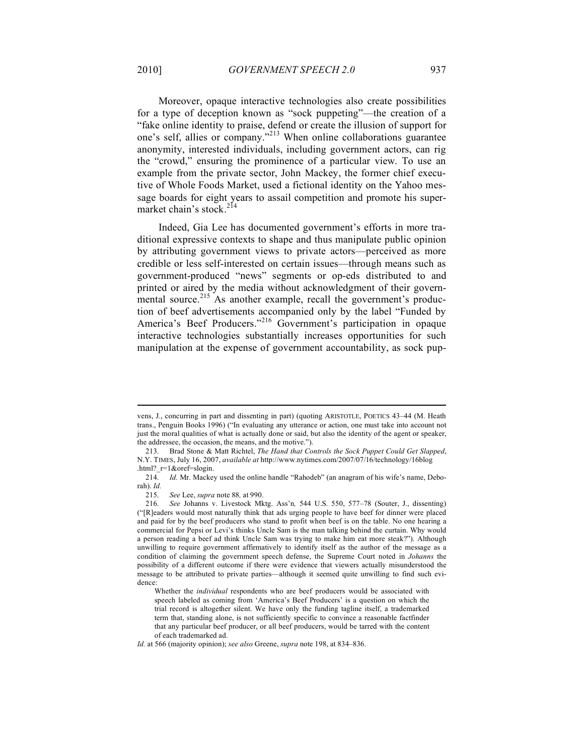Moreover, opaque interactive technologies also create possibilities for a type of deception known as "sock puppeting"—the creation of a "fake online identity to praise, defend or create the illusion of support for one's self, allies or company."[213] When online collaborations guarantee anonymity, interested individuals, including government actors, can rig the "crowd," ensuring the prominence of a particular view. To use an example from the private sector, John Mackey, the former chief executive of Whole Foods Market, used a fictional identity on the Yahoo message boards for eight years to assail competition and promote his supermarket chain's stock.[214]

Indeed, Gia Lee has documented government's efforts in more traditional expressive contexts to shape and thus manipulate public opinion by attributing government views to private actors—perceived as more credible or less self-interested on certain issues—through means such as government-produced "news" segments or op-eds distributed to and printed or aired by the media without acknowledgment of their governmental source.[215] As another example, recall the government's production of beef advertisements accompanied only by the label "Funded by America's Beef Producers."[216] Government's participation in opaque interactive technologies substantially increases opportunities for such manipulation at the expense of government accountability, as sock pup-

---

vens, J., concurring in part and dissenting in part) (quoting ARISTOTLE, POETICS 43–44 (M. Heath trans., Penguin Books 1996) ("In evaluating any utterance or action, one must take into account not just the moral qualities of what is actually done or said, but also the identity of the agent or speaker, the addressee, the occasion, the means, and the motive.").

213. Brad Stone & Matt Richtel, *The Hand that Controls the Sock Puppet Could Get Slapped*, N.Y. TIMES, July 16, 2007, *available at* http://www.nytimes.com/2007/07/16/technology/16blog.html?_r=1&oref=slogin.

214. *Id.* Mr. Mackey used the online handle "Rahodeb" (an anagram of his wife's name, Deborah). *Id.*

215. *See* Lee, *supra* note 88, at 990.

216. *See* Johanns v. Livestock Mktg. Ass'n, 544 U.S. 550, 577–78 (Souter, J., dissenting) ("[R]eaders would most naturally think that ads urging people to have beef for dinner were placed and paid for by the beef producers who stand to profit when beef is on the table. No one hearing a commercial for Pepsi or Levi's thinks Uncle Sam is the man talking behind the curtain. Why would a person reading a beef ad think Uncle Sam was trying to make him eat more steak?"). Although unwilling to require government affirmatively to identify itself as the author of the message as a condition of claiming the government speech defense, the Supreme Court noted in *Johanns* the possibility of a different outcome if there were evidence that viewers actually misunderstood the message to be attributed to private parties—although it seemed quite unwilling to find such evidence:

> Whether the *individual* respondents who are beef producers would be associated with speech labeled as coming from 'America's Beef Producers' is a question on which the trial record is altogether silent. We have only the funding tagline itself, a trademarked term that, standing alone, is not sufficiently specific to convince a reasonable factfinder that any particular beef producer, or all beef producers, would be tarred with the content of each trademarked ad.

*Id.* at 566 (majority opinion); *see also* Greene, *supra* note 198, at 834–836.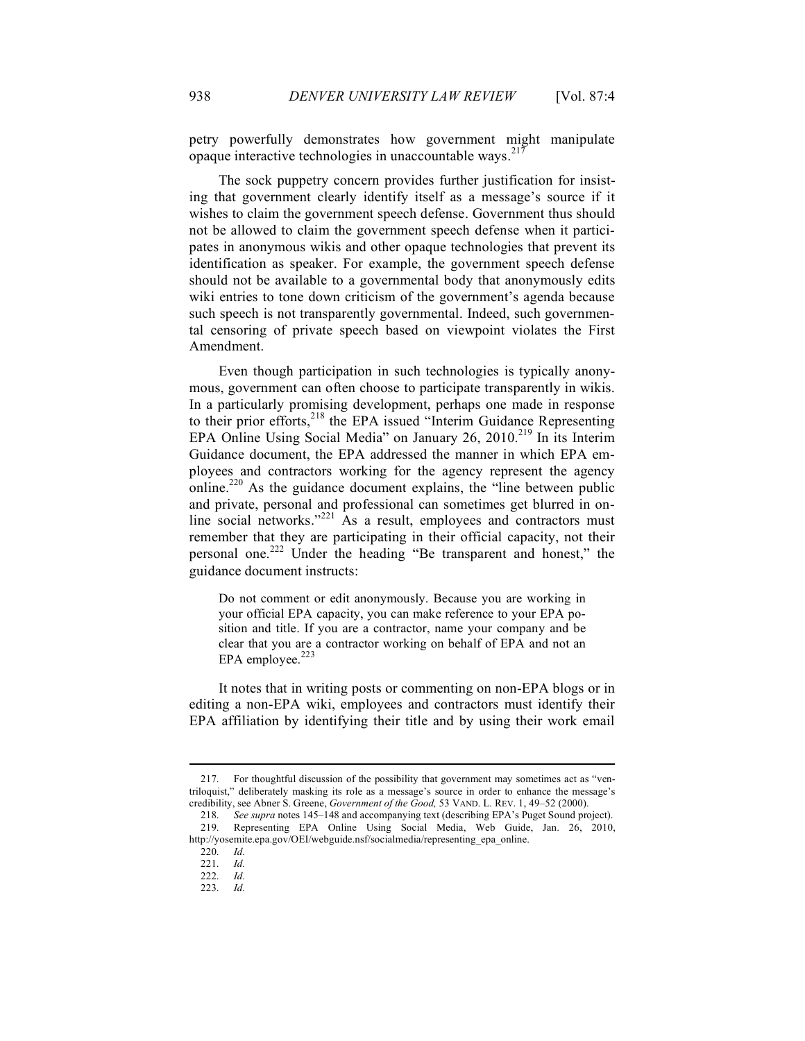petry powerfully demonstrates how government might manipulate opaque interactive technologies in unaccountable ways.[217]

The sock puppetry concern provides further justification for insisting that government clearly identify itself as a message's source if it wishes to claim the government speech defense. Government thus should not be allowed to claim the government speech defense when it participates in anonymous wikis and other opaque technologies that prevent its identification as speaker. For example, the government speech defense should not be available to a governmental body that anonymously edits wiki entries to tone down criticism of the government's agenda because such speech is not transparently governmental. Indeed, such governmental censoring of private speech based on viewpoint violates the First Amendment.

Even though participation in such technologies is typically anonymous, government can often choose to participate transparently in wikis. In a particularly promising development, perhaps one made in response to their prior efforts,[218] the EPA issued "Interim Guidance Representing EPA Online Using Social Media" on January 26, 2010.[219] In its Interim Guidance document, the EPA addressed the manner in which EPA employees and contractors working for the agency represent the agency online.[220] As the guidance document explains, the "line between public and private, personal and professional can sometimes get blurred in online social networks."[221] As a result, employees and contractors must remember that they are participating in their official capacity, not their personal one.[222] Under the heading "Be transparent and honest," the guidance document instructs:

> Do not comment or edit anonymously. Because you are working in your official EPA capacity, you can make reference to your EPA position and title. If you are a contractor, name your company and be clear that you are a contractor working on behalf of EPA and not an EPA employee.[223]

It notes that in writing posts or commenting on non-EPA blogs or in editing a non-EPA wiki, employees and contractors must identify their EPA affiliation by identifying their title and by using their work email

---

217. For thoughtful discussion of the possibility that government may sometimes act as "ventriloquist," deliberately masking its role as a message's source in order to enhance the message's credibility, see Abner S. Greene, *Government of the Good,* 53 VAND. L. REV. 1, 49–52 (2000).

218. *See supra* notes 145–148 and accompanying text (describing EPA's Puget Sound project).

219. Representing EPA Online Using Social Media, Web Guide, Jan. 26, 2010, http://yosemite.epa.gov/OEI/webguide.nsf/socialmedia/representing_epa_online.

220. *Id.*

221. *Id.*

222. *Id.*

223. *Id.*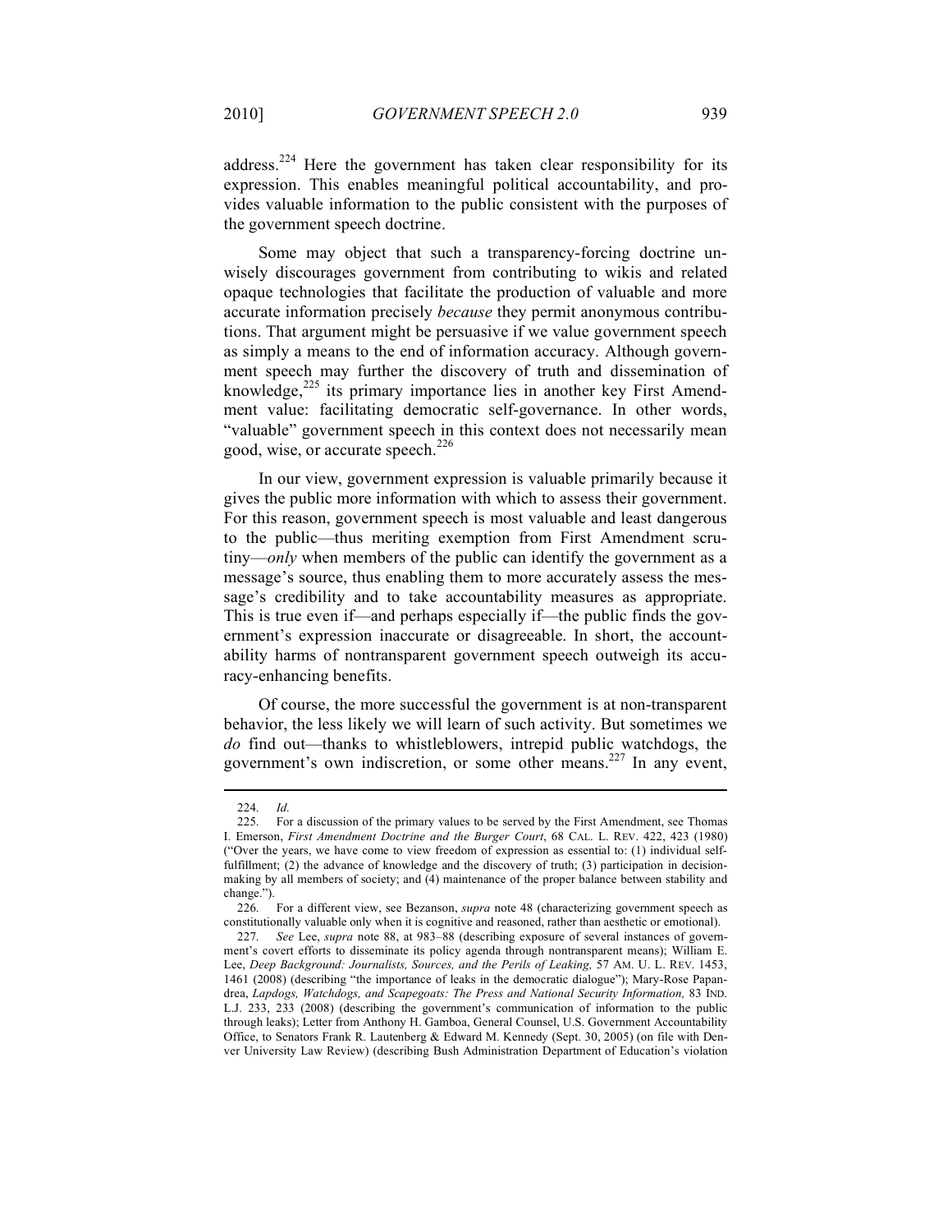address.[224] Here the government has taken clear responsibility for its expression. This enables meaningful political accountability, and provides valuable information to the public consistent with the purposes of the government speech doctrine.

Some may object that such a transparency-forcing doctrine unwisely discourages government from contributing to wikis and related opaque technologies that facilitate the production of valuable and more accurate information precisely *because* they permit anonymous contributions. That argument might be persuasive if we value government speech as simply a means to the end of information accuracy. Although government speech may further the discovery of truth and dissemination of knowledge,[225] its primary importance lies in another key First Amendment value: facilitating democratic self-governance. In other words, "valuable" government speech in this context does not necessarily mean good, wise, or accurate speech.[226]

In our view, government expression is valuable primarily because it gives the public more information with which to assess their government. For this reason, government speech is most valuable and least dangerous to the public—thus meriting exemption from First Amendment scrutiny—*only* when members of the public can identify the government as a message's source, thus enabling them to more accurately assess the message's credibility and to take accountability measures as appropriate. This is true even if—and perhaps especially if—the public finds the government's expression inaccurate or disagreeable. In short, the accountability harms of nontransparent government speech outweigh its accuracy-enhancing benefits.

Of course, the more successful the government is at non-transparent behavior, the less likely we will learn of such activity. But sometimes we *do* find out—thanks to whistleblowers, intrepid public watchdogs, the government's own indiscretion, or some other means.[227] In any event,

---

224. *Id.*

225. For a discussion of the primary values to be served by the First Amendment, see Thomas I. Emerson, *First Amendment Doctrine and the Burger Court*, 68 CAL. L. REV. 422, 423 (1980) ("Over the years, we have come to view freedom of expression as essential to: (1) individual self-fulfillment; (2) the advance of knowledge and the discovery of truth; (3) participation in decision-making by all members of society; and (4) maintenance of the proper balance between stability and change.").

226. For a different view, see Bezanson, *supra* note 48 (characterizing government speech as constitutionally valuable only when it is cognitive and reasoned, rather than aesthetic or emotional).

227. *See* Lee, *supra* note 88, at 983–88 (describing exposure of several instances of government's covert efforts to disseminate its policy agenda through nontransparent means); William E. Lee, *Deep Background: Journalists, Sources, and the Perils of Leaking,* 57 AM. U. L. REV. 1453, 1461 (2008) (describing "the importance of leaks in the democratic dialogue"); Mary-Rose Papandrea, *Lapdogs, Watchdogs, and Scapegoats: The Press and National Security Information,* 83 IND. L.J. 233, 233 (2008) (describing the government's communication of information to the public through leaks); Letter from Anthony H. Gamboa, General Counsel, U.S. Government Accountability Office, to Senators Frank R. Lautenberg & Edward M. Kennedy (Sept. 30, 2005) (on file with Denver University Law Review) (describing Bush Administration Department of Education's violation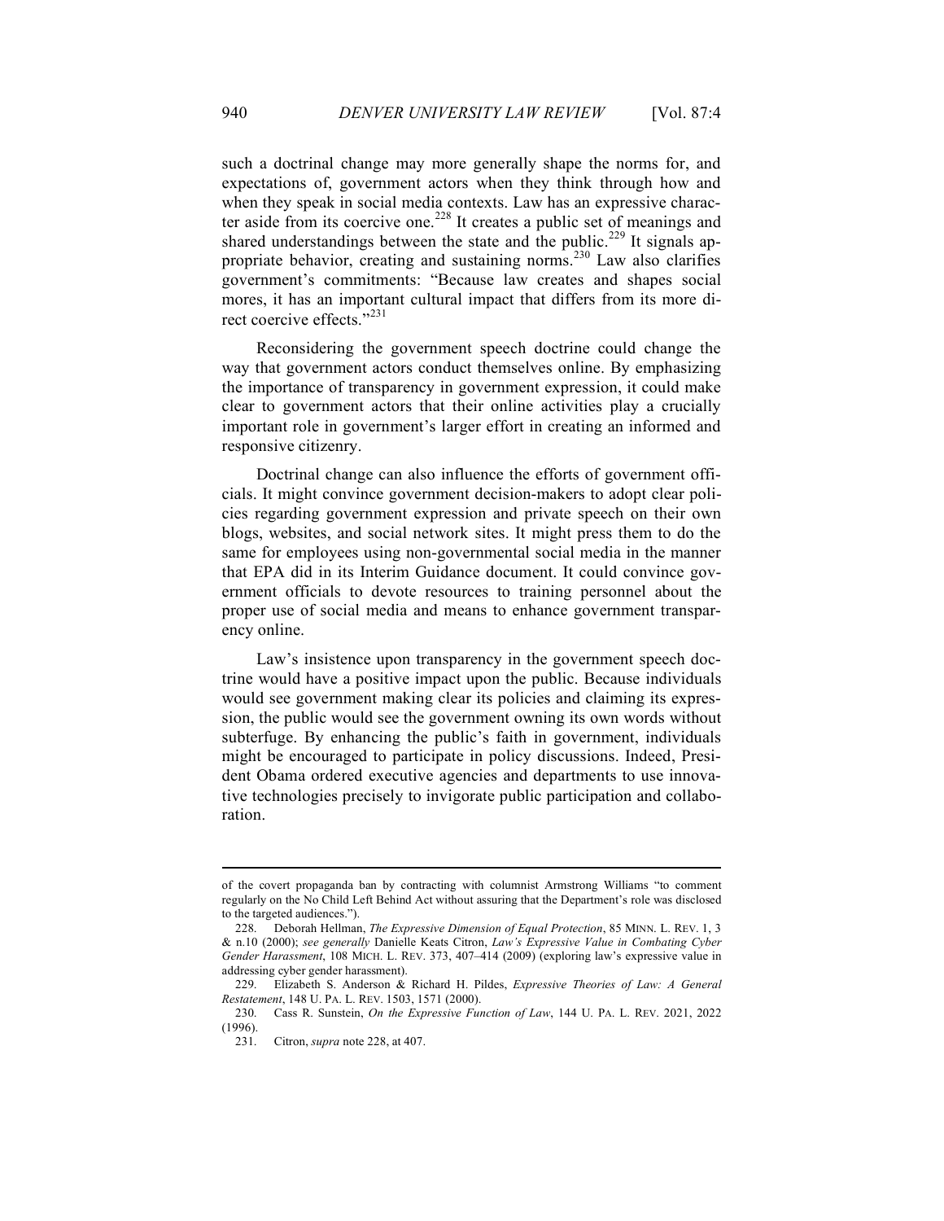such a doctrinal change may more generally shape the norms for, and expectations of, government actors when they think through how and when they speak in social media contexts. Law has an expressive character aside from its coercive one.[228] It creates a public set of meanings and shared understandings between the state and the public.[229] It signals appropriate behavior, creating and sustaining norms.[230] Law also clarifies government's commitments: "Because law creates and shapes social mores, it has an important cultural impact that differs from its more direct coercive effects."[231]

Reconsidering the government speech doctrine could change the way that government actors conduct themselves online. By emphasizing the importance of transparency in government expression, it could make clear to government actors that their online activities play a crucially important role in government's larger effort in creating an informed and responsive citizenry.

Doctrinal change can also influence the efforts of government officials. It might convince government decision-makers to adopt clear policies regarding government expression and private speech on their own blogs, websites, and social network sites. It might press them to do the same for employees using non-governmental social media in the manner that EPA did in its Interim Guidance document. It could convince government officials to devote resources to training personnel about the proper use of social media and means to enhance government transparency online.

Law's insistence upon transparency in the government speech doctrine would have a positive impact upon the public. Because individuals would see government making clear its policies and claiming its expression, the public would see the government owning its own words without subterfuge. By enhancing the public's faith in government, individuals might be encouraged to participate in policy discussions. Indeed, President Obama ordered executive agencies and departments to use innovative technologies precisely to invigorate public participation and collaboration.

---

of the covert propaganda ban by contracting with columnist Armstrong Williams "to comment regularly on the No Child Left Behind Act without assuring that the Department's role was disclosed to the targeted audiences.").

228. Deborah Hellman, *The Expressive Dimension of Equal Protection*, 85 MINN. L. REV. 1, 3 & n.10 (2000); *see generally* Danielle Keats Citron, *Law's Expressive Value in Combating Cyber Gender Harassment*, 108 MICH. L. REV. 373, 407–414 (2009) (exploring law's expressive value in addressing cyber gender harassment).

229. Elizabeth S. Anderson & Richard H. Pildes, *Expressive Theories of Law: A General Restatement*, 148 U. PA. L. REV. 1503, 1571 (2000).

230. Cass R. Sunstein, *On the Expressive Function of Law*, 144 U. PA. L. REV. 2021, 2022 (1996).

231. Citron, *supra* note 228, at 407.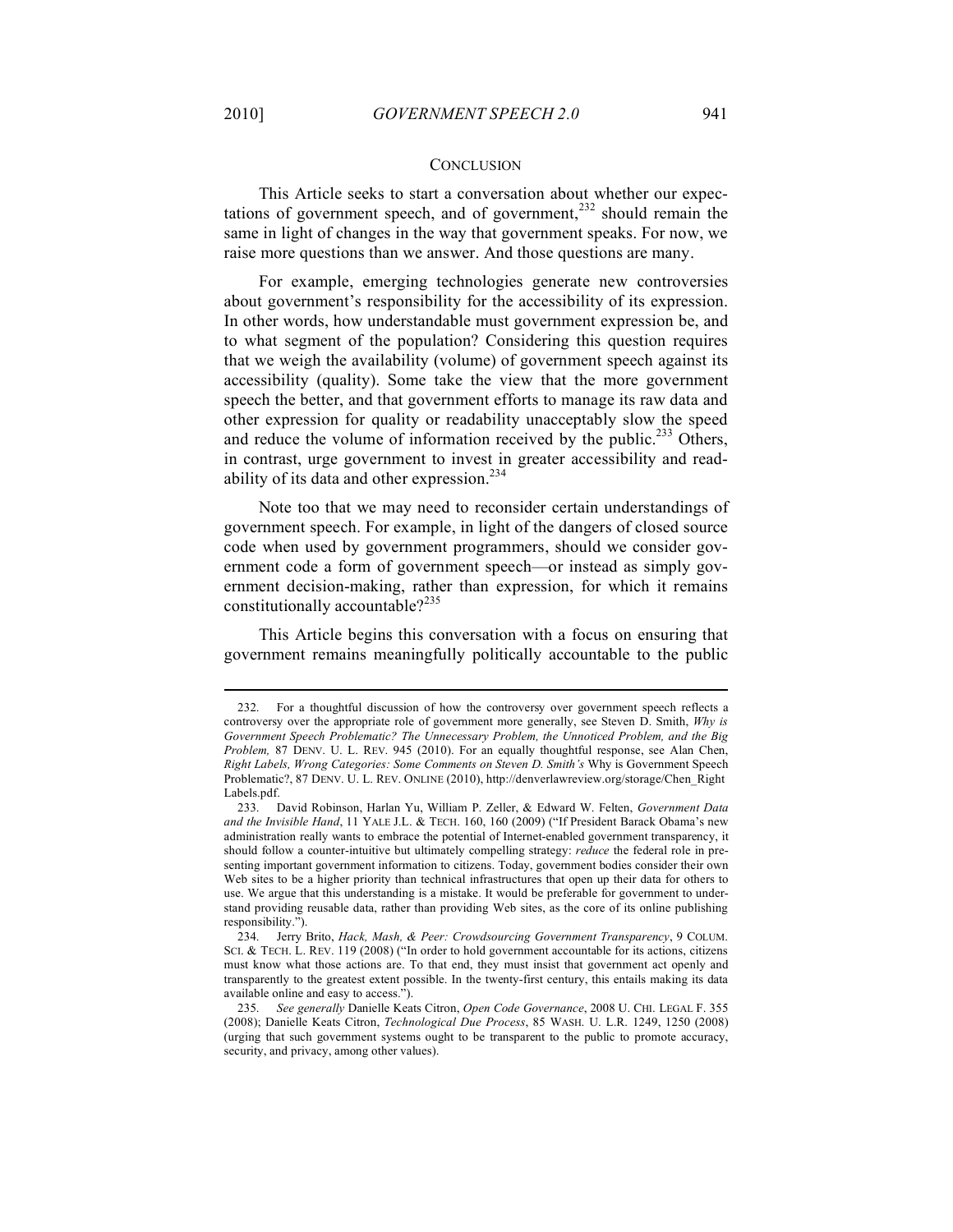## CONCLUSION

This Article seeks to start a conversation about whether our expectations of government speech, and of government,[232] should remain the same in light of changes in the way that government speaks. For now, we raise more questions than we answer. And those questions are many.

For example, emerging technologies generate new controversies about government's responsibility for the accessibility of its expression. In other words, how understandable must government expression be, and to what segment of the population? Considering this question requires that we weigh the availability (volume) of government speech against its accessibility (quality). Some take the view that the more government speech the better, and that government efforts to manage its raw data and other expression for quality or readability unacceptably slow the speed and reduce the volume of information received by the public.[233] Others, in contrast, urge government to invest in greater accessibility and readability of its data and other expression.[234]

Note too that we may need to reconsider certain understandings of government speech. For example, in light of the dangers of closed source code when used by government programmers, should we consider government code a form of government speech—or instead as simply government decision-making, rather than expression, for which it remains constitutionally accountable?[235]

This Article begins this conversation with a focus on ensuring that government remains meaningfully politically accountable to the public

---

232. For a thoughtful discussion of how the controversy over government speech reflects a controversy over the appropriate role of government more generally, see Steven D. Smith, *Why is Government Speech Problematic? The Unnecessary Problem, the Unnoticed Problem, and the Big Problem,* 87 DENV. U. L. REV. 945 (2010). For an equally thoughtful response, see Alan Chen, *Right Labels, Wrong Categories: Some Comments on Steven D. Smith's* Why is Government Speech Problematic?, 87 DENV. U. L. REV. ONLINE (2010), http://denverlawreview.org/storage/Chen_Right Labels.pdf.

233. David Robinson, Harlan Yu, William P. Zeller, & Edward W. Felten, *Government Data and the Invisible Hand*, 11 YALE J.L. & TECH. 160, 160 (2009) ("If President Barack Obama's new administration really wants to embrace the potential of Internet-enabled government transparency, it should follow a counter-intuitive but ultimately compelling strategy: *reduce* the federal role in presenting important government information to citizens. Today, government bodies consider their own Web sites to be a higher priority than technical infrastructures that open up their data for others to use. We argue that this understanding is a mistake. It would be preferable for government to understand providing reusable data, rather than providing Web sites, as the core of its online publishing responsibility.").

234. Jerry Brito, *Hack, Mash, & Peer: Crowdsourcing Government Transparency*, 9 COLUM. SCI. & TECH. L. REV. 119 (2008) ("In order to hold government accountable for its actions, citizens must know what those actions are. To that end, they must insist that government act openly and transparently to the greatest extent possible. In the twenty-first century, this entails making its data available online and easy to access.").

235. *See generally* Danielle Keats Citron, *Open Code Governance*, 2008 U. CHI. LEGAL F. 355 (2008); Danielle Keats Citron, *Technological Due Process*, 85 WASH. U. L.R. 1249, 1250 (2008) (urging that such government systems ought to be transparent to the public to promote accuracy, security, and privacy, among other values).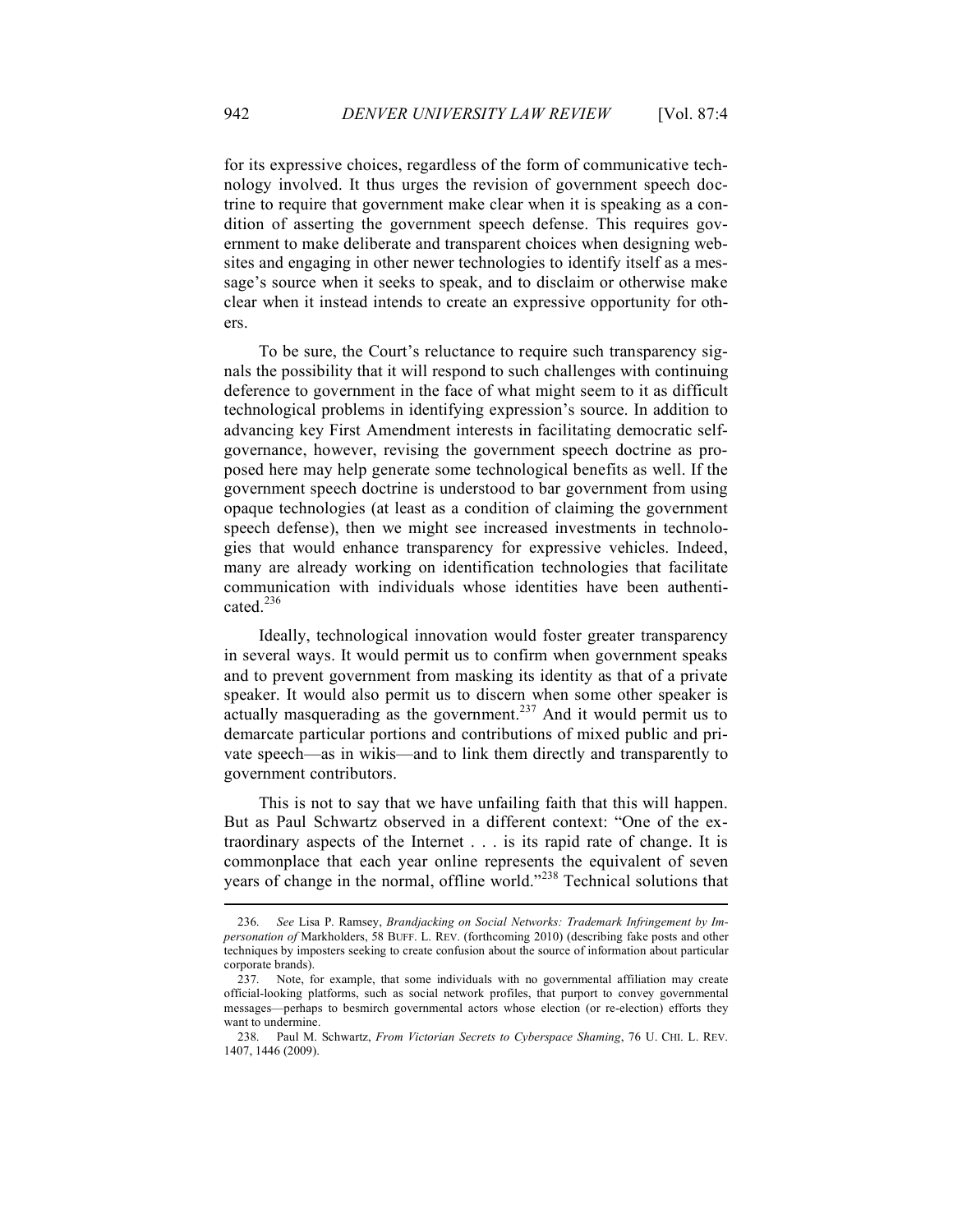for its expressive choices, regardless of the form of communicative technology involved. It thus urges the revision of government speech doctrine to require that government make clear when it is speaking as a condition of asserting the government speech defense. This requires government to make deliberate and transparent choices when designing websites and engaging in other newer technologies to identify itself as a message's source when it seeks to speak, and to disclaim or otherwise make clear when it instead intends to create an expressive opportunity for others.

To be sure, the Court's reluctance to require such transparency signals the possibility that it will respond to such challenges with continuing deference to government in the face of what might seem to it as difficult technological problems in identifying expression's source. In addition to advancing key First Amendment interests in facilitating democratic self-governance, however, revising the government speech doctrine as proposed here may help generate some technological benefits as well. If the government speech doctrine is understood to bar government from using opaque technologies (at least as a condition of claiming the government speech defense), then we might see increased investments in technologies that would enhance transparency for expressive vehicles. Indeed, many are already working on identification technologies that facilitate communication with individuals whose identities have been authenticated.[236]

Ideally, technological innovation would foster greater transparency in several ways. It would permit us to confirm when government speaks and to prevent government from masking its identity as that of a private speaker. It would also permit us to discern when some other speaker is actually masquerading as the government.[237] And it would permit us to demarcate particular portions and contributions of mixed public and private speech—as in wikis—and to link them directly and transparently to government contributors.

This is not to say that we have unfailing faith that this will happen. But as Paul Schwartz observed in a different context: "One of the extraordinary aspects of the Internet . . . is its rapid rate of change. It is commonplace that each year online represents the equivalent of seven years of change in the normal, offline world."[238] Technical solutions that

---

236. *See* Lisa P. Ramsey, *Brandjacking on Social Networks: Trademark Infringement by Impersonation of* Markholders, 58 BUFF. L. REV. (forthcoming 2010) (describing fake posts and other techniques by imposters seeking to create confusion about the source of information about particular corporate brands).

237. Note, for example, that some individuals with no governmental affiliation may create official-looking platforms, such as social network profiles, that purport to convey governmental messages—perhaps to besmirch governmental actors whose election (or re-election) efforts they want to undermine.

238. Paul M. Schwartz, *From Victorian Secrets to Cyberspace Shaming*, 76 U. CHI. L. REV. 1407, 1446 (2009).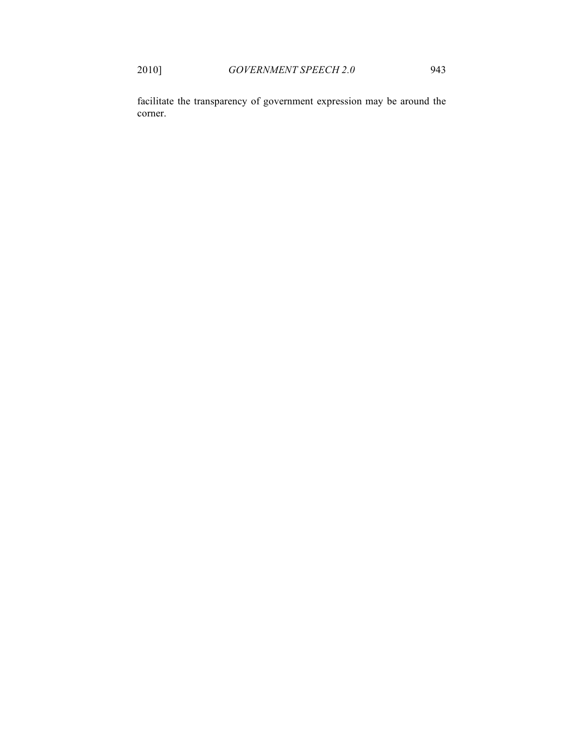facilitate the transparency of government expression may be around the corner.